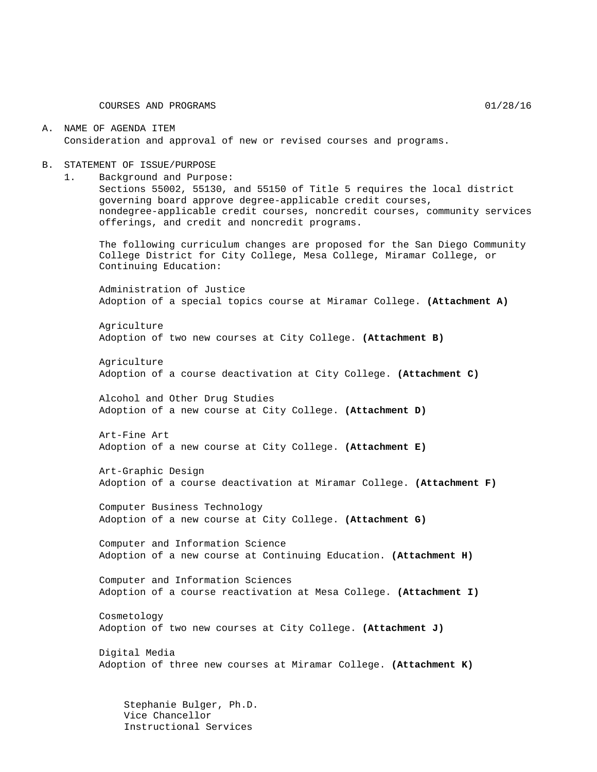COURSES AND PROGRAMS 01/28/16

A. NAME OF AGENDA ITEM
   Consideration and approval of new or revised courses and programs.

B. STATEMENT OF ISSUE/PURPOSE
   1. Background and Purpose:
      Sections 55002, 55130, and 55150 of Title 5 requires the local district governing board approve degree-applicable credit courses, nondegree-applicable credit courses, noncredit courses, community services offerings, and credit and noncredit programs.

      The following curriculum changes are proposed for the San Diego Community College District for City College, Mesa College, Miramar College, or Continuing Education:

      Administration of Justice
      Adoption of a special topics course at Miramar College. **(Attachment A)**

      Agriculture
      Adoption of two new courses at City College. **(Attachment B)**

      Agriculture
      Adoption of a course deactivation at City College. **(Attachment C)**

      Alcohol and Other Drug Studies
      Adoption of a new course at City College. **(Attachment D)**

      Art-Fine Art
      Adoption of a new course at City College. **(Attachment E)**

      Art-Graphic Design
      Adoption of a course deactivation at Miramar College. **(Attachment F)**

      Computer Business Technology
      Adoption of a new course at City College. **(Attachment G)**

      Computer and Information Science
      Adoption of a new course at Continuing Education. **(Attachment H)**

      Computer and Information Sciences
      Adoption of a course reactivation at Mesa College. **(Attachment I)**

      Cosmetology
      Adoption of two new courses at City College. **(Attachment J)**

      Digital Media
      Adoption of three new courses at Miramar College. **(Attachment K)**

Stephanie Bulger, Ph.D.
Vice Chancellor
Instructional Services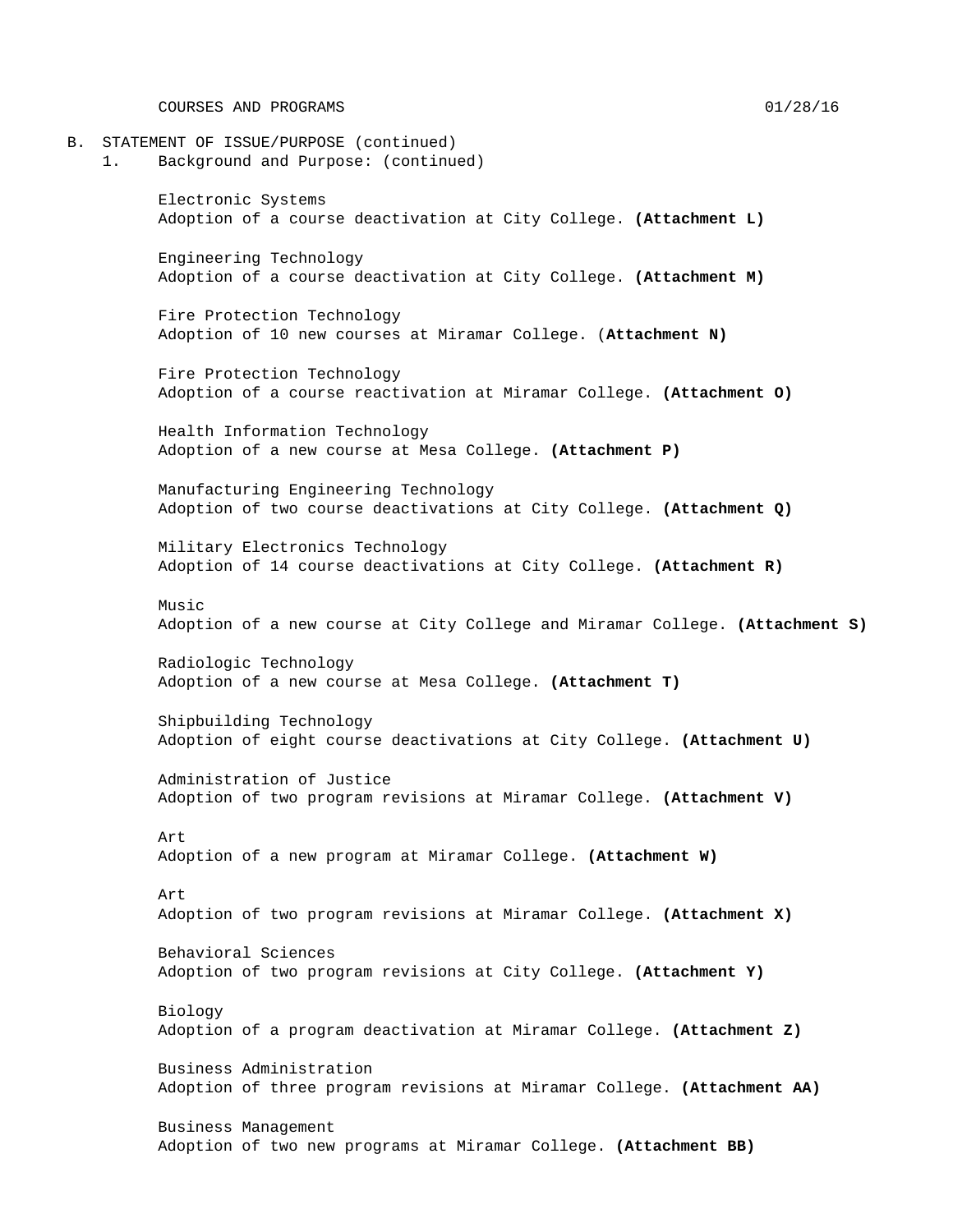B. STATEMENT OF ISSUE/PURPOSE (continued)

1. Background and Purpose: (continued)

Electronic Systems
Adoption of a course deactivation at City College. **(Attachment L)**

Engineering Technology
Adoption of a course deactivation at City College. **(Attachment M)**

Fire Protection Technology
Adoption of 10 new courses at Miramar College. (**Attachment N)**

Fire Protection Technology
Adoption of a course reactivation at Miramar College. **(Attachment O)**

Health Information Technology
Adoption of a new course at Mesa College. **(Attachment P)**

Manufacturing Engineering Technology
Adoption of two course deactivations at City College. **(Attachment Q)**

Military Electronics Technology
Adoption of 14 course deactivations at City College. **(Attachment R)**

Music
Adoption of a new course at City College and Miramar College. **(Attachment S)**

Radiologic Technology
Adoption of a new course at Mesa College. **(Attachment T)**

Shipbuilding Technology
Adoption of eight course deactivations at City College. **(Attachment U)**

Administration of Justice
Adoption of two program revisions at Miramar College. **(Attachment V)**

Art
Adoption of a new program at Miramar College. **(Attachment W)**

Art
Adoption of two program revisions at Miramar College. **(Attachment X)**

Behavioral Sciences
Adoption of two program revisions at City College. **(Attachment Y)**

Biology
Adoption of a program deactivation at Miramar College. **(Attachment Z)**

Business Administration
Adoption of three program revisions at Miramar College. **(Attachment AA)**

Business Management
Adoption of two new programs at Miramar College. **(Attachment BB)**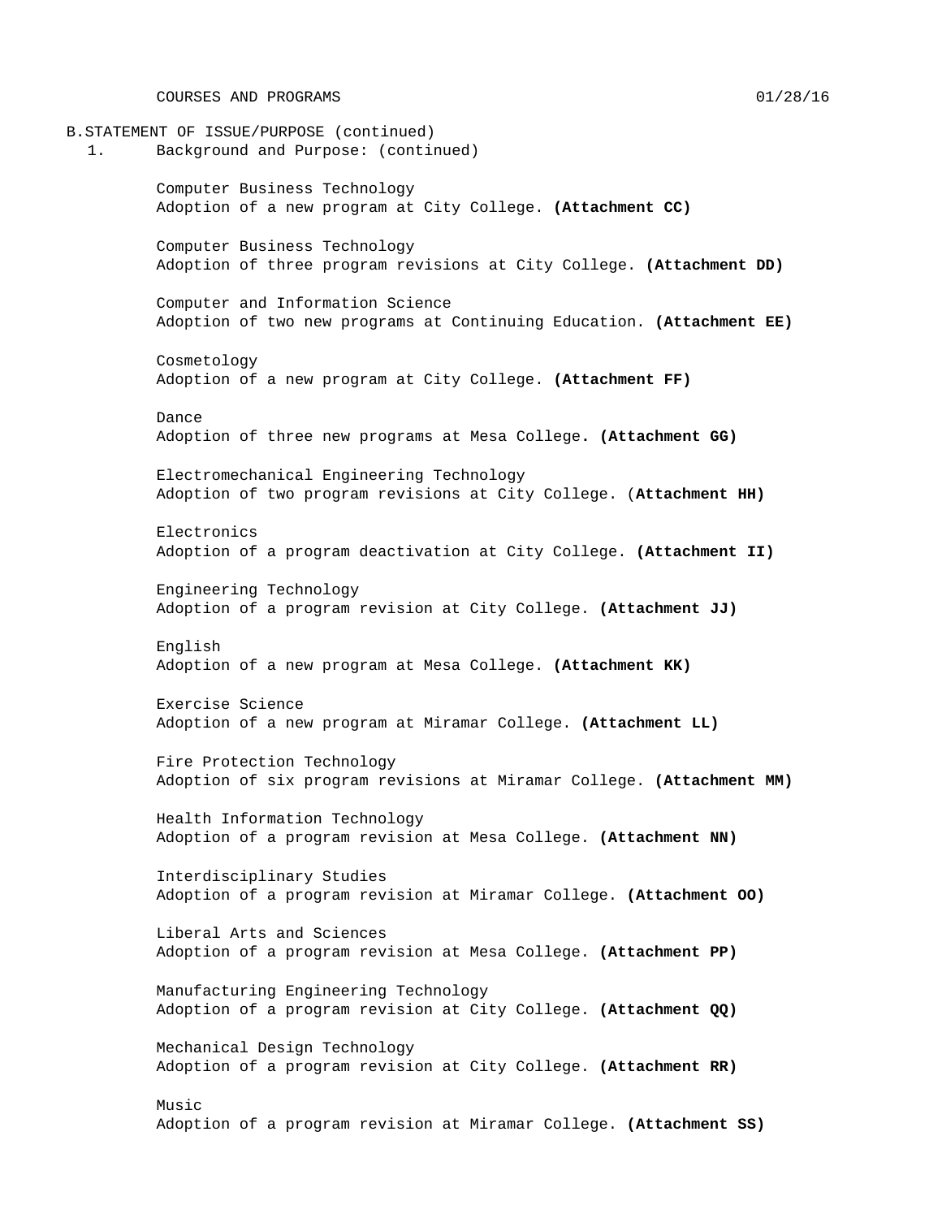B. STATEMENT OF ISSUE/PURPOSE (continued)

1. Background and Purpose: (continued)

Computer Business Technology
Adoption of a new program at City College. **(Attachment CC)**

Computer Business Technology
Adoption of three program revisions at City College. **(Attachment DD)**

Computer and Information Science
Adoption of two new programs at Continuing Education. **(Attachment EE)**

Cosmetology
Adoption of a new program at City College. **(Attachment FF)**

Dance
Adoption of three new programs at Mesa College. **(Attachment GG)**

Electromechanical Engineering Technology
Adoption of two program revisions at City College. **(Attachment HH)**

Electronics
Adoption of a program deactivation at City College. **(Attachment II)**

Engineering Technology
Adoption of a program revision at City College. **(Attachment JJ)**

English
Adoption of a new program at Mesa College. **(Attachment KK)**

Exercise Science
Adoption of a new program at Miramar College. **(Attachment LL)**

Fire Protection Technology
Adoption of six program revisions at Miramar College. **(Attachment MM)**

Health Information Technology
Adoption of a program revision at Mesa College. **(Attachment NN)**

Interdisciplinary Studies
Adoption of a program revision at Miramar College. **(Attachment OO)**

Liberal Arts and Sciences
Adoption of a program revision at Mesa College. **(Attachment PP)**

Manufacturing Engineering Technology
Adoption of a program revision at City College. **(Attachment QQ)**

Mechanical Design Technology
Adoption of a program revision at City College. **(Attachment RR)**

Music
Adoption of a program revision at Miramar College. **(Attachment SS)**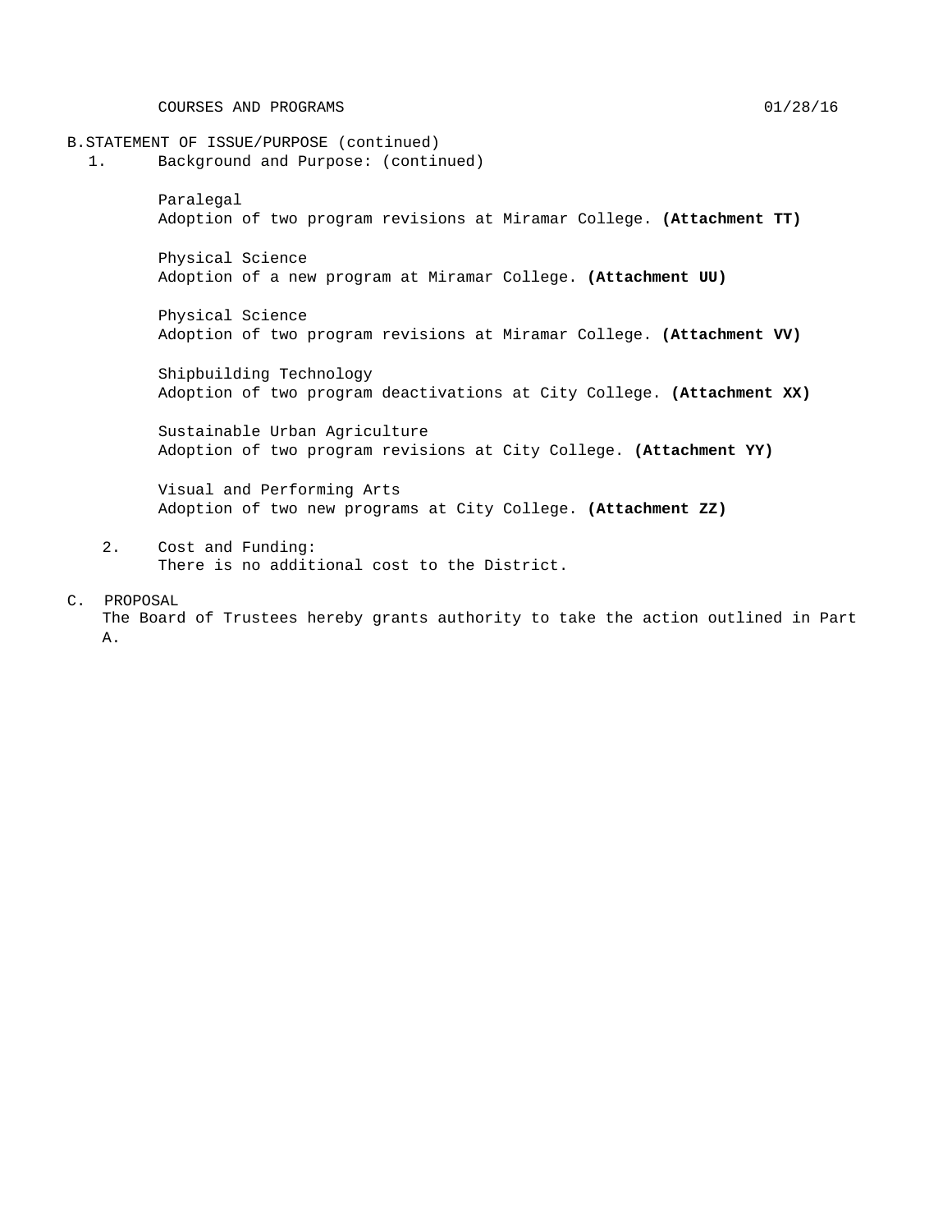B. STATEMENT OF ISSUE/PURPOSE (continued)

1. Background and Purpose: (continued)

   Paralegal
   Adoption of two program revisions at Miramar College. **(Attachment TT)**

   Physical Science
   Adoption of a new program at Miramar College. **(Attachment UU)**

   Physical Science
   Adoption of two program revisions at Miramar College. **(Attachment VV)**

   Shipbuilding Technology
   Adoption of two program deactivations at City College. **(Attachment XX)**

   Sustainable Urban Agriculture
   Adoption of two program revisions at City College. **(Attachment YY)**

   Visual and Performing Arts
   Adoption of two new programs at City College. **(Attachment ZZ)**

2. Cost and Funding:
   There is no additional cost to the District.

C. PROPOSAL

The Board of Trustees hereby grants authority to take the action outlined in Part A.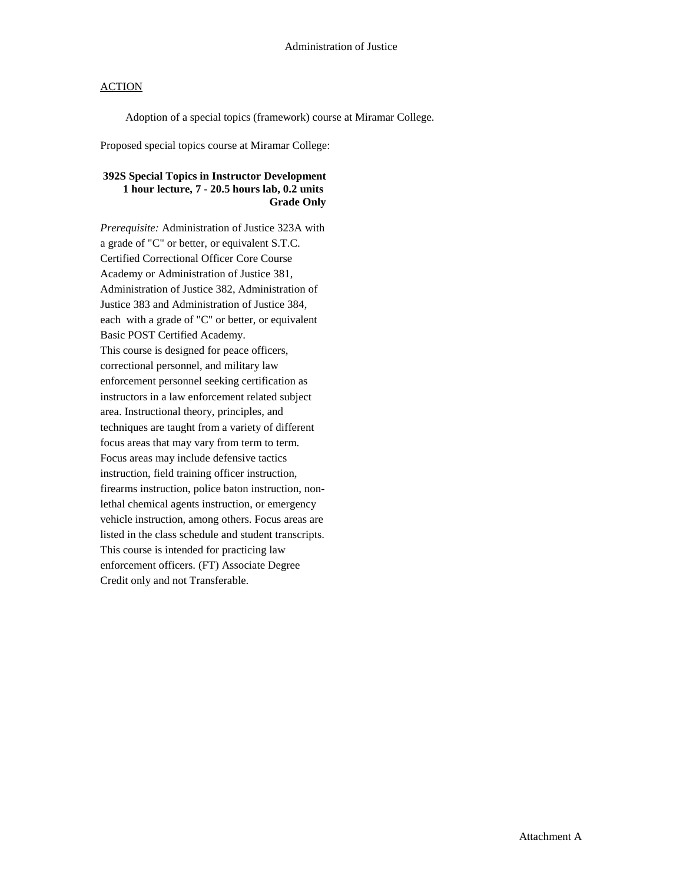Administration of Justice

ACTION

Adoption of a special topics (framework) course at Miramar College.

Proposed special topics course at Miramar College:

**392S Special Topics in Instructor Development**
**1 hour lecture, 7 - 20.5 hours lab, 0.2 units**
**Grade Only**

*Prerequisite:* Administration of Justice 323A with a grade of "C" or better, or equivalent S.T.C. Certified Correctional Officer Core Course Academy or Administration of Justice 381, Administration of Justice 382, Administration of Justice 383 and Administration of Justice 384, each with a grade of "C" or better, or equivalent Basic POST Certified Academy.
This course is designed for peace officers, correctional personnel, and military law enforcement personnel seeking certification as instructors in a law enforcement related subject area. Instructional theory, principles, and techniques are taught from a variety of different focus areas that may vary from term to term. Focus areas may include defensive tactics instruction, field training officer instruction, firearms instruction, police baton instruction, non-lethal chemical agents instruction, or emergency vehicle instruction, among others. Focus areas are listed in the class schedule and student transcripts. This course is intended for practicing law enforcement officers. (FT) Associate Degree Credit only and not Transferable.

Attachment A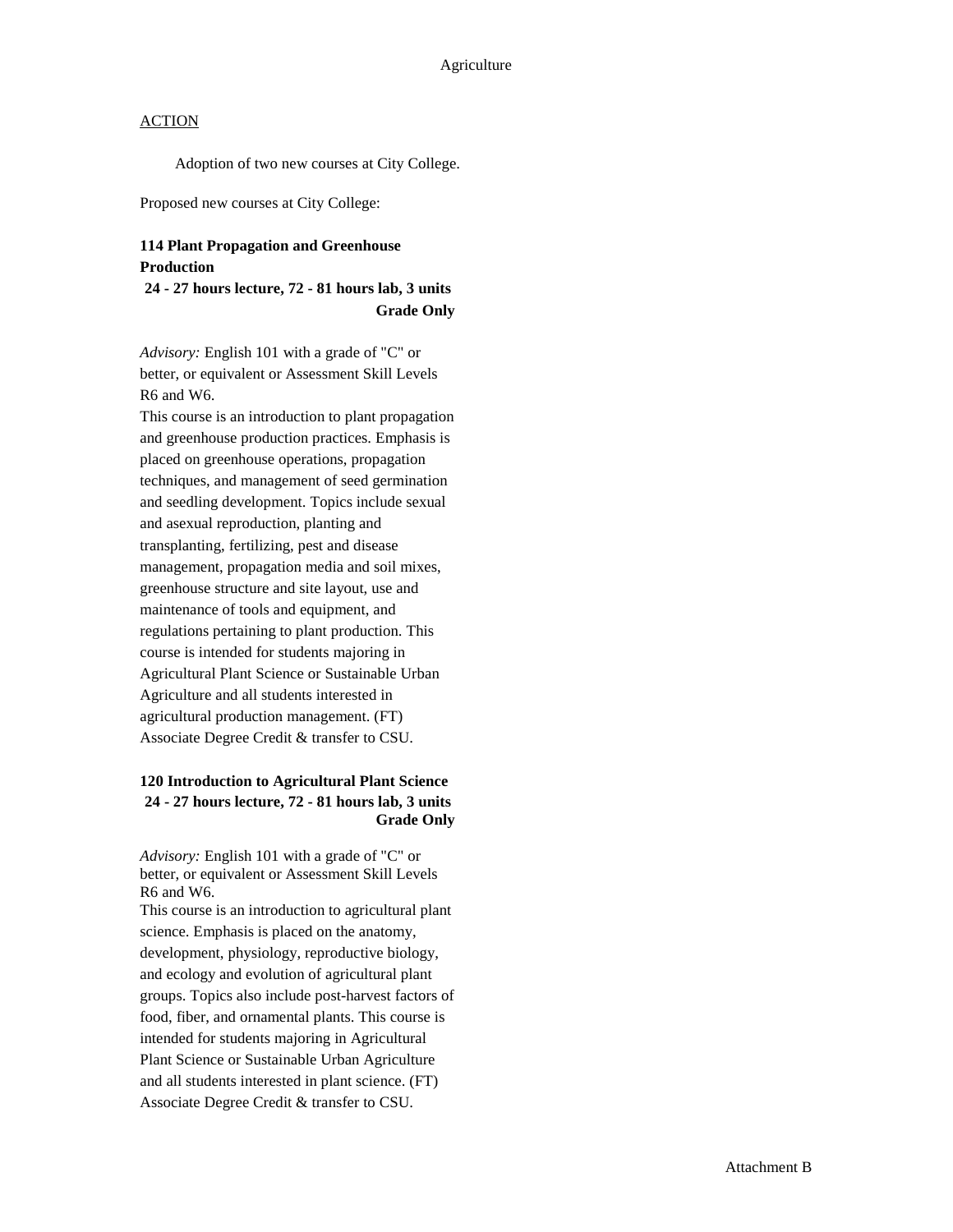Agriculture

ACTION

Adoption of two new courses at City College.

Proposed new courses at City College:

**114 Plant Propagation and Greenhouse Production**
**24 - 27 hours lecture, 72 - 81 hours lab, 3 units**
**Grade Only**

*Advisory:* English 101 with a grade of "C" or better, or equivalent or Assessment Skill Levels R6 and W6.
This course is an introduction to plant propagation and greenhouse production practices. Emphasis is placed on greenhouse operations, propagation techniques, and management of seed germination and seedling development. Topics include sexual and asexual reproduction, planting and transplanting, fertilizing, pest and disease management, propagation media and soil mixes, greenhouse structure and site layout, use and maintenance of tools and equipment, and regulations pertaining to plant production. This course is intended for students majoring in Agricultural Plant Science or Sustainable Urban Agriculture and all students interested in agricultural production management. (FT)
Associate Degree Credit & transfer to CSU.

**120 Introduction to Agricultural Plant Science**
**24 - 27 hours lecture, 72 - 81 hours lab, 3 units**
**Grade Only**

*Advisory:* English 101 with a grade of "C" or better, or equivalent or Assessment Skill Levels R6 and W6.
This course is an introduction to agricultural plant science. Emphasis is placed on the anatomy, development, physiology, reproductive biology, and ecology and evolution of agricultural plant groups. Topics also include post-harvest factors of food, fiber, and ornamental plants. This course is intended for students majoring in Agricultural Plant Science or Sustainable Urban Agriculture and all students interested in plant science. (FT)
Associate Degree Credit & transfer to CSU.

Attachment B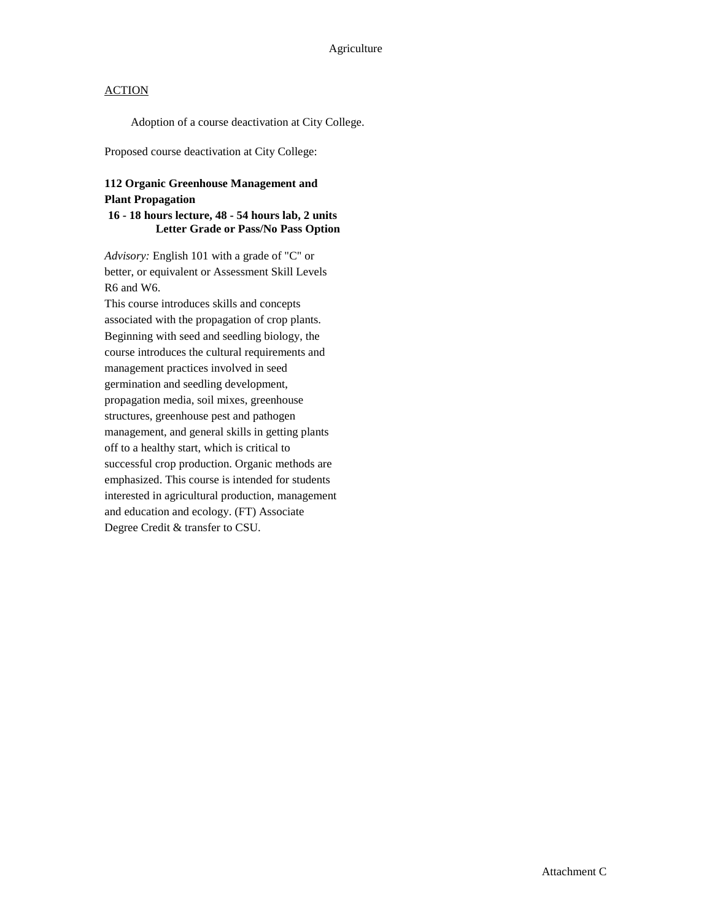Agriculture

<u>ACTION</u>

Adoption of a course deactivation at City College.

Proposed course deactivation at City College:

**112 Organic Greenhouse Management and Plant Propagation**
**16 - 18 hours lecture, 48 - 54 hours lab, 2 units**
**Letter Grade or Pass/No Pass Option**

*Advisory:* English 101 with a grade of "C" or better, or equivalent or Assessment Skill Levels R6 and W6.
This course introduces skills and concepts associated with the propagation of crop plants. Beginning with seed and seedling biology, the course introduces the cultural requirements and management practices involved in seed germination and seedling development, propagation media, soil mixes, greenhouse structures, greenhouse pest and pathogen management, and general skills in getting plants off to a healthy start, which is critical to successful crop production. Organic methods are emphasized. This course is intended for students interested in agricultural production, management and education and ecology. (FT) Associate Degree Credit & transfer to CSU.

Attachment C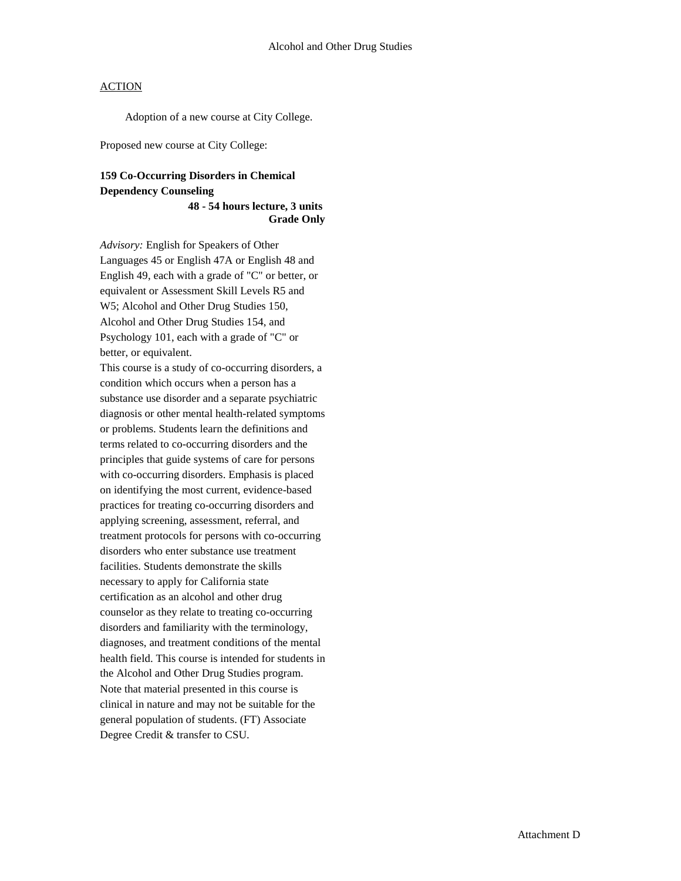Alcohol and Other Drug Studies

<u>ACTION</u>

Adoption of a new course at City College.

Proposed new course at City College:

**159 Co-Occurring Disorders in Chemical Dependency Counseling**
**48 - 54 hours lecture, 3 units**
**Grade Only**

*Advisory:* English for Speakers of Other Languages 45 or English 47A or English 48 and English 49, each with a grade of "C" or better, or equivalent or Assessment Skill Levels R5 and W5; Alcohol and Other Drug Studies 150, Alcohol and Other Drug Studies 154, and Psychology 101, each with a grade of "C" or better, or equivalent.
This course is a study of co-occurring disorders, a condition which occurs when a person has a substance use disorder and a separate psychiatric diagnosis or other mental health-related symptoms or problems. Students learn the definitions and terms related to co-occurring disorders and the principles that guide systems of care for persons with co-occurring disorders. Emphasis is placed on identifying the most current, evidence-based practices for treating co-occurring disorders and applying screening, assessment, referral, and treatment protocols for persons with co-occurring disorders who enter substance use treatment facilities. Students demonstrate the skills necessary to apply for California state certification as an alcohol and other drug counselor as they relate to treating co-occurring disorders and familiarity with the terminology, diagnoses, and treatment conditions of the mental health field. This course is intended for students in the Alcohol and Other Drug Studies program. Note that material presented in this course is clinical in nature and may not be suitable for the general population of students. (FT) Associate Degree Credit & transfer to CSU.

Attachment D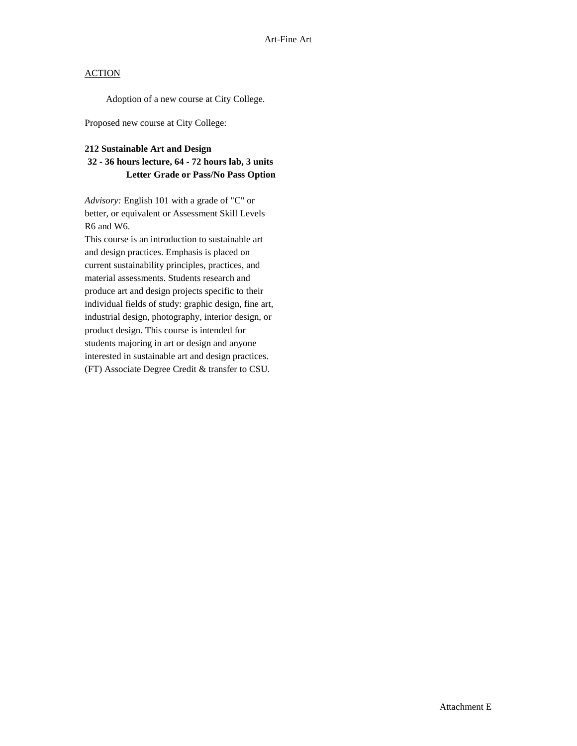Art-Fine Art

ACTION

Adoption of a new course at City College.

Proposed new course at City College:

**212 Sustainable Art and Design**
**32 - 36 hours lecture, 64 - 72 hours lab, 3 units**
**Letter Grade or Pass/No Pass Option**

*Advisory:* English 101 with a grade of "C" or better, or equivalent or Assessment Skill Levels R6 and W6.
This course is an introduction to sustainable art and design practices. Emphasis is placed on current sustainability principles, practices, and material assessments. Students research and produce art and design projects specific to their individual fields of study: graphic design, fine art, industrial design, photography, interior design, or product design. This course is intended for students majoring in art or design and anyone interested in sustainable art and design practices. (FT) Associate Degree Credit & transfer to CSU.

Attachment E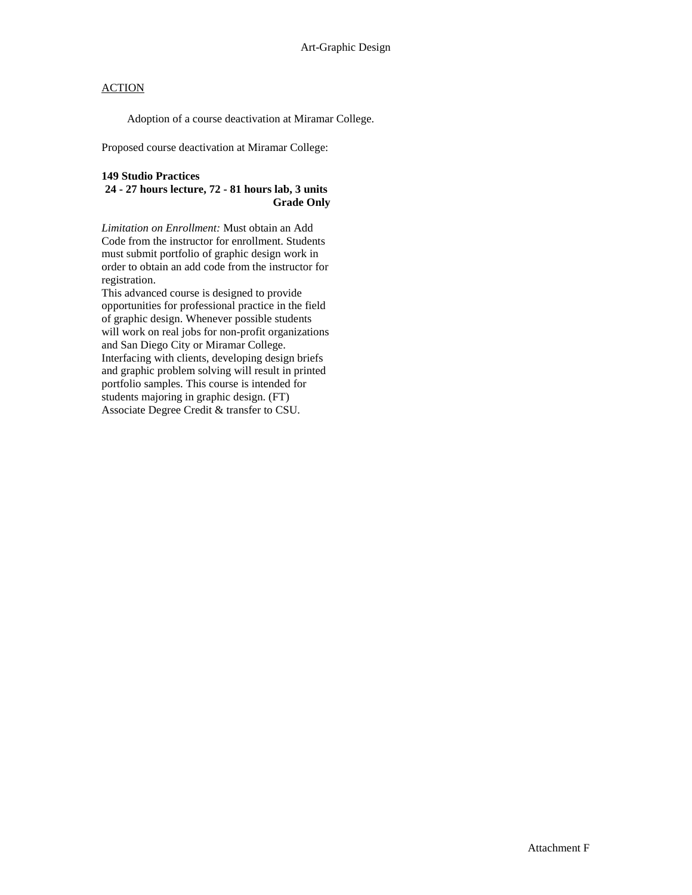# Art-Graphic Design

ACTION

Adoption of a course deactivation at Miramar College.

Proposed course deactivation at Miramar College:

**149 Studio Practices**
**24 - 27 hours lecture, 72 - 81 hours lab, 3 units**
**Grade Only**

*Limitation on Enrollment:* Must obtain an Add Code from the instructor for enrollment. Students must submit portfolio of graphic design work in order to obtain an add code from the instructor for registration.
This advanced course is designed to provide opportunities for professional practice in the field of graphic design. Whenever possible students will work on real jobs for non-profit organizations and San Diego City or Miramar College. Interfacing with clients, developing design briefs and graphic problem solving will result in printed portfolio samples. This course is intended for students majoring in graphic design. (FT)
Associate Degree Credit & transfer to CSU.

Attachment F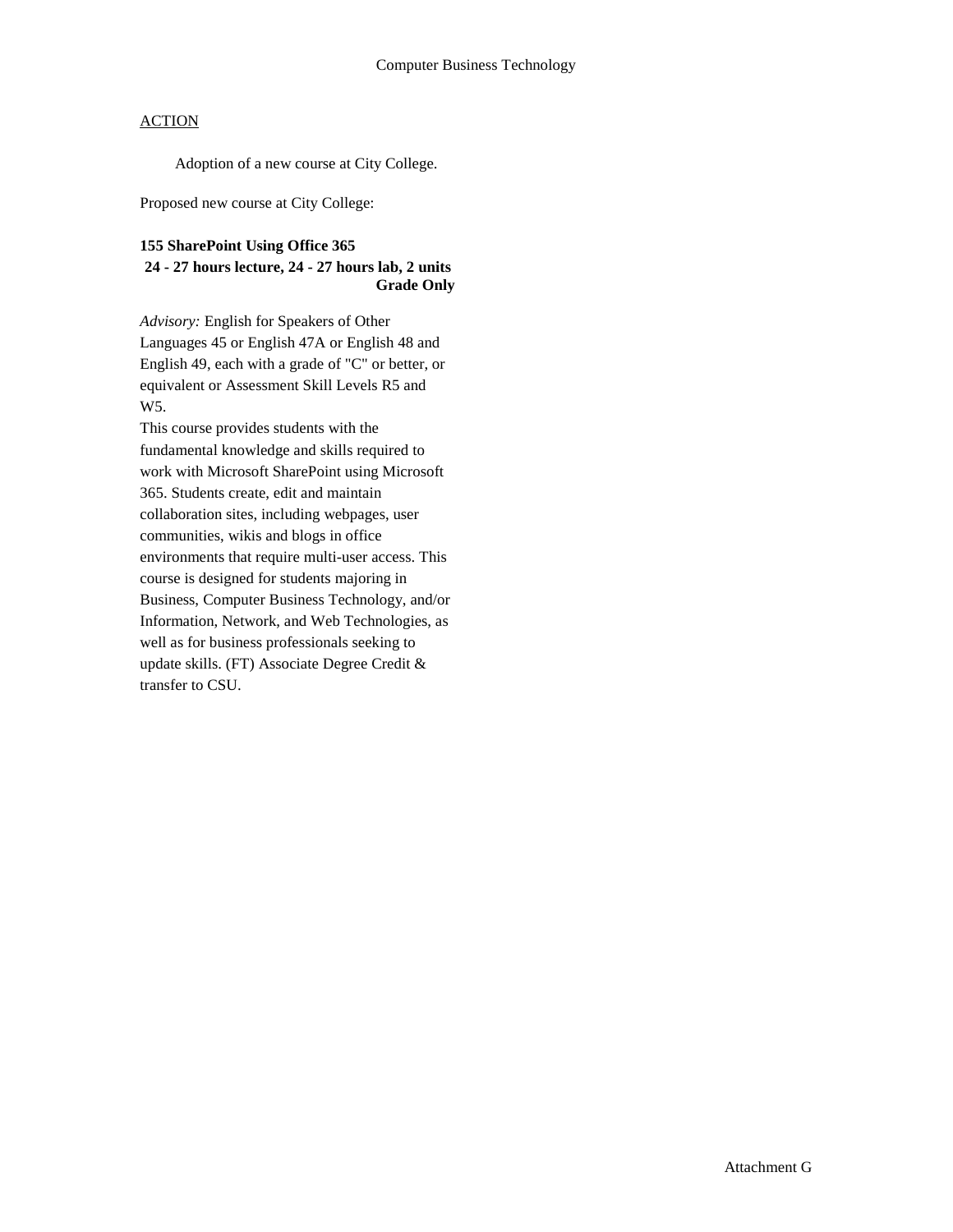Computer Business Technology

ACTION

Adoption of a new course at City College.

Proposed new course at City College:

**155 SharePoint Using Office 365**
**24 - 27 hours lecture, 24 - 27 hours lab, 2 units**
**Grade Only**

*Advisory:* English for Speakers of Other Languages 45 or English 47A or English 48 and English 49, each with a grade of "C" or better, or equivalent or Assessment Skill Levels R5 and W5.

This course provides students with the fundamental knowledge and skills required to work with Microsoft SharePoint using Microsoft 365. Students create, edit and maintain collaboration sites, including webpages, user communities, wikis and blogs in office environments that require multi-user access. This course is designed for students majoring in Business, Computer Business Technology, and/or Information, Network, and Web Technologies, as well as for business professionals seeking to update skills. (FT) Associate Degree Credit & transfer to CSU.

Attachment G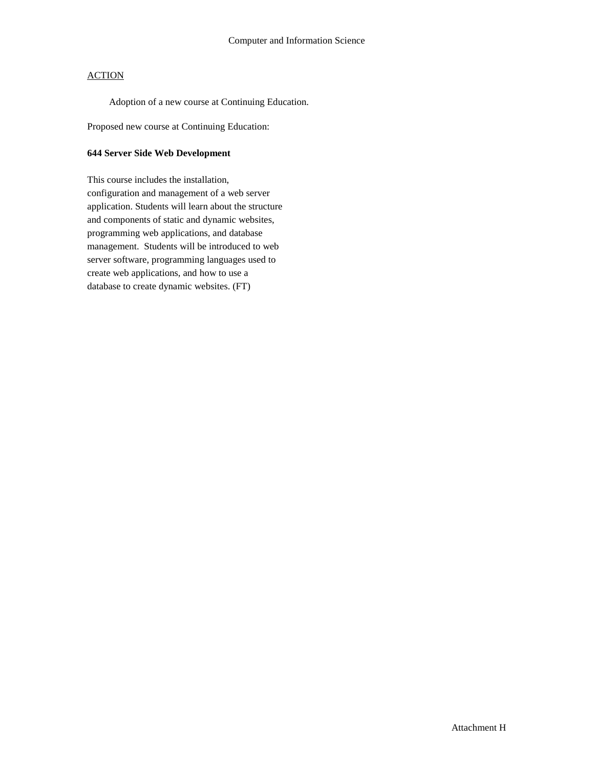Computer and Information Science

ACTION

Adoption of a new course at Continuing Education.

Proposed new course at Continuing Education:

**644 Server Side Web Development**

This course includes the installation, configuration and management of a web server application. Students will learn about the structure and components of static and dynamic websites, programming web applications, and database management. Students will be introduced to web server software, programming languages used to create web applications, and how to use a database to create dynamic websites. (FT)

Attachment H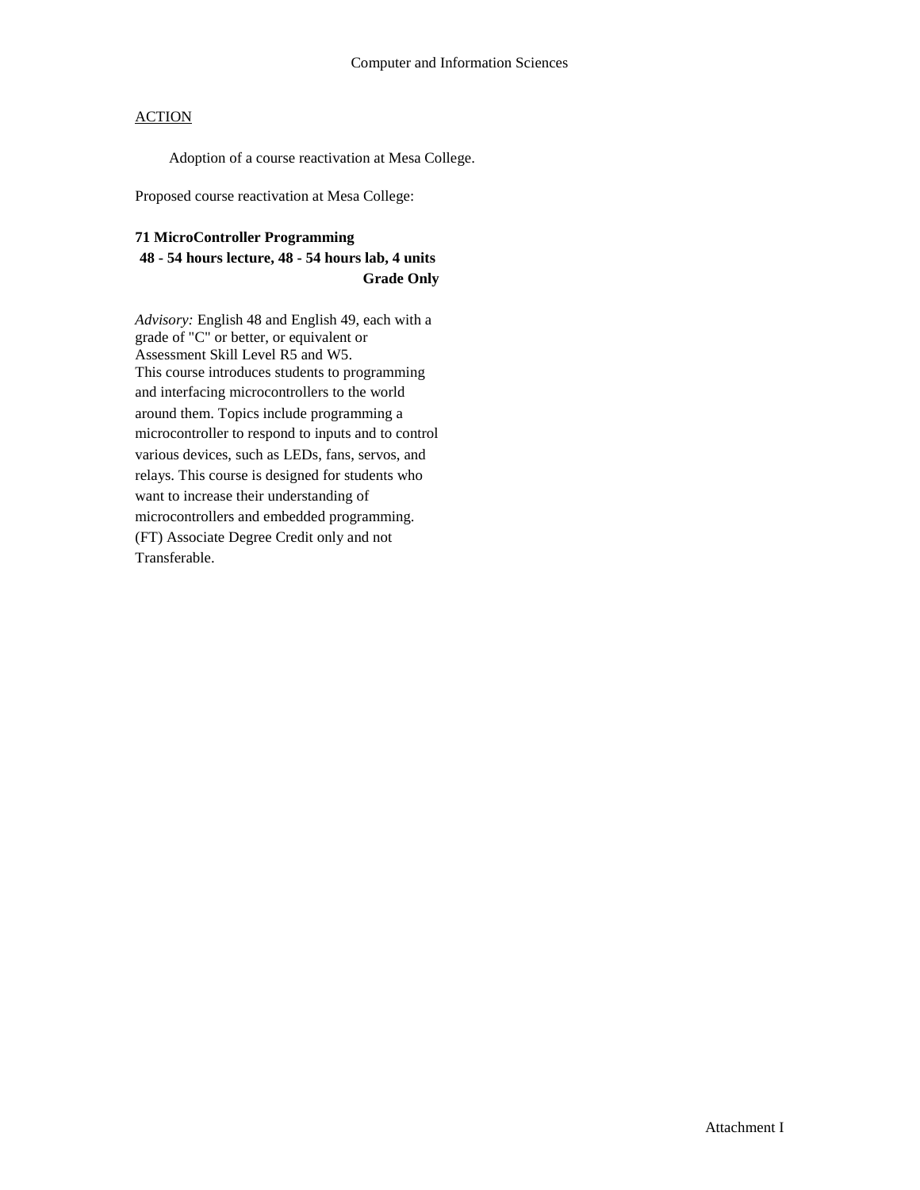Computer and Information Sciences

ACTION

Adoption of a course reactivation at Mesa College.

Proposed course reactivation at Mesa College:

**71 MicroController Programming**
**48 - 54 hours lecture, 48 - 54 hours lab, 4 units**
**Grade Only**

*Advisory:* English 48 and English 49, each with a grade of "C" or better, or equivalent or Assessment Skill Level R5 and W5.
This course introduces students to programming and interfacing microcontrollers to the world around them. Topics include programming a microcontroller to respond to inputs and to control various devices, such as LEDs, fans, servos, and relays. This course is designed for students who want to increase their understanding of microcontrollers and embedded programming. (FT) Associate Degree Credit only and not Transferable.

Attachment I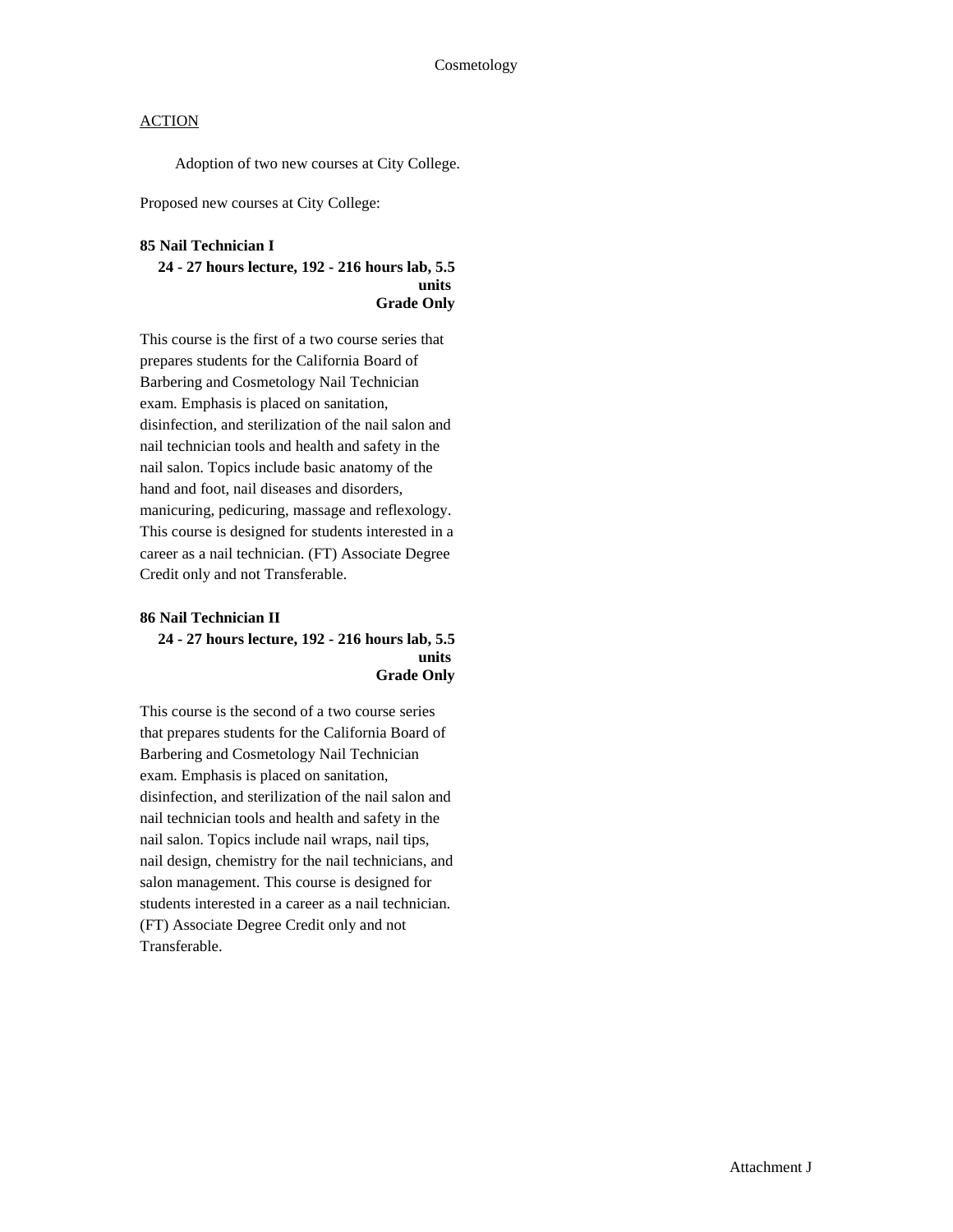Cosmetology

<u>ACTION</u>

Adoption of two new courses at City College.

Proposed new courses at City College:

**85 Nail Technician I**

**24 - 27 hours lecture, 192 - 216 hours lab, 5.5 units**
**Grade Only**

This course is the first of a two course series that prepares students for the California Board of Barbering and Cosmetology Nail Technician exam. Emphasis is placed on sanitation, disinfection, and sterilization of the nail salon and nail technician tools and health and safety in the nail salon. Topics include basic anatomy of the hand and foot, nail diseases and disorders, manicuring, pedicuring, massage and reflexology. This course is designed for students interested in a career as a nail technician. (FT) Associate Degree Credit only and not Transferable.

**86 Nail Technician II**

**24 - 27 hours lecture, 192 - 216 hours lab, 5.5 units**
**Grade Only**

This course is the second of a two course series that prepares students for the California Board of Barbering and Cosmetology Nail Technician exam. Emphasis is placed on sanitation, disinfection, and sterilization of the nail salon and nail technician tools and health and safety in the nail salon. Topics include nail wraps, nail tips, nail design, chemistry for the nail technicians, and salon management. This course is designed for students interested in a career as a nail technician. (FT) Associate Degree Credit only and not Transferable.

Attachment J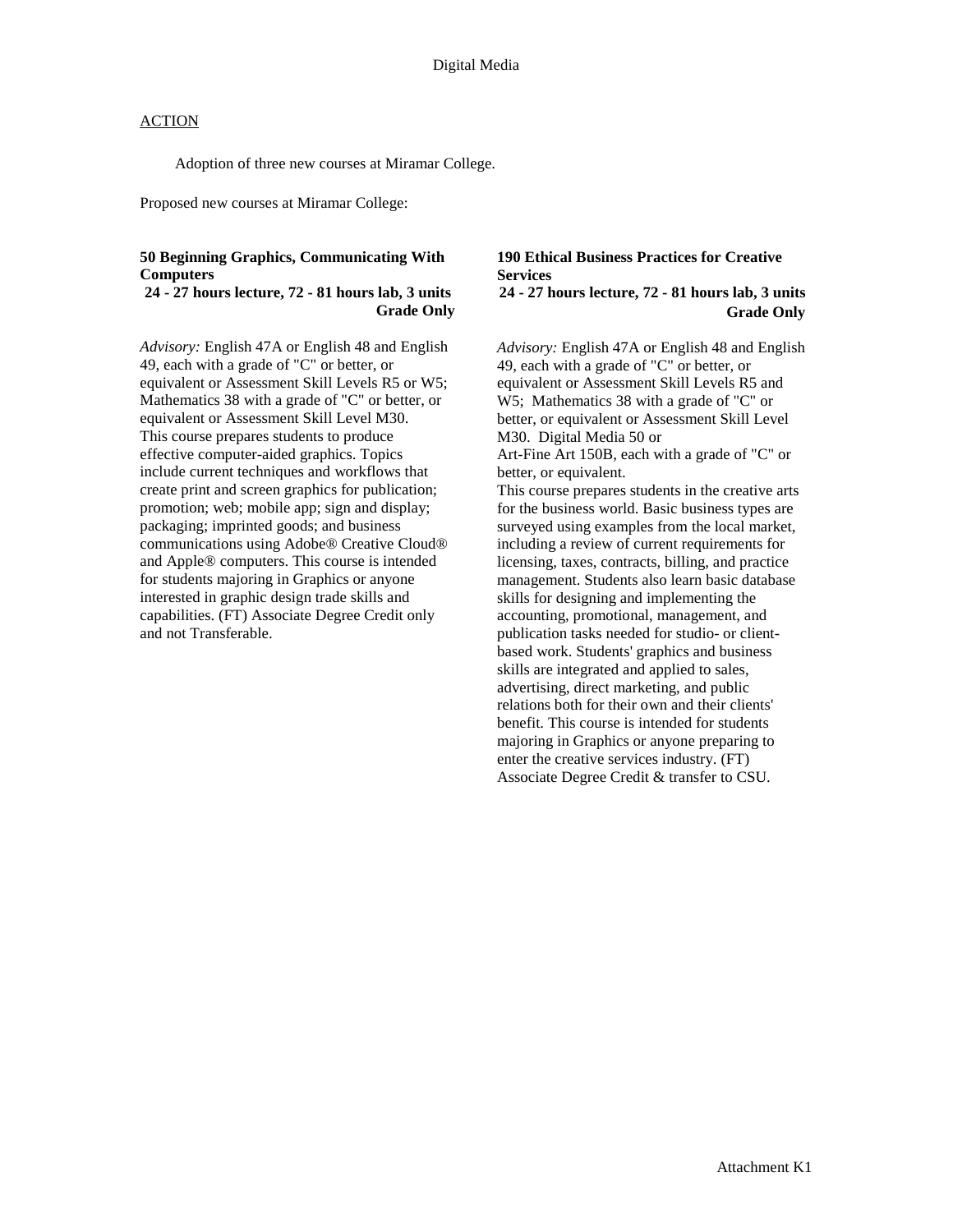Digital Media

ACTION

Adoption of three new courses at Miramar College.

Proposed new courses at Miramar College:

**50 Beginning Graphics, Communicating With Computers**
**24 - 27 hours lecture, 72 - 81 hours lab, 3 units**
**Grade Only**

*Advisory:* English 47A or English 48 and English 49, each with a grade of "C" or better, or equivalent or Assessment Skill Levels R5 or W5; Mathematics 38 with a grade of "C" or better, or equivalent or Assessment Skill Level M30.
This course prepares students to produce effective computer-aided graphics. Topics include current techniques and workflows that create print and screen graphics for publication; promotion; web; mobile app; sign and display; packaging; imprinted goods; and business communications using Adobe® Creative Cloud® and Apple® computers. This course is intended for students majoring in Graphics or anyone interested in graphic design trade skills and capabilities. (FT) Associate Degree Credit only and not Transferable.

**190 Ethical Business Practices for Creative Services**
**24 - 27 hours lecture, 72 - 81 hours lab, 3 units**
**Grade Only**

*Advisory:* English 47A or English 48 and English 49, each with a grade of "C" or better, or equivalent or Assessment Skill Levels R5 and W5; Mathematics 38 with a grade of "C" or better, or equivalent or Assessment Skill Level M30. Digital Media 50 or Art-Fine Art 150B, each with a grade of "C" or better, or equivalent.
This course prepares students in the creative arts for the business world. Basic business types are surveyed using examples from the local market, including a review of current requirements for licensing, taxes, contracts, billing, and practice management. Students also learn basic database skills for designing and implementing the accounting, promotional, management, and publication tasks needed for studio- or client-based work. Students' graphics and business skills are integrated and applied to sales, advertising, direct marketing, and public relations both for their own and their clients' benefit. This course is intended for students majoring in Graphics or anyone preparing to enter the creative services industry. (FT) Associate Degree Credit & transfer to CSU.

Attachment K1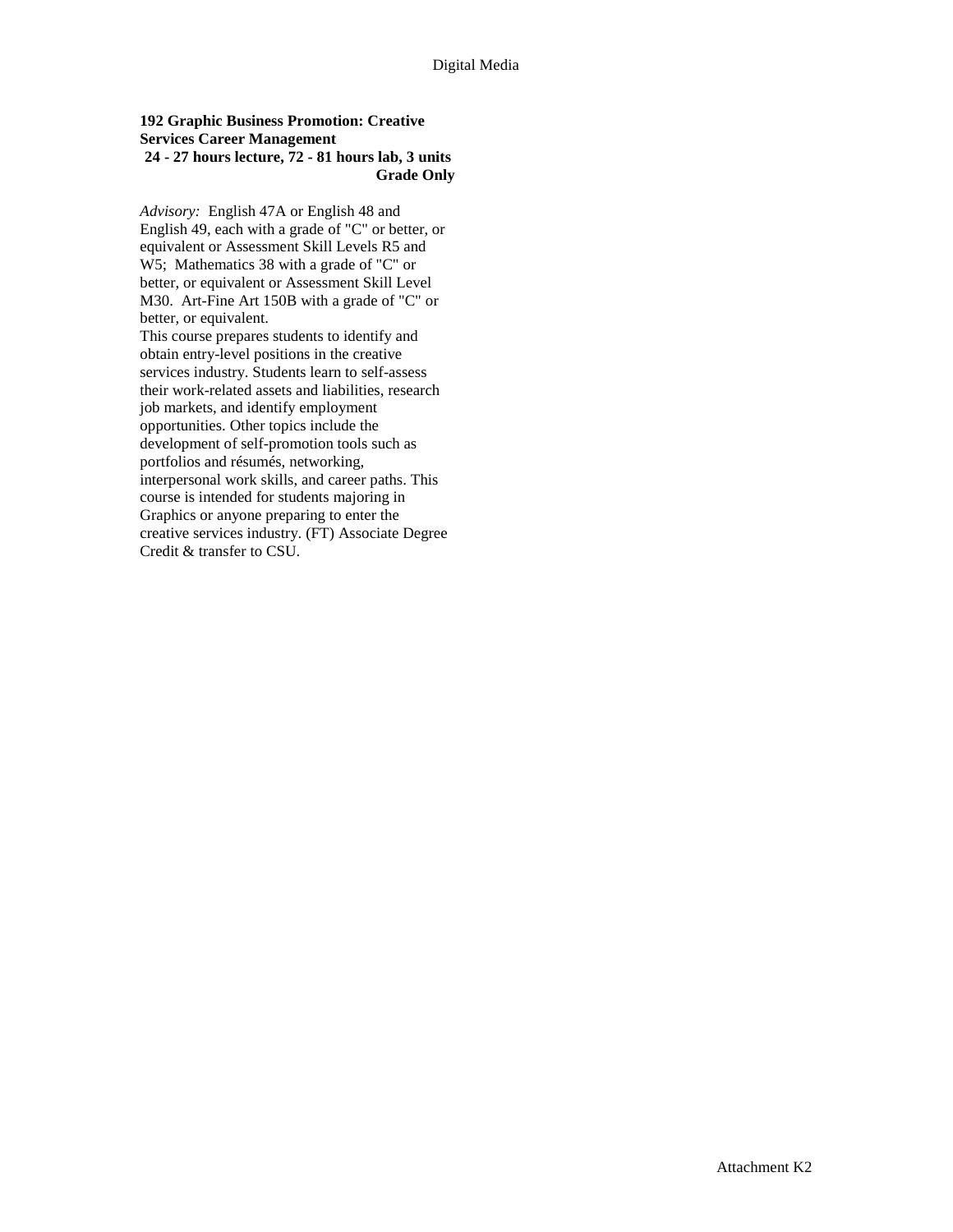**192 Graphic Business Promotion: Creative Services Career Management**
**24 - 27 hours lecture, 72 - 81 hours lab, 3 units**
**Grade Only**

*Advisory:* English 47A or English 48 and English 49, each with a grade of "C" or better, or equivalent or Assessment Skill Levels R5 and W5; Mathematics 38 with a grade of "C" or better, or equivalent or Assessment Skill Level M30. Art-Fine Art 150B with a grade of "C" or better, or equivalent.

This course prepares students to identify and obtain entry-level positions in the creative services industry. Students learn to self-assess their work-related assets and liabilities, research job markets, and identify employment opportunities. Other topics include the development of self-promotion tools such as portfolios and résumés, networking, interpersonal work skills, and career paths. This course is intended for students majoring in Graphics or anyone preparing to enter the creative services industry. (FT) Associate Degree Credit & transfer to CSU.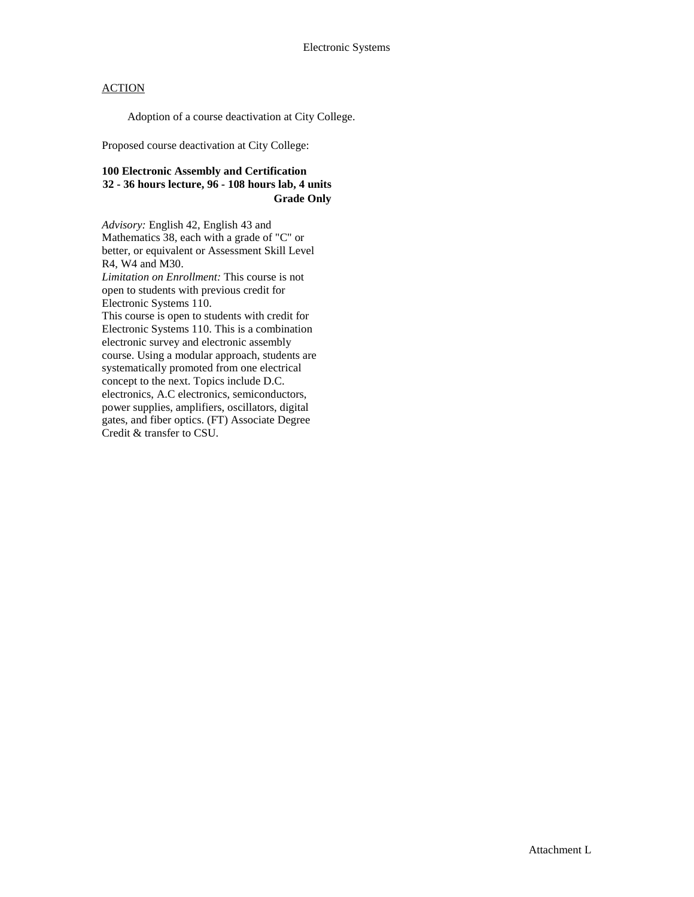Electronic Systems

ACTION

Adoption of a course deactivation at City College.

Proposed course deactivation at City College:

**100 Electronic Assembly and Certification**
**32 - 36 hours lecture, 96 - 108 hours lab, 4 units**
**Grade Only**

*Advisory:* English 42, English 43 and Mathematics 38, each with a grade of "C" or better, or equivalent or Assessment Skill Level R4, W4 and M30.
*Limitation on Enrollment:* This course is not open to students with previous credit for Electronic Systems 110.
This course is open to students with credit for Electronic Systems 110. This is a combination electronic survey and electronic assembly course. Using a modular approach, students are systematically promoted from one electrical concept to the next. Topics include D.C. electronics, A.C electronics, semiconductors, power supplies, amplifiers, oscillators, digital gates, and fiber optics. (FT) Associate Degree Credit & transfer to CSU.

Attachment L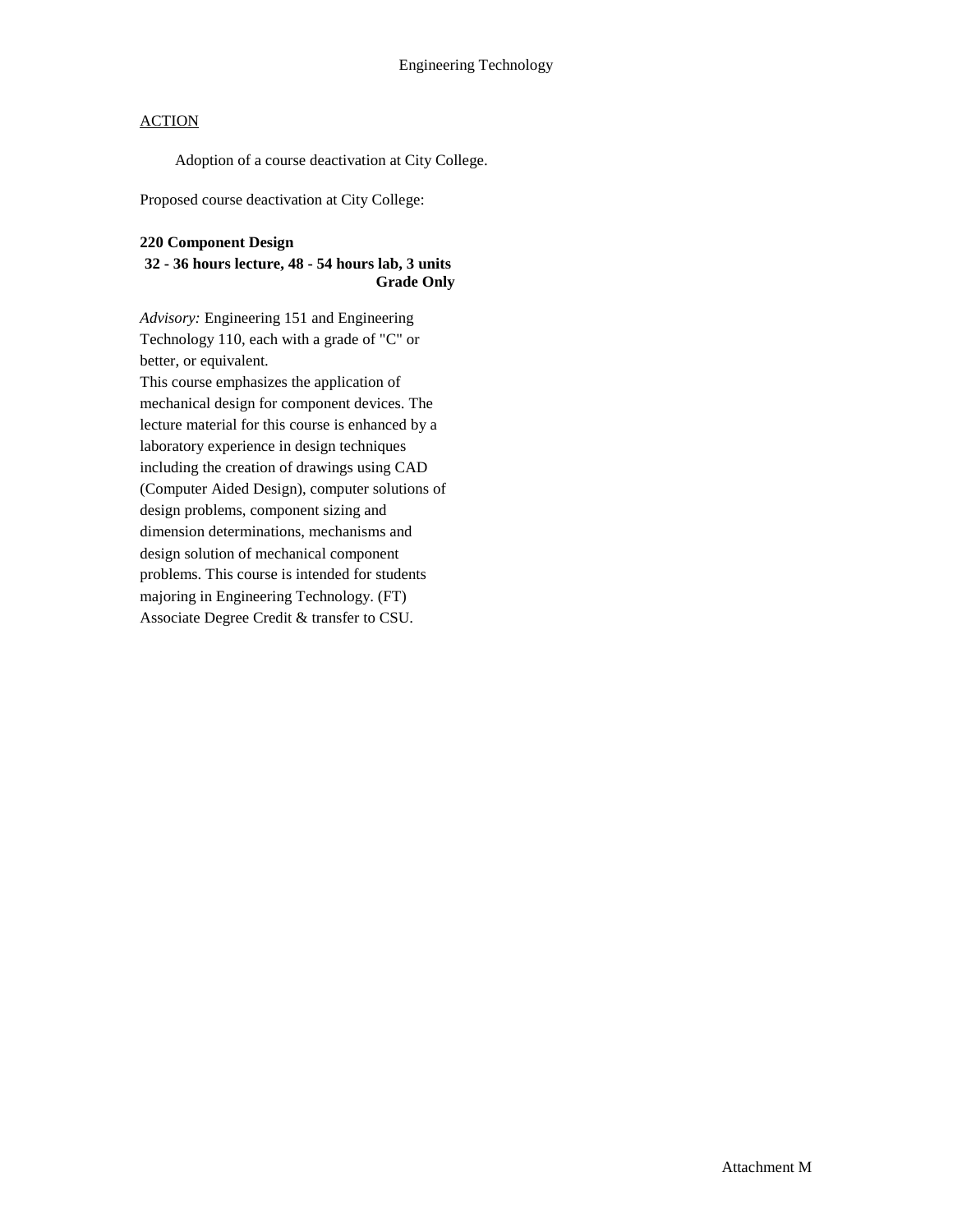Engineering Technology

ACTION

Adoption of a course deactivation at City College.

Proposed course deactivation at City College:

**220 Component Design**
**32 - 36 hours lecture, 48 - 54 hours lab, 3 units**
**Grade Only**

*Advisory:* Engineering 151 and Engineering Technology 110, each with a grade of "C" or better, or equivalent.
This course emphasizes the application of mechanical design for component devices. The lecture material for this course is enhanced by a laboratory experience in design techniques including the creation of drawings using CAD (Computer Aided Design), computer solutions of design problems, component sizing and dimension determinations, mechanisms and design solution of mechanical component problems. This course is intended for students majoring in Engineering Technology. (FT)
Associate Degree Credit & transfer to CSU.

Attachment M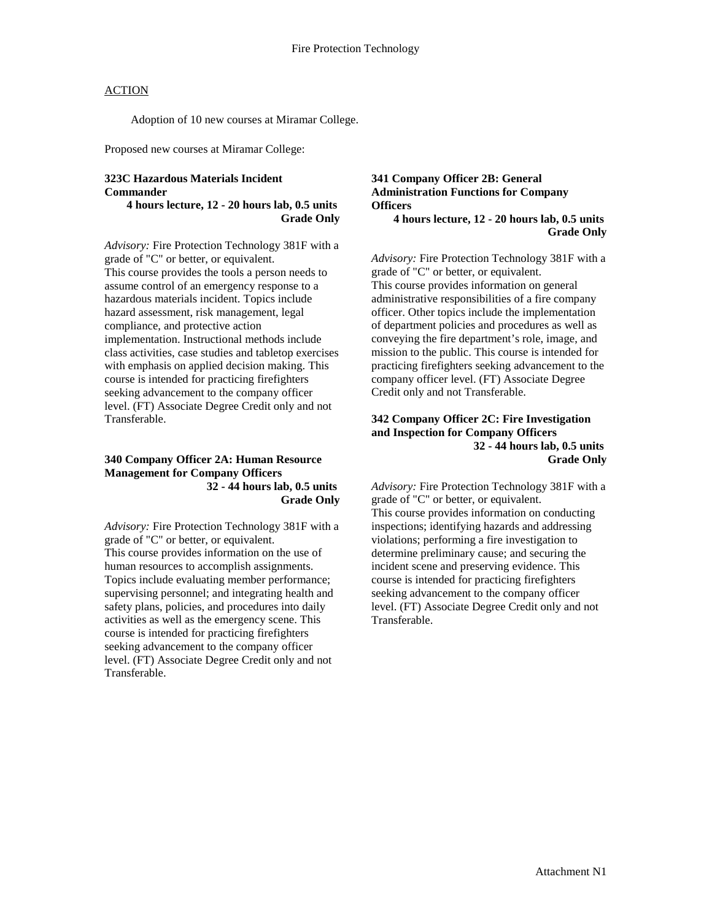# Fire Protection Technology

ACTION

Adoption of 10 new courses at Miramar College.

Proposed new courses at Miramar College:

**323C Hazardous Materials Incident Commander**
**4 hours lecture, 12 - 20 hours lab, 0.5 units**
**Grade Only**

*Advisory:* Fire Protection Technology 381F with a grade of "C" or better, or equivalent.
This course provides the tools a person needs to assume control of an emergency response to a hazardous materials incident. Topics include hazard assessment, risk management, legal compliance, and protective action implementation. Instructional methods include class activities, case studies and tabletop exercises with emphasis on applied decision making. This course is intended for practicing firefighters seeking advancement to the company officer level. (FT) Associate Degree Credit only and not Transferable.

**340 Company Officer 2A: Human Resource Management for Company Officers**
**32 - 44 hours lab, 0.5 units**
**Grade Only**

*Advisory:* Fire Protection Technology 381F with a grade of "C" or better, or equivalent.
This course provides information on the use of human resources to accomplish assignments. Topics include evaluating member performance; supervising personnel; and integrating health and safety plans, policies, and procedures into daily activities as well as the emergency scene. This course is intended for practicing firefighters seeking advancement to the company officer level. (FT) Associate Degree Credit only and not Transferable.

**341 Company Officer 2B: General Administration Functions for Company Officers**
**4 hours lecture, 12 - 20 hours lab, 0.5 units**
**Grade Only**

*Advisory:* Fire Protection Technology 381F with a grade of "C" or better, or equivalent.
This course provides information on general administrative responsibilities of a fire company officer. Other topics include the implementation of department policies and procedures as well as conveying the fire department's role, image, and mission to the public. This course is intended for practicing firefighters seeking advancement to the company officer level. (FT) Associate Degree Credit only and not Transferable.

**342 Company Officer 2C: Fire Investigation and Inspection for Company Officers**
**32 - 44 hours lab, 0.5 units**
**Grade Only**

*Advisory:* Fire Protection Technology 381F with a grade of "C" or better, or equivalent.
This course provides information on conducting inspections; identifying hazards and addressing violations; performing a fire investigation to determine preliminary cause; and securing the incident scene and preserving evidence. This course is intended for practicing firefighters seeking advancement to the company officer level. (FT) Associate Degree Credit only and not Transferable.

Attachment N1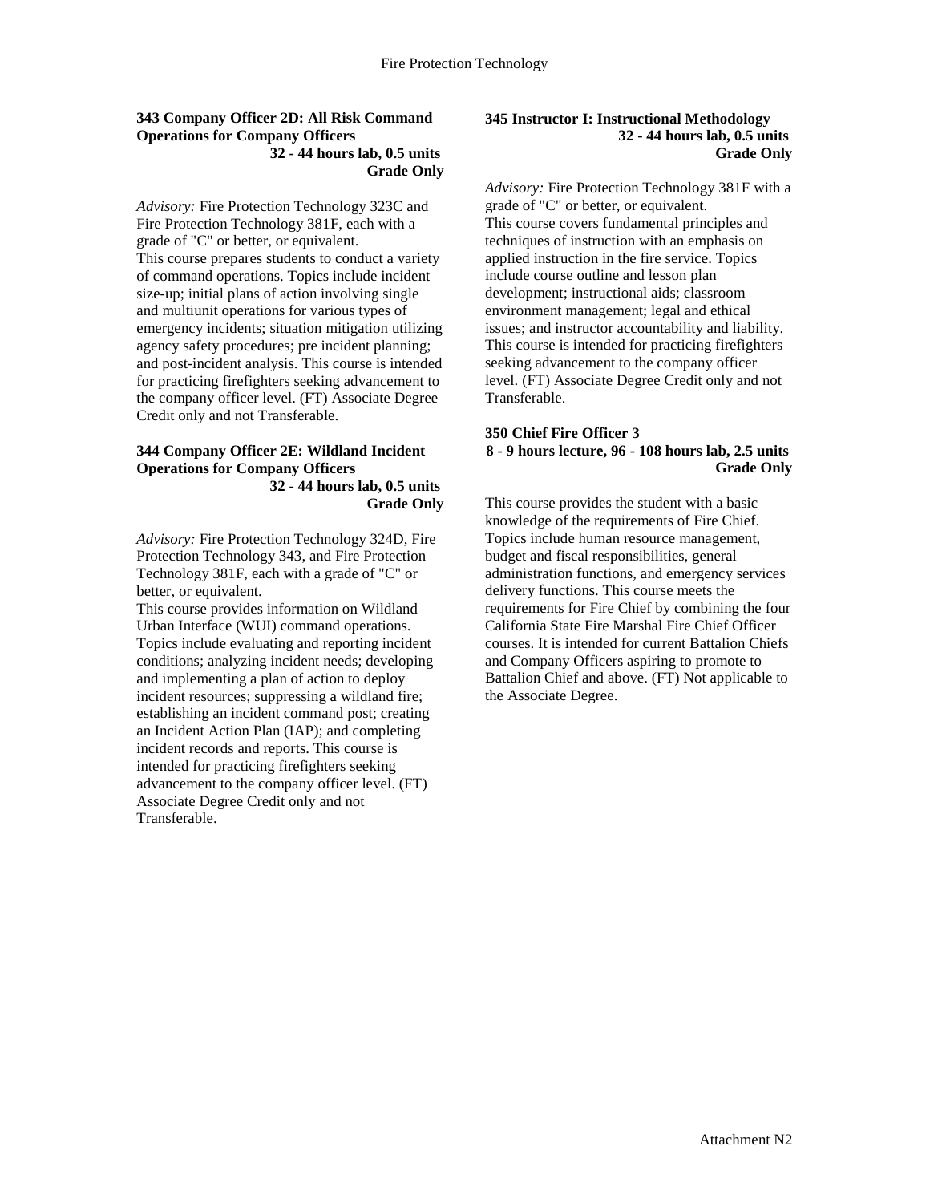### 343 Company Officer 2D: All Risk Command Operations for Company Officers

**32 - 44 hours lab, 0.5 units**
**Grade Only**

*Advisory:* Fire Protection Technology 323C and Fire Protection Technology 381F, each with a grade of "C" or better, or equivalent.
This course prepares students to conduct a variety of command operations. Topics include incident size-up; initial plans of action involving single and multiunit operations for various types of emergency incidents; situation mitigation utilizing agency safety procedures; pre incident planning; and post-incident analysis. This course is intended for practicing firefighters seeking advancement to the company officer level. (FT) Associate Degree Credit only and not Transferable.

### 344 Company Officer 2E: Wildland Incident Operations for Company Officers

**32 - 44 hours lab, 0.5 units**
**Grade Only**

*Advisory:* Fire Protection Technology 324D, Fire Protection Technology 343, and Fire Protection Technology 381F, each with a grade of "C" or better, or equivalent.
This course provides information on Wildland Urban Interface (WUI) command operations. Topics include evaluating and reporting incident conditions; analyzing incident needs; developing and implementing a plan of action to deploy incident resources; suppressing a wildland fire; establishing an incident command post; creating an Incident Action Plan (IAP); and completing incident records and reports. This course is intended for practicing firefighters seeking advancement to the company officer level. (FT) Associate Degree Credit only and not Transferable.

### 345 Instructor I: Instructional Methodology

**32 - 44 hours lab, 0.5 units**
**Grade Only**

*Advisory:* Fire Protection Technology 381F with a grade of "C" or better, or equivalent.
This course covers fundamental principles and techniques of instruction with an emphasis on applied instruction in the fire service. Topics include course outline and lesson plan development; instructional aids; classroom environment management; legal and ethical issues; and instructor accountability and liability. This course is intended for practicing firefighters seeking advancement to the company officer level. (FT) Associate Degree Credit only and not Transferable.

### 350 Chief Fire Officer 3

**8 - 9 hours lecture, 96 - 108 hours lab, 2.5 units**
**Grade Only**

This course provides the student with a basic knowledge of the requirements of Fire Chief. Topics include human resource management, budget and fiscal responsibilities, general administration functions, and emergency services delivery functions. This course meets the requirements for Fire Chief by combining the four California State Fire Marshal Fire Chief Officer courses. It is intended for current Battalion Chiefs and Company Officers aspiring to promote to Battalion Chief and above. (FT) Not applicable to the Associate Degree.

Attachment N2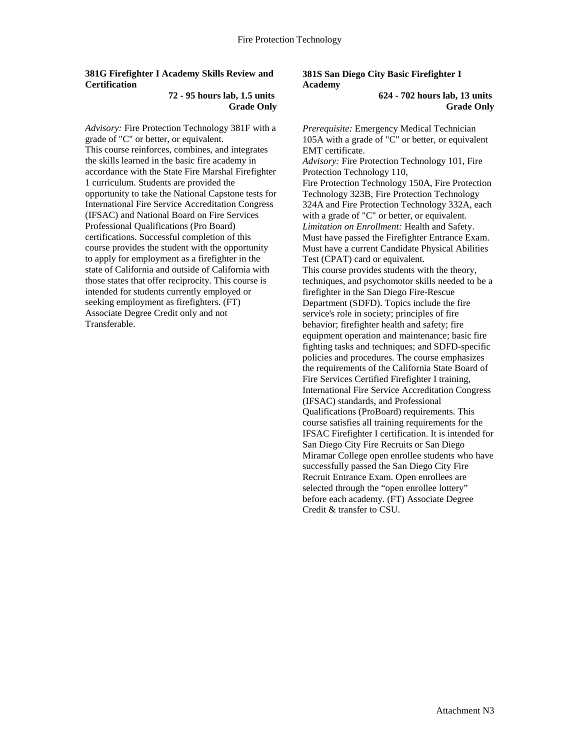**381G Firefighter I Academy Skills Review and Certification**

**72 - 95 hours lab, 1.5 units**
**Grade Only**

*Advisory:* Fire Protection Technology 381F with a grade of "C" or better, or equivalent.
This course reinforces, combines, and integrates the skills learned in the basic fire academy in accordance with the State Fire Marshal Firefighter 1 curriculum. Students are provided the opportunity to take the National Capstone tests for International Fire Service Accreditation Congress (IFSAC) and National Board on Fire Services Professional Qualifications (Pro Board) certifications. Successful completion of this course provides the student with the opportunity to apply for employment as a firefighter in the state of California and outside of California with those states that offer reciprocity. This course is intended for students currently employed or seeking employment as firefighters. (FT) Associate Degree Credit only and not Transferable.

**381S San Diego City Basic Firefighter I Academy**

**624 - 702 hours lab, 13 units**
**Grade Only**

*Prerequisite:* Emergency Medical Technician 105A with a grade of "C" or better, or equivalent EMT certificate.
*Advisory:* Fire Protection Technology 101, Fire Protection Technology 110,
Fire Protection Technology 150A, Fire Protection Technology 323B, Fire Protection Technology 324A and Fire Protection Technology 332A, each with a grade of "C" or better, or equivalent.
*Limitation on Enrollment:* Health and Safety. Must have passed the Firefighter Entrance Exam. Must have a current Candidate Physical Abilities Test (CPAT) card or equivalent.
This course provides students with the theory, techniques, and psychomotor skills needed to be a firefighter in the San Diego Fire-Rescue Department (SDFD). Topics include the fire service's role in society; principles of fire behavior; firefighter health and safety; fire equipment operation and maintenance; basic fire fighting tasks and techniques; and SDFD-specific policies and procedures. The course emphasizes the requirements of the California State Board of Fire Services Certified Firefighter I training, International Fire Service Accreditation Congress (IFSAC) standards, and Professional Qualifications (ProBoard) requirements. This course satisfies all training requirements for the IFSAC Firefighter I certification. It is intended for San Diego City Fire Recruits or San Diego Miramar College open enrollee students who have successfully passed the San Diego City Fire Recruit Entrance Exam. Open enrollees are selected through the "open enrollee lottery" before each academy. (FT) Associate Degree Credit & transfer to CSU.

Attachment N3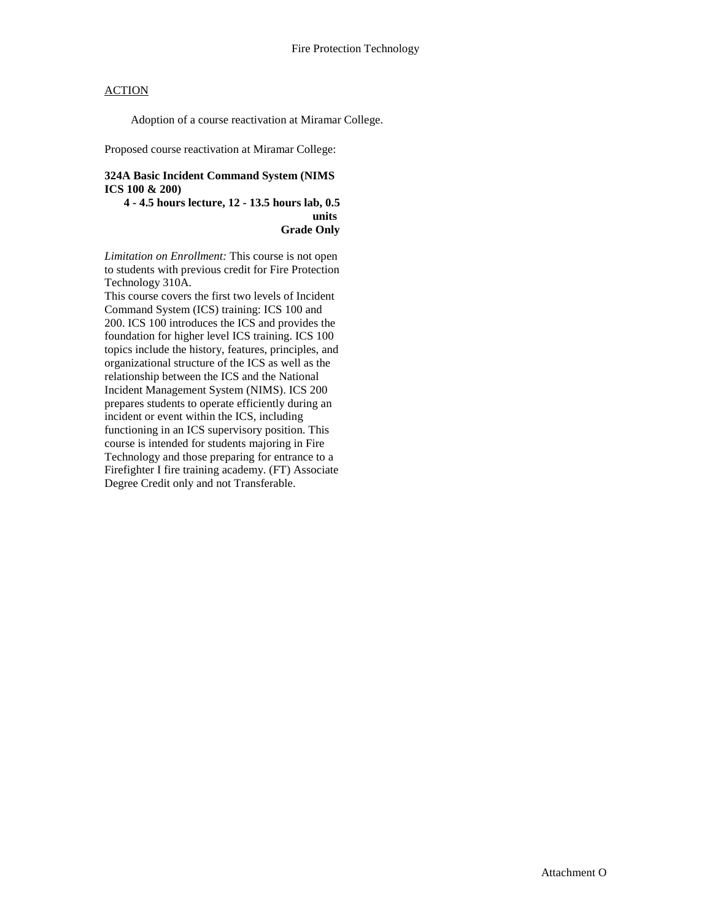Fire Protection Technology

ACTION

Adoption of a course reactivation at Miramar College.

Proposed course reactivation at Miramar College:

**324A Basic Incident Command System (NIMS ICS 100 & 200)**
**4 - 4.5 hours lecture, 12 - 13.5 hours lab, 0.5 units**
**Grade Only**

*Limitation on Enrollment:* This course is not open to students with previous credit for Fire Protection Technology 310A.

This course covers the first two levels of Incident Command System (ICS) training: ICS 100 and 200. ICS 100 introduces the ICS and provides the foundation for higher level ICS training. ICS 100 topics include the history, features, principles, and organizational structure of the ICS as well as the relationship between the ICS and the National Incident Management System (NIMS). ICS 200 prepares students to operate efficiently during an incident or event within the ICS, including functioning in an ICS supervisory position. This course is intended for students majoring in Fire Technology and those preparing for entrance to a Firefighter I fire training academy. (FT) Associate Degree Credit only and not Transferable.

Attachment O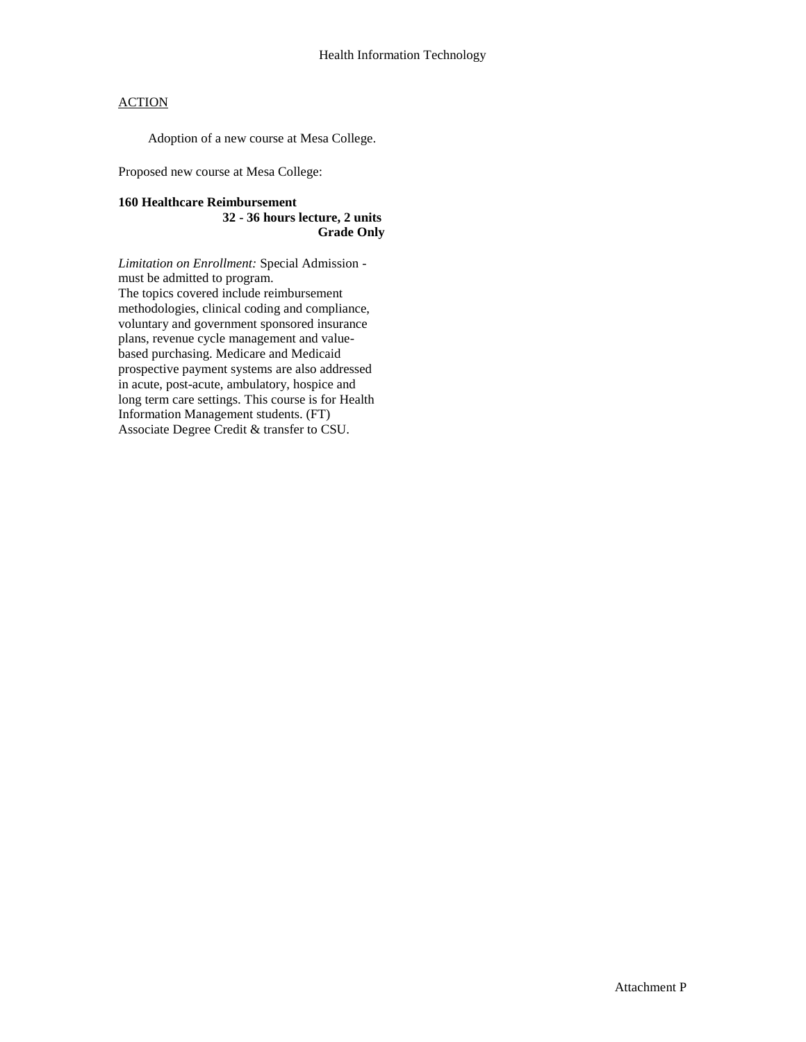Health Information Technology

ACTION

Adoption of a new course at Mesa College.

Proposed new course at Mesa College:

**160 Healthcare Reimbursement**
**32 - 36 hours lecture, 2 units**
**Grade Only**

*Limitation on Enrollment:* Special Admission - must be admitted to program.
The topics covered include reimbursement methodologies, clinical coding and compliance, voluntary and government sponsored insurance plans, revenue cycle management and value-based purchasing. Medicare and Medicaid prospective payment systems are also addressed in acute, post-acute, ambulatory, hospice and long term care settings. This course is for Health Information Management students. (FT)
Associate Degree Credit & transfer to CSU.

Attachment P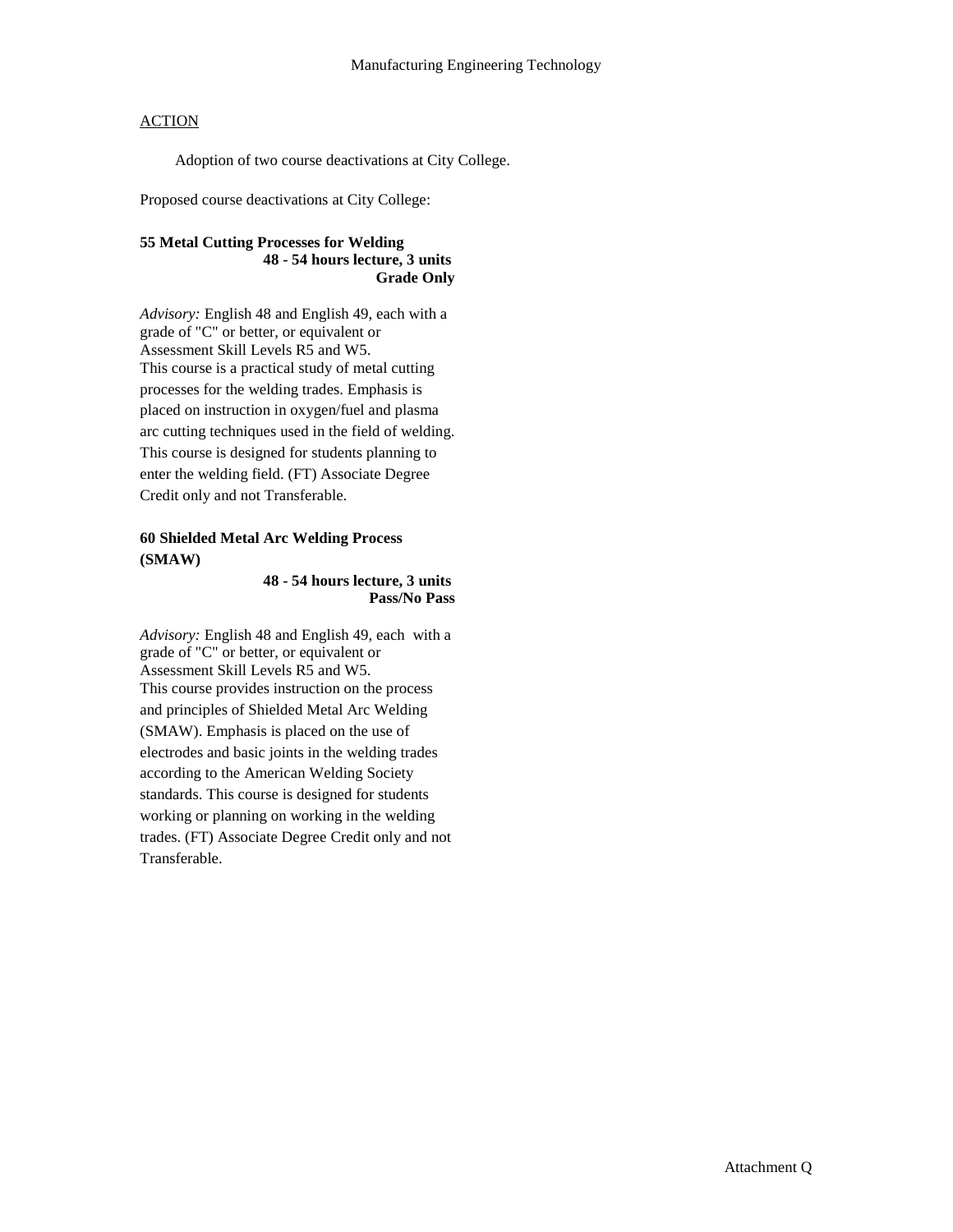Manufacturing Engineering Technology

ACTION

Adoption of two course deactivations at City College.

Proposed course deactivations at City College:

**55 Metal Cutting Processes for Welding**
**48 - 54 hours lecture, 3 units**
**Grade Only**

*Advisory:* English 48 and English 49, each with a grade of "C" or better, or equivalent or Assessment Skill Levels R5 and W5.
This course is a practical study of metal cutting processes for the welding trades. Emphasis is placed on instruction in oxygen/fuel and plasma arc cutting techniques used in the field of welding. This course is designed for students planning to enter the welding field. (FT) Associate Degree Credit only and not Transferable.

**60 Shielded Metal Arc Welding Process (SMAW)**
**48 - 54 hours lecture, 3 units**
**Pass/No Pass**

*Advisory:* English 48 and English 49, each with a grade of "C" or better, or equivalent or Assessment Skill Levels R5 and W5.
This course provides instruction on the process and principles of Shielded Metal Arc Welding (SMAW). Emphasis is placed on the use of electrodes and basic joints in the welding trades according to the American Welding Society standards. This course is designed for students working or planning on working in the welding trades. (FT) Associate Degree Credit only and not Transferable.

Attachment Q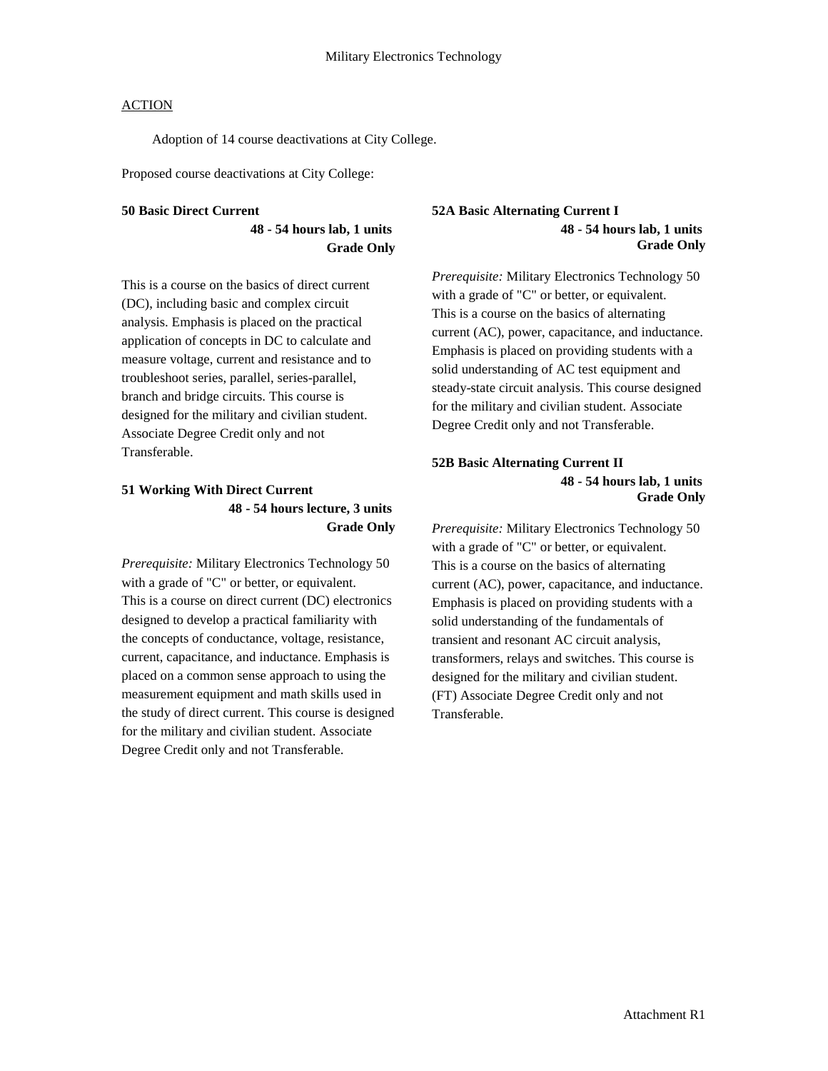Military Electronics Technology

ACTION

Adoption of 14 course deactivations at City College.

Proposed course deactivations at City College:

**50 Basic Direct Current**
**48 - 54 hours lab, 1 units**
**Grade Only**

This is a course on the basics of direct current (DC), including basic and complex circuit analysis. Emphasis is placed on the practical application of concepts in DC to calculate and measure voltage, current and resistance and to troubleshoot series, parallel, series-parallel, branch and bridge circuits. This course is designed for the military and civilian student. Associate Degree Credit only and not Transferable.

**51 Working With Direct Current**
**48 - 54 hours lecture, 3 units**
**Grade Only**

*Prerequisite:* Military Electronics Technology 50 with a grade of "C" or better, or equivalent. This is a course on direct current (DC) electronics designed to develop a practical familiarity with the concepts of conductance, voltage, resistance, current, capacitance, and inductance. Emphasis is placed on a common sense approach to using the measurement equipment and math skills used in the study of direct current. This course is designed for the military and civilian student. Associate Degree Credit only and not Transferable.

**52A Basic Alternating Current I**
**48 - 54 hours lab, 1 units**
**Grade Only**

*Prerequisite:* Military Electronics Technology 50 with a grade of "C" or better, or equivalent. This is a course on the basics of alternating current (AC), power, capacitance, and inductance. Emphasis is placed on providing students with a solid understanding of AC test equipment and steady-state circuit analysis. This course designed for the military and civilian student. Associate Degree Credit only and not Transferable.

**52B Basic Alternating Current II**
**48 - 54 hours lab, 1 units**
**Grade Only**

*Prerequisite:* Military Electronics Technology 50 with a grade of "C" or better, or equivalent. This is a course on the basics of alternating current (AC), power, capacitance, and inductance. Emphasis is placed on providing students with a solid understanding of the fundamentals of transient and resonant AC circuit analysis, transformers, relays and switches. This course is designed for the military and civilian student. (FT) Associate Degree Credit only and not Transferable.

Attachment R1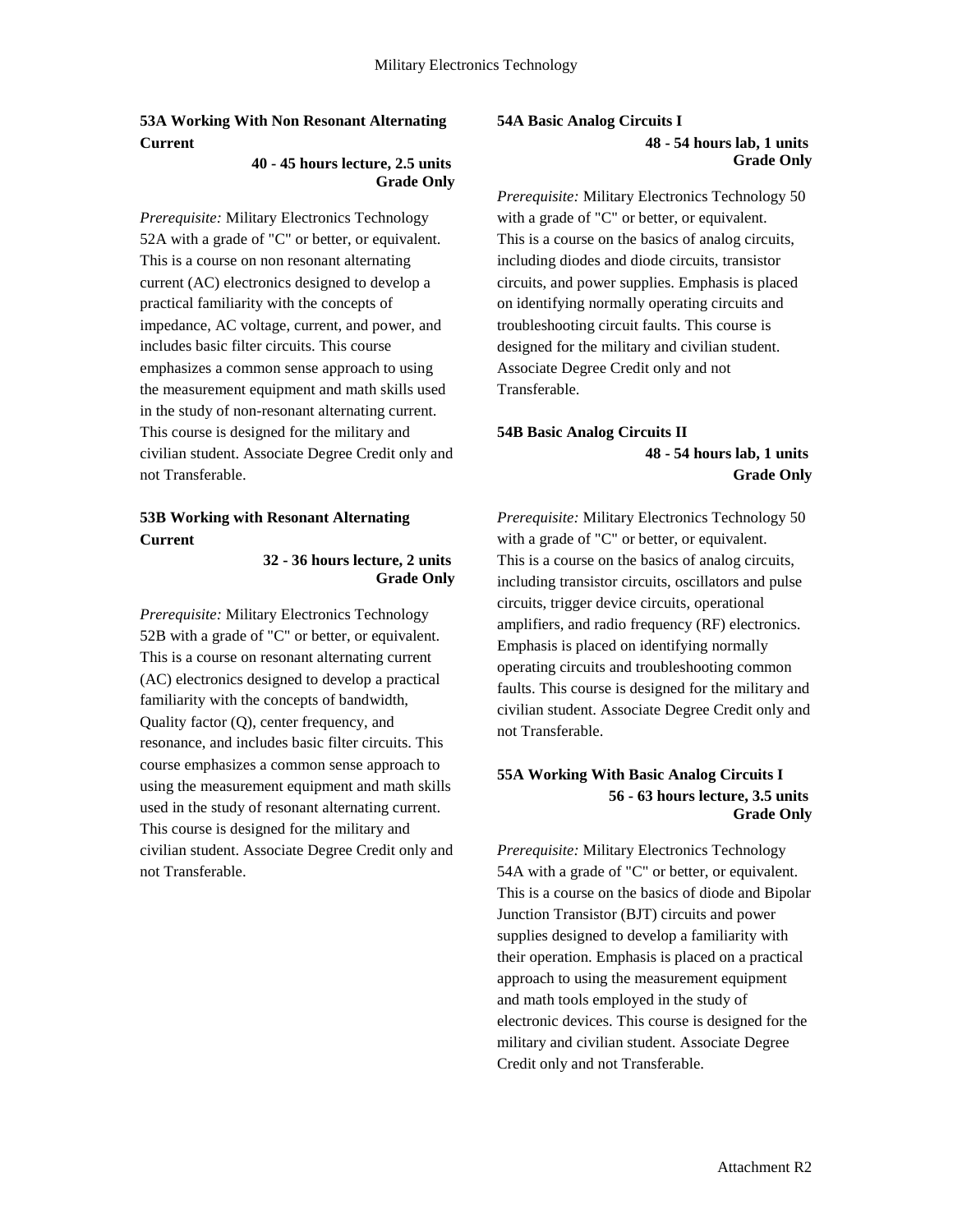### 53A Working With Non Resonant Alternating Current

**40 - 45 hours lecture, 2.5 units**
**Grade Only**

*Prerequisite:* Military Electronics Technology 52A with a grade of "C" or better, or equivalent. This is a course on non resonant alternating current (AC) electronics designed to develop a practical familiarity with the concepts of impedance, AC voltage, current, and power, and includes basic filter circuits. This course emphasizes a common sense approach to using the measurement equipment and math skills used in the study of non-resonant alternating current. This course is designed for the military and civilian student. Associate Degree Credit only and not Transferable.

### 53B Working with Resonant Alternating Current

**32 - 36 hours lecture, 2 units**
**Grade Only**

*Prerequisite:* Military Electronics Technology 52B with a grade of "C" or better, or equivalent. This is a course on resonant alternating current (AC) electronics designed to develop a practical familiarity with the concepts of bandwidth, Quality factor (Q), center frequency, and resonance, and includes basic filter circuits. This course emphasizes a common sense approach to using the measurement equipment and math skills used in the study of resonant alternating current. This course is designed for the military and civilian student. Associate Degree Credit only and not Transferable.

### 54A Basic Analog Circuits I

**48 - 54 hours lab, 1 units**
**Grade Only**

*Prerequisite:* Military Electronics Technology 50 with a grade of "C" or better, or equivalent. This is a course on the basics of analog circuits, including diodes and diode circuits, transistor circuits, and power supplies. Emphasis is placed on identifying normally operating circuits and troubleshooting circuit faults. This course is designed for the military and civilian student. Associate Degree Credit only and not Transferable.

### 54B Basic Analog Circuits II

**48 - 54 hours lab, 1 units**
**Grade Only**

*Prerequisite:* Military Electronics Technology 50 with a grade of "C" or better, or equivalent. This is a course on the basics of analog circuits, including transistor circuits, oscillators and pulse circuits, trigger device circuits, operational amplifiers, and radio frequency (RF) electronics. Emphasis is placed on identifying normally operating circuits and troubleshooting common faults. This course is designed for the military and civilian student. Associate Degree Credit only and not Transferable.

### 55A Working With Basic Analog Circuits I

**56 - 63 hours lecture, 3.5 units**
**Grade Only**

*Prerequisite:* Military Electronics Technology 54A with a grade of "C" or better, or equivalent. This is a course on the basics of diode and Bipolar Junction Transistor (BJT) circuits and power supplies designed to develop a familiarity with their operation. Emphasis is placed on a practical approach to using the measurement equipment and math tools employed in the study of electronic devices. This course is designed for the military and civilian student. Associate Degree Credit only and not Transferable.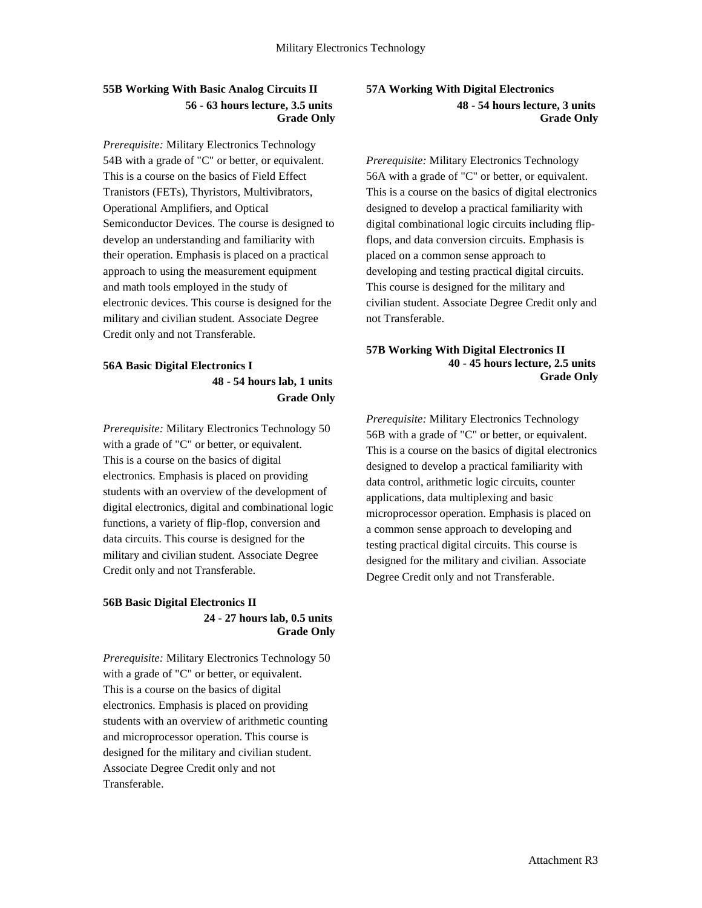### 55B Working With Basic Analog Circuits II

**56 - 63 hours lecture, 3.5 units**
**Grade Only**

*Prerequisite:* Military Electronics Technology 54B with a grade of "C" or better, or equivalent. This is a course on the basics of Field Effect Tranistors (FETs), Thyristors, Multivibrators, Operational Amplifiers, and Optical Semiconductor Devices. The course is designed to develop an understanding and familiarity with their operation. Emphasis is placed on a practical approach to using the measurement equipment and math tools employed in the study of electronic devices. This course is designed for the military and civilian student. Associate Degree Credit only and not Transferable.

### 56A Basic Digital Electronics I

**48 - 54 hours lab, 1 units**
**Grade Only**

*Prerequisite:* Military Electronics Technology 50 with a grade of "C" or better, or equivalent. This is a course on the basics of digital electronics. Emphasis is placed on providing students with an overview of the development of digital electronics, digital and combinational logic functions, a variety of flip-flop, conversion and data circuits. This course is designed for the military and civilian student. Associate Degree Credit only and not Transferable.

### 56B Basic Digital Electronics II

**24 - 27 hours lab, 0.5 units**
**Grade Only**

*Prerequisite:* Military Electronics Technology 50 with a grade of "C" or better, or equivalent. This is a course on the basics of digital electronics. Emphasis is placed on providing students with an overview of arithmetic counting and microprocessor operation. This course is designed for the military and civilian student. Associate Degree Credit only and not Transferable.

### 57A Working With Digital Electronics

**48 - 54 hours lecture, 3 units**
**Grade Only**

*Prerequisite:* Military Electronics Technology 56A with a grade of "C" or better, or equivalent. This is a course on the basics of digital electronics designed to develop a practical familiarity with digital combinational logic circuits including flip-flops, and data conversion circuits. Emphasis is placed on a common sense approach to developing and testing practical digital circuits. This course is designed for the military and civilian student. Associate Degree Credit only and not Transferable.

### 57B Working With Digital Electronics II

**40 - 45 hours lecture, 2.5 units**
**Grade Only**

*Prerequisite:* Military Electronics Technology 56B with a grade of "C" or better, or equivalent. This is a course on the basics of digital electronics designed to develop a practical familiarity with data control, arithmetic logic circuits, counter applications, data multiplexing and basic microprocessor operation. Emphasis is placed on a common sense approach to developing and testing practical digital circuits. This course is designed for the military and civilian. Associate Degree Credit only and not Transferable.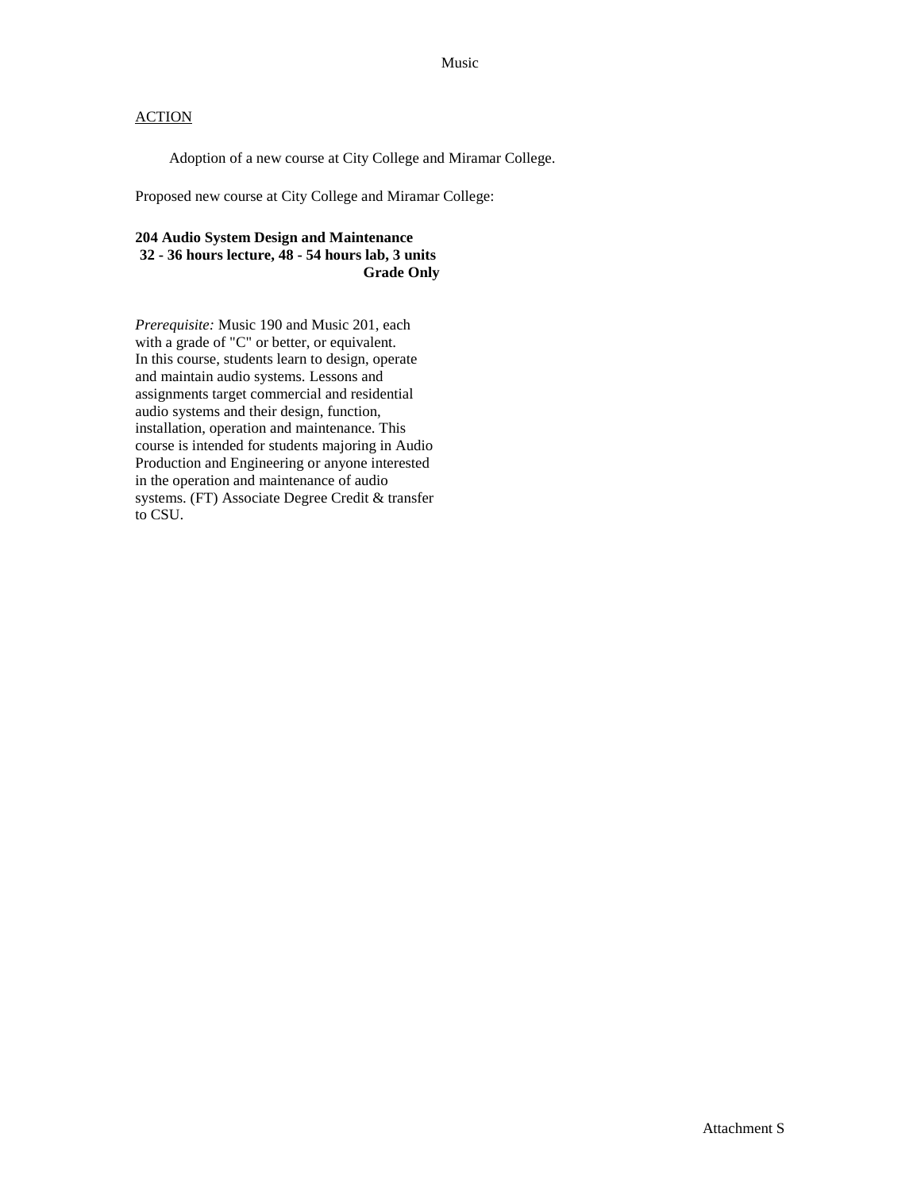Music

ACTION

Adoption of a new course at City College and Miramar College.

Proposed new course at City College and Miramar College:

**204 Audio System Design and Maintenance**
**32 - 36 hours lecture, 48 - 54 hours lab, 3 units**
**Grade Only**

*Prerequisite:* Music 190 and Music 201, each with a grade of "C" or better, or equivalent.
In this course, students learn to design, operate and maintain audio systems. Lessons and assignments target commercial and residential audio systems and their design, function, installation, operation and maintenance. This course is intended for students majoring in Audio Production and Engineering or anyone interested in the operation and maintenance of audio systems. (FT) Associate Degree Credit & transfer to CSU.

Attachment S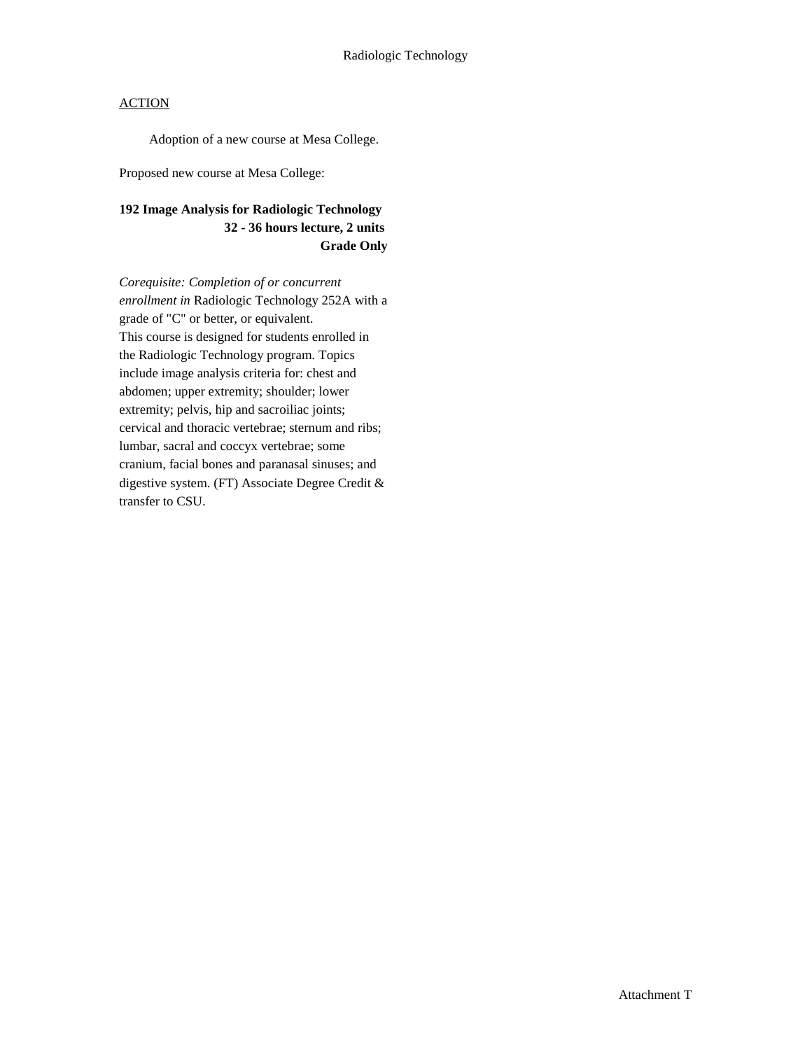Radiologic Technology

<u>ACTION</u>

Adoption of a new course at Mesa College.

Proposed new course at Mesa College:

**192 Image Analysis for Radiologic Technology**
**32 - 36 hours lecture, 2 units**
**Grade Only**

*Corequisite: Completion of or concurrent enrollment in* Radiologic Technology 252A with a grade of "C" or better, or equivalent.
This course is designed for students enrolled in the Radiologic Technology program. Topics include image analysis criteria for: chest and abdomen; upper extremity; shoulder; lower extremity; pelvis, hip and sacroiliac joints; cervical and thoracic vertebrae; sternum and ribs; lumbar, sacral and coccyx vertebrae; some cranium, facial bones and paranasal sinuses; and digestive system. (FT) Associate Degree Credit & transfer to CSU.

Attachment T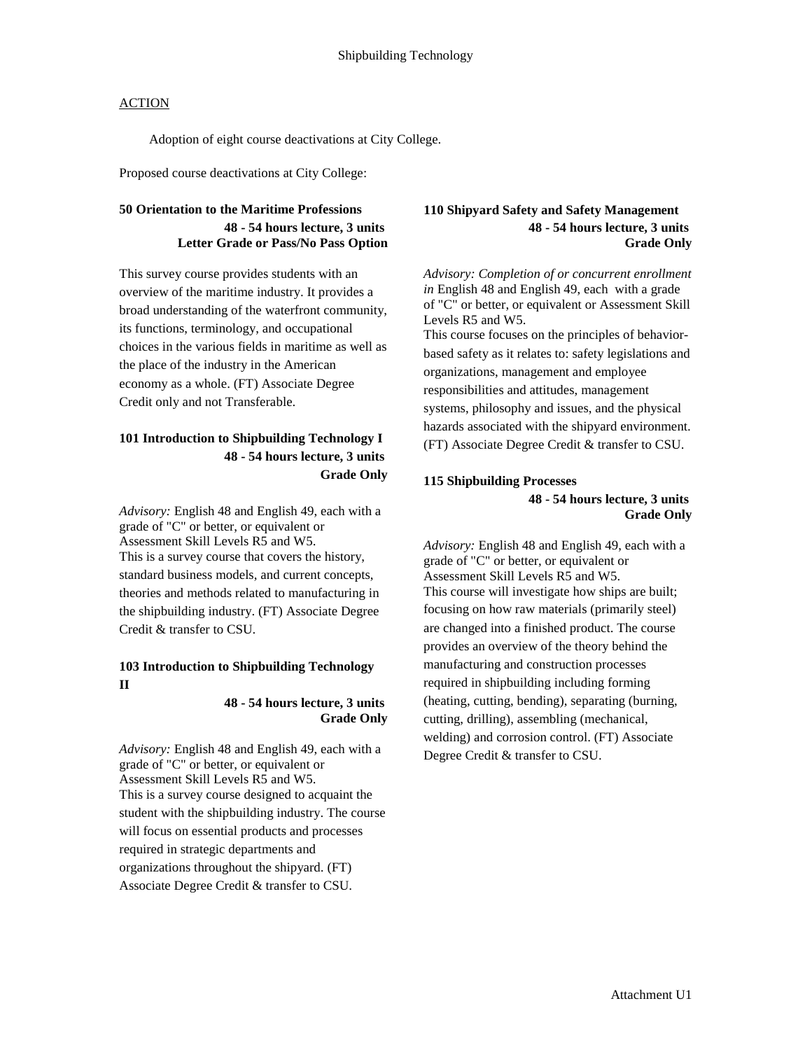Shipbuilding Technology

ACTION

Adoption of eight course deactivations at City College.

Proposed course deactivations at City College:

**50 Orientation to the Maritime Professions**
**48 - 54 hours lecture, 3 units**
**Letter Grade or Pass/No Pass Option**

This survey course provides students with an overview of the maritime industry. It provides a broad understanding of the waterfront community, its functions, terminology, and occupational choices in the various fields in maritime as well as the place of the industry in the American economy as a whole. (FT) Associate Degree Credit only and not Transferable.

**101 Introduction to Shipbuilding Technology I**
**48 - 54 hours lecture, 3 units**
**Grade Only**

*Advisory:* English 48 and English 49, each with a grade of "C" or better, or equivalent or Assessment Skill Levels R5 and W5.
This is a survey course that covers the history, standard business models, and current concepts, theories and methods related to manufacturing in the shipbuilding industry. (FT) Associate Degree Credit & transfer to CSU.

**103 Introduction to Shipbuilding Technology II**
**48 - 54 hours lecture, 3 units**
**Grade Only**

*Advisory:* English 48 and English 49, each with a grade of "C" or better, or equivalent or Assessment Skill Levels R5 and W5.
This is a survey course designed to acquaint the student with the shipbuilding industry. The course will focus on essential products and processes required in strategic departments and organizations throughout the shipyard. (FT) Associate Degree Credit & transfer to CSU.

**110 Shipyard Safety and Safety Management**
**48 - 54 hours lecture, 3 units**
**Grade Only**

*Advisory: Completion of or concurrent enrollment in* English 48 and English 49, each with a grade of "C" or better, or equivalent or Assessment Skill Levels R5 and W5.
This course focuses on the principles of behavior-based safety as it relates to: safety legislations and organizations, management and employee responsibilities and attitudes, management systems, philosophy and issues, and the physical hazards associated with the shipyard environment. (FT) Associate Degree Credit & transfer to CSU.

**115 Shipbuilding Processes**
**48 - 54 hours lecture, 3 units**
**Grade Only**

*Advisory:* English 48 and English 49, each with a grade of "C" or better, or equivalent or Assessment Skill Levels R5 and W5.
This course will investigate how ships are built; focusing on how raw materials (primarily steel) are changed into a finished product. The course provides an overview of the theory behind the manufacturing and construction processes required in shipbuilding including forming (heating, cutting, bending), separating (burning, cutting, drilling), assembling (mechanical, welding) and corrosion control. (FT) Associate Degree Credit & transfer to CSU.

Attachment U1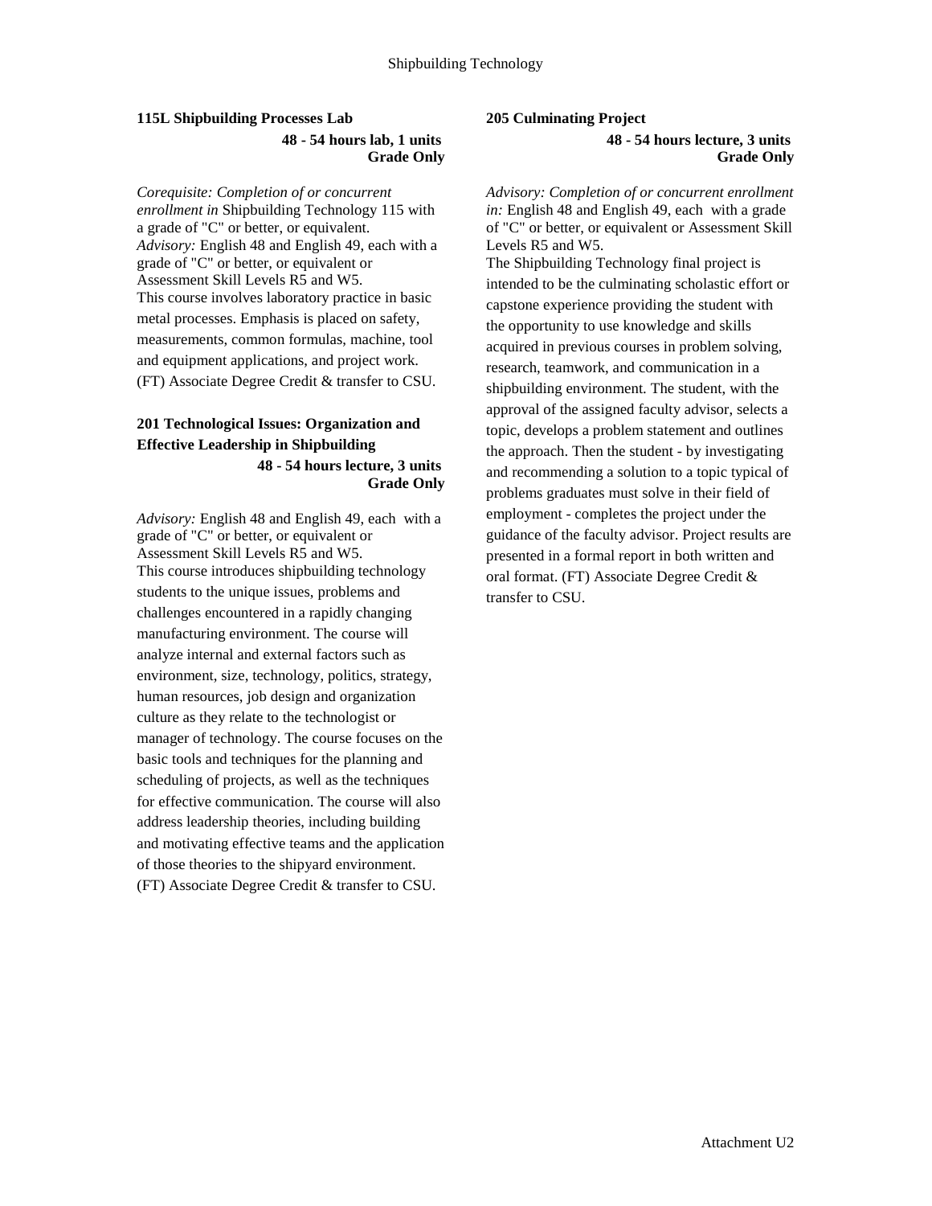## 115L Shipbuilding Processes Lab

**48 - 54 hours lab, 1 units**
**Grade Only**

*Corequisite: Completion of or concurrent enrollment in* Shipbuilding Technology 115 with a grade of "C" or better, or equivalent.
*Advisory:* English 48 and English 49, each with a grade of "C" or better, or equivalent or Assessment Skill Levels R5 and W5.
This course involves laboratory practice in basic metal processes. Emphasis is placed on safety, measurements, common formulas, machine, tool and equipment applications, and project work. (FT) Associate Degree Credit & transfer to CSU.

## 201 Technological Issues: Organization and Effective Leadership in Shipbuilding

**48 - 54 hours lecture, 3 units**
**Grade Only**

*Advisory:* English 48 and English 49, each with a grade of "C" or better, or equivalent or Assessment Skill Levels R5 and W5.
This course introduces shipbuilding technology students to the unique issues, problems and challenges encountered in a rapidly changing manufacturing environment. The course will analyze internal and external factors such as environment, size, technology, politics, strategy, human resources, job design and organization culture as they relate to the technologist or manager of technology. The course focuses on the basic tools and techniques for the planning and scheduling of projects, as well as the techniques for effective communication. The course will also address leadership theories, including building and motivating effective teams and the application of those theories to the shipyard environment. (FT) Associate Degree Credit & transfer to CSU.

## 205 Culminating Project

**48 - 54 hours lecture, 3 units**
**Grade Only**

*Advisory: Completion of or concurrent enrollment in:* English 48 and English 49, each with a grade of "C" or better, or equivalent or Assessment Skill Levels R5 and W5.
The Shipbuilding Technology final project is intended to be the culminating scholastic effort or capstone experience providing the student with the opportunity to use knowledge and skills acquired in previous courses in problem solving, research, teamwork, and communication in a shipbuilding environment. The student, with the approval of the assigned faculty advisor, selects a topic, develops a problem statement and outlines the approach. Then the student - by investigating and recommending a solution to a topic typical of problems graduates must solve in their field of employment - completes the project under the guidance of the faculty advisor. Project results are presented in a formal report in both written and oral format. (FT) Associate Degree Credit & transfer to CSU.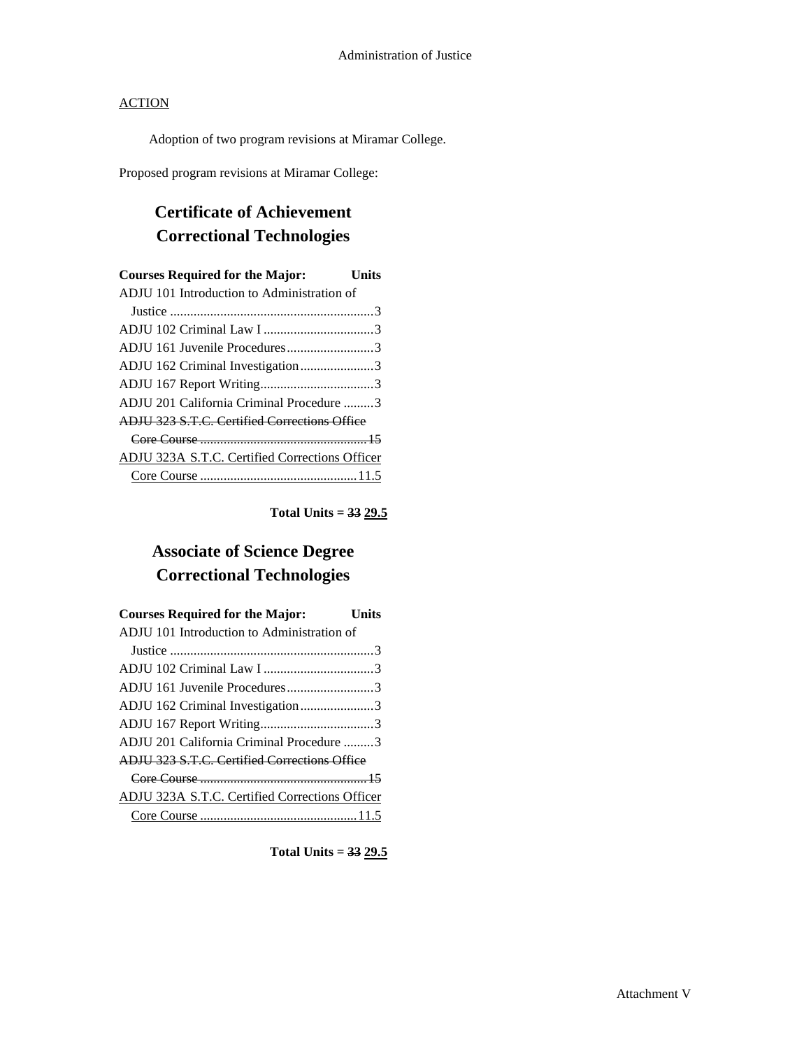Administration of Justice

ACTION

Adoption of two program revisions at Miramar College.

Proposed program revisions at Miramar College:

## Certificate of Achievement Correctional Technologies

| Courses Required for the Major: | Units |
|---|---|
| ADJU 101 Introduction to Administration of Justice | 3 |
| ADJU 102 Criminal Law I | 3 |
| ADJU 161 Juvenile Procedures | 3 |
| ADJU 162 Criminal Investigation | 3 |
| ADJU 167 Report Writing | 3 |
| ADJU 201 California Criminal Procedure | 3 |
| ~~ADJU 323 S.T.C. Certified Corrections Office Core Course~~ | ~~15~~ |
| <u>ADJU 323A S.T.C. Certified Corrections Officer Core Course</u> | <u>11.5</u> |

**Total Units = ~~33~~ <u>29.5</u>**

## Associate of Science Degree Correctional Technologies

| Courses Required for the Major: | Units |
|---|---|
| ADJU 101 Introduction to Administration of Justice | 3 |
| ADJU 102 Criminal Law I | 3 |
| ADJU 161 Juvenile Procedures | 3 |
| ADJU 162 Criminal Investigation | 3 |
| ADJU 167 Report Writing | 3 |
| ADJU 201 California Criminal Procedure | 3 |
| ~~ADJU 323 S.T.C. Certified Corrections Office Core Course~~ | ~~15~~ |
| <u>ADJU 323A S.T.C. Certified Corrections Officer Core Course</u> | <u>11.5</u> |

**Total Units = ~~33~~ <u>29.5</u>**

Attachment V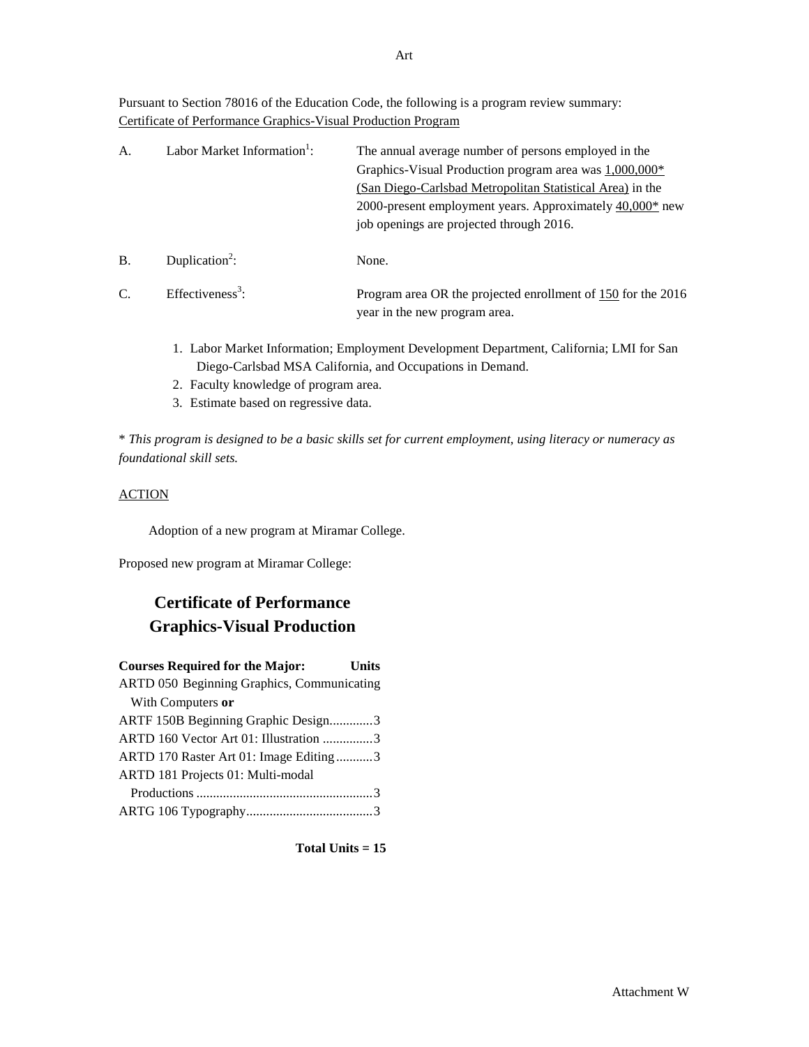Pursuant to Section 78016 of the Education Code, the following is a program review summary:
Certificate of Performance Graphics-Visual Production Program

| | | |
|---|---|---|
| A. | Labor Market Information[1]: | The annual average number of persons employed in the Graphics-Visual Production program area was 1,000,000* (San Diego-Carlsbad Metropolitan Statistical Area) in the 2000-present employment years. Approximately 40,000* new job openings are projected through 2016. |
| B. | Duplication[2]: | None. |
| C. | Effectiveness[3]: | Program area OR the projected enrollment of 150 for the 2016 year in the new program area. |

1. Labor Market Information; Employment Development Department, California; LMI for San Diego-Carlsbad MSA California, and Occupations in Demand.
2. Faculty knowledge of program area.
3. Estimate based on regressive data.

\* *This program is designed to be a basic skills set for current employment, using literacy or numeracy as foundational skill sets.*

ACTION

Adoption of a new program at Miramar College.

Proposed new program at Miramar College:

## Certificate of Performance Graphics-Visual Production

| Courses Required for the Major: | Units |
|---|---|
| ARTD 050 Beginning Graphics, Communicating With Computers **or** | |
| ARTF 150B Beginning Graphic Design | 3 |
| ARTD 160 Vector Art 01: Illustration | 3 |
| ARTD 170 Raster Art 01: Image Editing | 3 |
| ARTD 181 Projects 01: Multi-modal Productions | 3 |
| ARTG 106 Typography | 3 |

**Total Units = 15**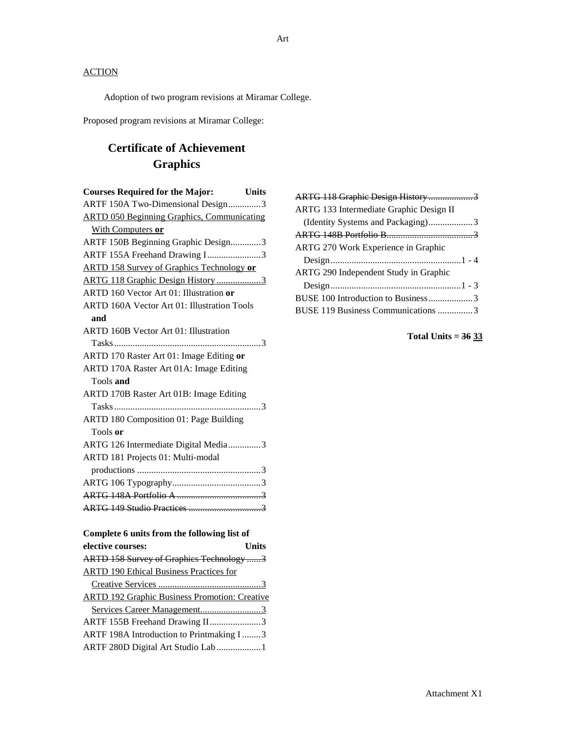ACTION

Adoption of two program revisions at Miramar College.

Proposed program revisions at Miramar College:

# Certificate of Achievement Graphics

| Courses Required for the Major: | Units |
|---|---|
| ARTF 150A Two-Dimensional Design | 3 |
| <u>ARTD 050 Beginning Graphics, Communicating With Computers **or**</u> | |
| ARTF 150B Beginning Graphic Design | 3 |
| ARTF 155A Freehand Drawing I | 3 |
| <u>ARTD 158 Survey of Graphics Technology **or**</u> | |
| <u>ARTG 118 Graphic Design History</u> | <u>3</u> |
| ARTD 160 Vector Art 01: Illustration **or** | |
| ARTD 160A Vector Art 01: Illustration Tools **and** | |
| ARTD 160B Vector Art 01: Illustration Tasks | 3 |
| ARTD 170 Raster Art 01: Image Editing **or** | |
| ARTD 170A Raster Art 01A: Image Editing Tools **and** | |
| ARTD 170B Raster Art 01B: Image Editing Tasks | 3 |
| ARTD 180 Composition 01: Page Building Tools **or** | |
| ARTG 126 Intermediate Digital Media | 3 |
| ARTD 181 Projects 01: Multi-modal productions | 3 |
| ARTG 106 Typography | 3 |
| ~~ARTG 148A Portfolio A~~ | ~~3~~ |
| ~~ARTG 149 Studio Practices~~ | ~~3~~ |

| Complete 6 units from the following list of elective courses: | Units |
|---|---|
| ~~ARTD 158 Survey of Graphics Technology~~ | ~~3~~ |
| <u>ARTD 190 Ethical Business Practices for Creative Services</u> | <u>3</u> |
| <u>ARTD 192 Graphic Business Promotion: Creative Services Career Management</u> | <u>3</u> |
| ARTF 155B Freehand Drawing II | 3 |
| ARTF 198A Introduction to Printmaking I | 3 |
| ARTF 280D Digital Art Studio Lab | 1 |
| ~~ARTG 118 Graphic Design History~~ | ~~3~~ |
| ARTG 133 Intermediate Graphic Design II (Identity Systems and Packaging) | 3 |
| ~~ARTG 148B Portfolio B~~ | ~~3~~ |
| ARTG 270 Work Experience in Graphic Design | 1 - 4 |
| ARTG 290 Independent Study in Graphic Design | 1 - 3 |
| BUSE 100 Introduction to Business | 3 |
| BUSE 119 Business Communications | 3 |

**Total Units = ~~36~~ <u>33</u>**

Attachment X1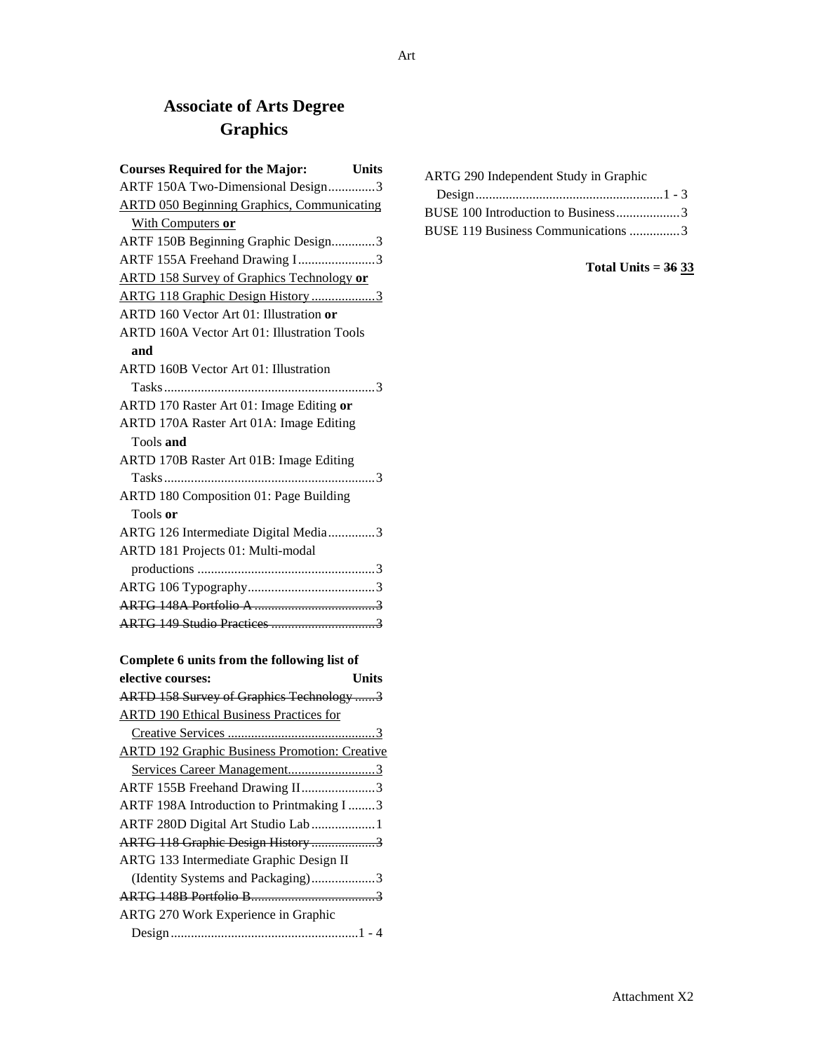# Associate of Arts Degree
## Graphics

| Courses Required for the Major: | Units |
|---|---|
| ARTF 150A Two-Dimensional Design | 3 |
| <u>ARTD 050 Beginning Graphics, Communicating With Computers **or**</u> | |
| ARTF 150B Beginning Graphic Design | 3 |
| ARTF 155A Freehand Drawing I | 3 |
| <u>ARTD 158 Survey of Graphics Technology **or**</u> | |
| <u>ARTG 118 Graphic Design History</u> | <u>3</u> |
| ARTD 160 Vector Art 01: Illustration **or** | |
| ARTD 160A Vector Art 01: Illustration Tools **and** | |
| ARTD 160B Vector Art 01: Illustration Tasks | 3 |
| ARTD 170 Raster Art 01: Image Editing **or** | |
| ARTD 170A Raster Art 01A: Image Editing Tools **and** | |
| ARTD 170B Raster Art 01B: Image Editing Tasks | 3 |
| ARTD 180 Composition 01: Page Building Tools **or** | |
| ARTG 126 Intermediate Digital Media | 3 |
| ARTD 181 Projects 01: Multi-modal productions | 3 |
| ARTG 106 Typography | 3 |
| ~~ARTG 148A Portfolio A~~ | ~~3~~ |
| ~~ARTG 149 Studio Practices~~ | ~~3~~ |

| Complete 6 units from the following list of elective courses: | Units |
|---|---|
| ~~ARTD 158 Survey of Graphics Technology~~ | ~~3~~ |
| <u>ARTD 190 Ethical Business Practices for Creative Services</u> | <u>3</u> |
| <u>ARTD 192 Graphic Business Promotion: Creative Services Career Management</u> | <u>3</u> |
| ARTF 155B Freehand Drawing II | 3 |
| ARTF 198A Introduction to Printmaking I | 3 |
| ARTF 280D Digital Art Studio Lab | 1 |
| ~~ARTG 118 Graphic Design History~~ | ~~3~~ |
| ARTG 133 Intermediate Graphic Design II (Identity Systems and Packaging) | 3 |
| ~~ARTG 148B Portfolio B~~ | ~~3~~ |
| ARTG 270 Work Experience in Graphic Design | 1 - 4 |
| ARTG 290 Independent Study in Graphic Design | 1 - 3 |
| BUSE 100 Introduction to Business | 3 |
| BUSE 119 Business Communications | 3 |

**Total Units = ~~36~~ <u>33</u>**

Attachment X2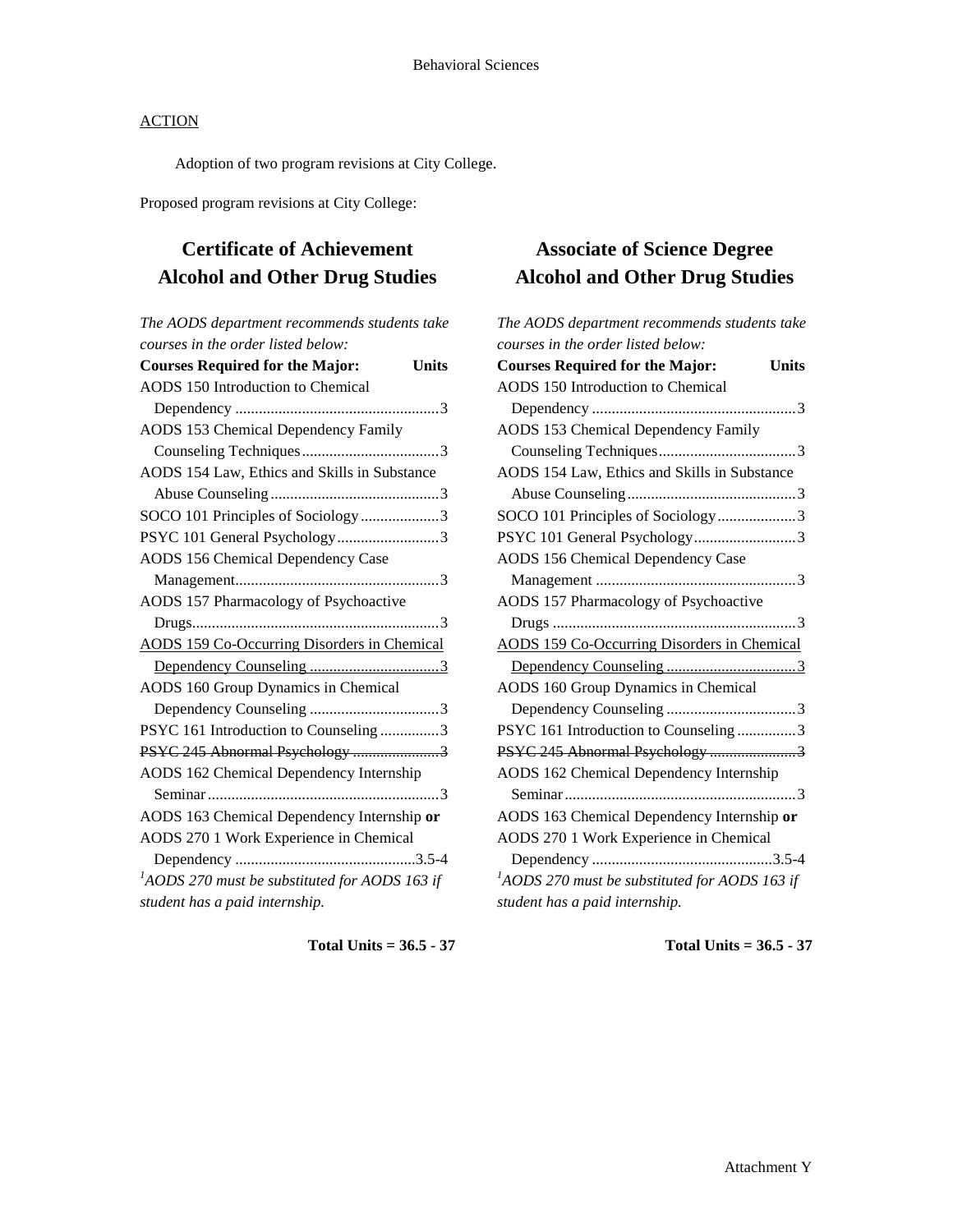Behavioral Sciences

<u>ACTION</u>

Adoption of two program revisions at City College.

Proposed program revisions at City College:

## Certificate of Achievement Alcohol and Other Drug Studies

*The AODS department recommends students take courses in the order listed below:*

| Courses Required for the Major: | Units |
|---|---|
| AODS 150 Introduction to Chemical Dependency | 3 |
| AODS 153 Chemical Dependency Family Counseling Techniques | 3 |
| AODS 154 Law, Ethics and Skills in Substance Abuse Counseling | 3 |
| SOCO 101 Principles of Sociology | 3 |
| PSYC 101 General Psychology | 3 |
| AODS 156 Chemical Dependency Case Management | 3 |
| AODS 157 Pharmacology of Psychoactive Drugs | 3 |
| <u>AODS 159 Co-Occurring Disorders in Chemical Dependency Counseling</u> | <u>3</u> |
| AODS 160 Group Dynamics in Chemical Dependency Counseling | 3 |
| PSYC 161 Introduction to Counseling | 3 |
| ~~PSYC 245 Abnormal Psychology~~ | ~~3~~ |
| AODS 162 Chemical Dependency Internship Seminar | 3 |
| AODS 163 Chemical Dependency Internship **or** AODS 270 [1] Work Experience in Chemical Dependency | 3.5-4 |

*[1]AODS 270 must be substituted for AODS 163 if student has a paid internship.*

**Total Units = 36.5 - 37**

## Associate of Science Degree Alcohol and Other Drug Studies

*The AODS department recommends students take courses in the order listed below:*

| Courses Required for the Major: | Units |
|---|---|
| AODS 150 Introduction to Chemical Dependency | 3 |
| AODS 153 Chemical Dependency Family Counseling Techniques | 3 |
| AODS 154 Law, Ethics and Skills in Substance Abuse Counseling | 3 |
| SOCO 101 Principles of Sociology | 3 |
| PSYC 101 General Psychology | 3 |
| AODS 156 Chemical Dependency Case Management | 3 |
| AODS 157 Pharmacology of Psychoactive Drugs | 3 |
| <u>AODS 159 Co-Occurring Disorders in Chemical Dependency Counseling</u> | <u>3</u> |
| AODS 160 Group Dynamics in Chemical Dependency Counseling | 3 |
| PSYC 161 Introduction to Counseling | 3 |
| ~~PSYC 245 Abnormal Psychology~~ | ~~3~~ |
| AODS 162 Chemical Dependency Internship Seminar | 3 |
| AODS 163 Chemical Dependency Internship **or** AODS 270 [1] Work Experience in Chemical Dependency | 3.5-4 |

*[1]AODS 270 must be substituted for AODS 163 if student has a paid internship.*

**Total Units = 36.5 - 37**

Attachment Y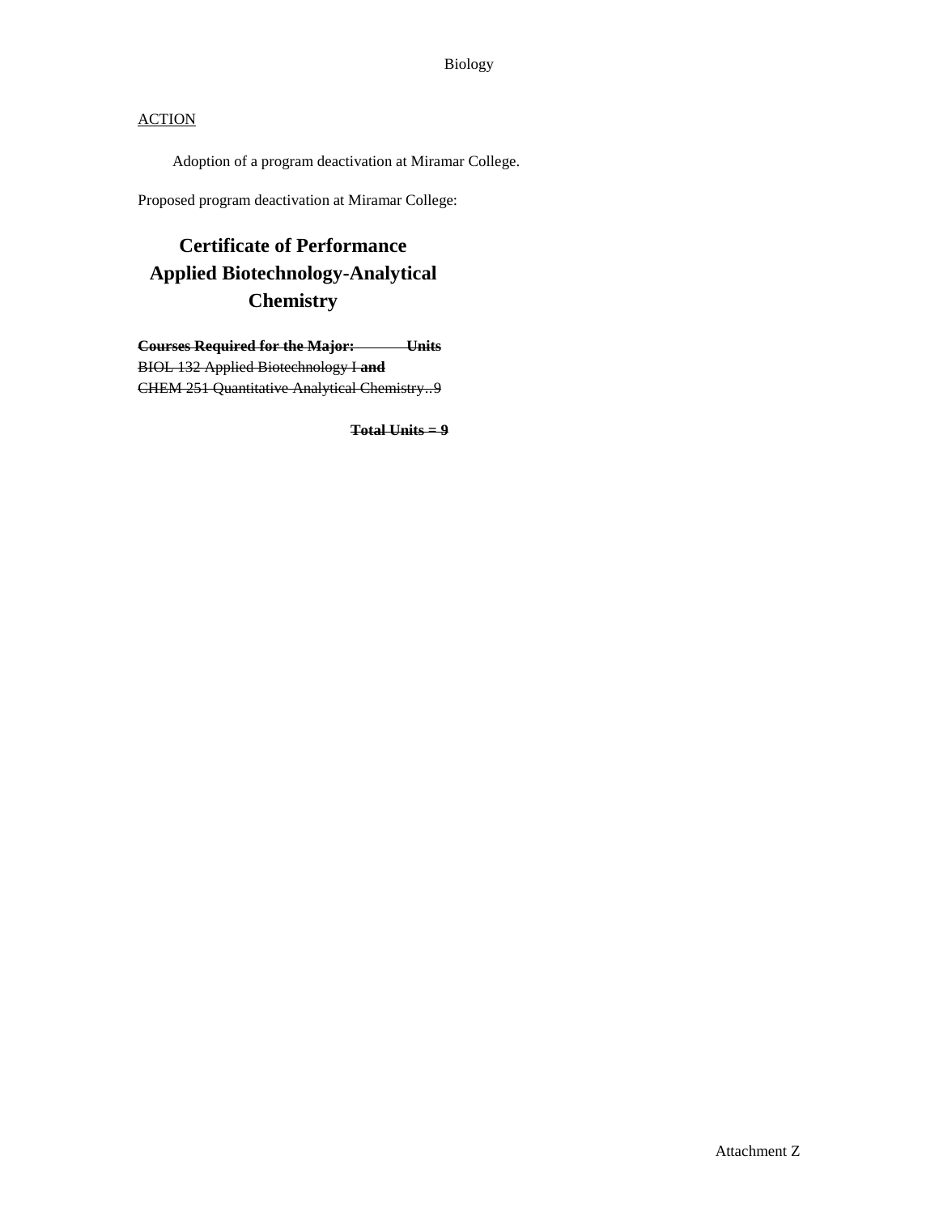ACTION

Adoption of a program deactivation at Miramar College.

Proposed program deactivation at Miramar College:

## Certificate of Performance
## Applied Biotechnology-Analytical Chemistry

~~**Courses Required for the Major: Units**~~
~~BIOL 132 Applied Biotechnology I **and**~~
~~CHEM 251 Quantitative Analytical Chemistry..9~~

~~**Total Units = 9**~~

Attachment Z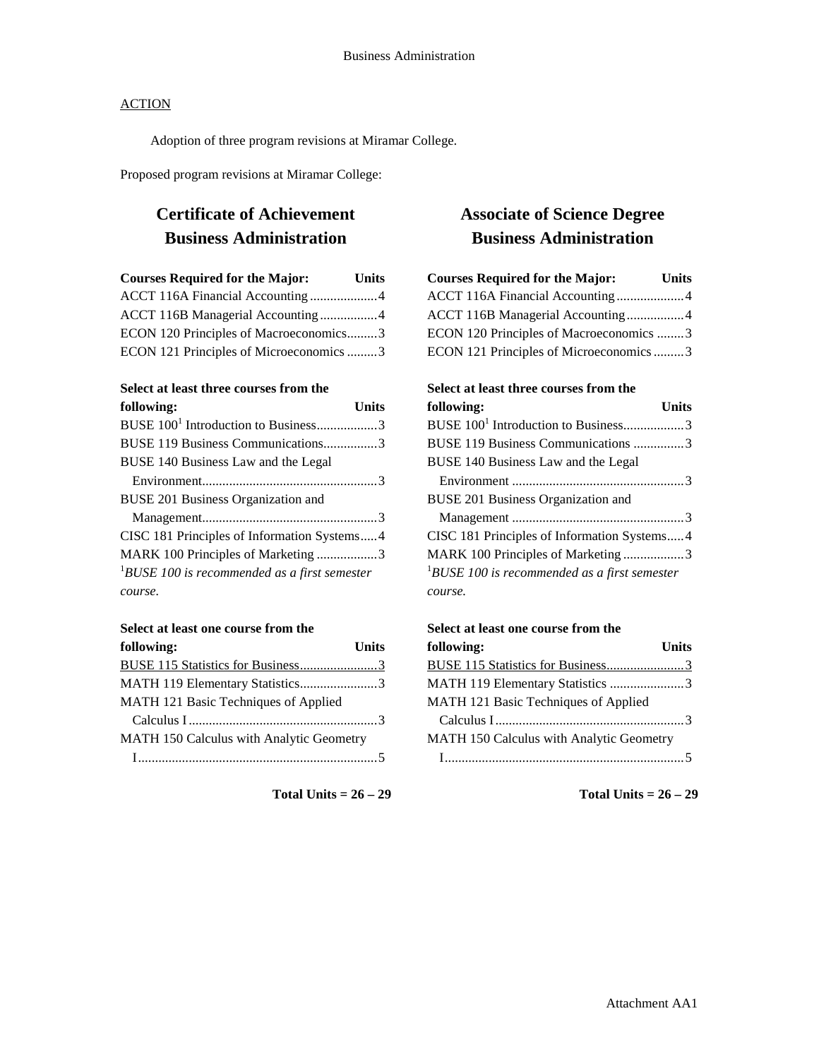Business Administration

<u>ACTION</u>

Adoption of three program revisions at Miramar College.

Proposed program revisions at Miramar College:

## Certificate of Achievement Business Administration

| Courses Required for the Major: | Units |
|---|---|
| ACCT 116A Financial Accounting | 4 |
| ACCT 116B Managerial Accounting | 4 |
| ECON 120 Principles of Macroeconomics | 3 |
| ECON 121 Principles of Microeconomics | 3 |

| Select at least three courses from the following: | Units |
|---|---|
| BUSE 100[1] Introduction to Business | 3 |
| BUSE 119 Business Communications | 3 |
| BUSE 140 Business Law and the Legal Environment | 3 |
| BUSE 201 Business Organization and Management | 3 |
| CISC 181 Principles of Information Systems | 4 |
| MARK 100 Principles of Marketing | 3 |

[1]*BUSE 100 is recommended as a first semester course.*

| Select at least one course from the following: | Units |
|---|---|
| <u>BUSE 115 Statistics for Business</u> | <u>3</u> |
| MATH 119 Elementary Statistics | 3 |
| MATH 121 Basic Techniques of Applied Calculus I | 3 |
| MATH 150 Calculus with Analytic Geometry I | 5 |

**Total Units = 26 – 29**

## Associate of Science Degree Business Administration

| Courses Required for the Major: | Units |
|---|---|
| ACCT 116A Financial Accounting | 4 |
| ACCT 116B Managerial Accounting | 4 |
| ECON 120 Principles of Macroeconomics | 3 |
| ECON 121 Principles of Microeconomics | 3 |

| Select at least three courses from the following: | Units |
|---|---|
| BUSE 100[1] Introduction to Business | 3 |
| BUSE 119 Business Communications | 3 |
| BUSE 140 Business Law and the Legal Environment | 3 |
| BUSE 201 Business Organization and Management | 3 |
| CISC 181 Principles of Information Systems | 4 |
| MARK 100 Principles of Marketing | 3 |

[1]*BUSE 100 is recommended as a first semester course.*

| Select at least one course from the following: | Units |
|---|---|
| <u>BUSE 115 Statistics for Business</u> | <u>3</u> |
| MATH 119 Elementary Statistics | 3 |
| MATH 121 Basic Techniques of Applied Calculus I | 3 |
| MATH 150 Calculus with Analytic Geometry I | 5 |

**Total Units = 26 – 29**

Attachment AA1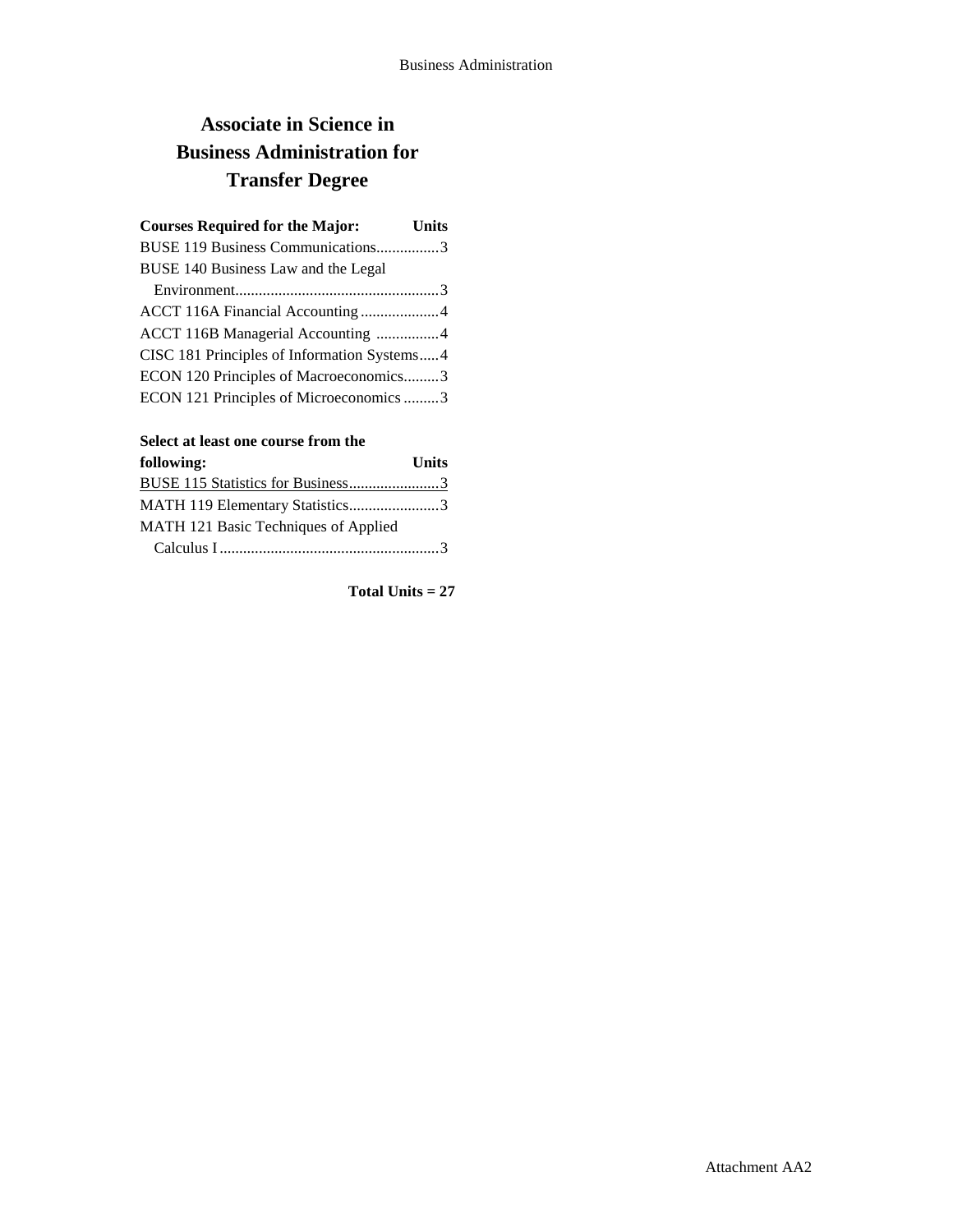# Associate in Science in Business Administration for Transfer Degree

| Courses Required for the Major: | Units |
|---|---|
| BUSE 119 Business Communications | 3 |
| BUSE 140 Business Law and the Legal Environment | 3 |
| ACCT 116A Financial Accounting | 4 |
| ACCT 116B Managerial Accounting | 4 |
| CISC 181 Principles of Information Systems | 4 |
| ECON 120 Principles of Macroeconomics | 3 |
| ECON 121 Principles of Microeconomics | 3 |

| Select at least one course from the following: | Units |
|---|---|
| BUSE 115 Statistics for Business | 3 |
| MATH 119 Elementary Statistics | 3 |
| MATH 121 Basic Techniques of Applied Calculus I | 3 |

**Total Units = 27**

Attachment AA2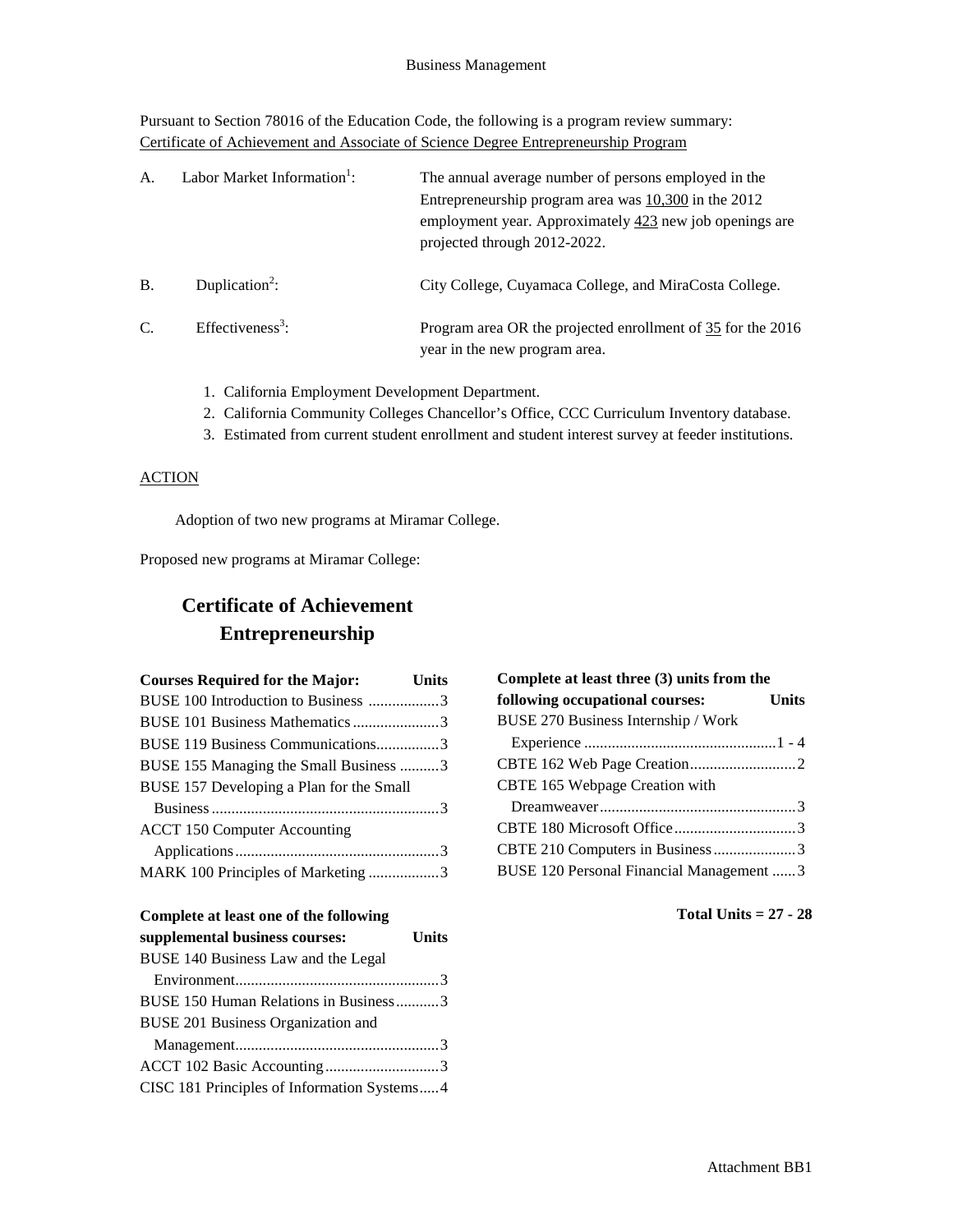Business Management

Pursuant to Section 78016 of the Education Code, the following is a program review summary:
Certificate of Achievement and Associate of Science Degree Entrepreneurship Program

| | | |
|---|---|---|
| A. | Labor Market Information[1]: | The annual average number of persons employed in the Entrepreneurship program area was 10,300 in the 2012 employment year. Approximately 423 new job openings are projected through 2012-2022. |
| B. | Duplication[2]: | City College, Cuyamaca College, and MiraCosta College. |
| C. | Effectiveness[3]: | Program area OR the projected enrollment of 35 for the 2016 year in the new program area. |

1. California Employment Development Department.
2. California Community Colleges Chancellor's Office, CCC Curriculum Inventory database.
3. Estimated from current student enrollment and student interest survey at feeder institutions.

ACTION

Adoption of two new programs at Miramar College.

Proposed new programs at Miramar College:

# Certificate of Achievement Entrepreneurship

| Courses Required for the Major: | Units |
|---|---|
| BUSE 100 Introduction to Business | 3 |
| BUSE 101 Business Mathematics | 3 |
| BUSE 119 Business Communications | 3 |
| BUSE 155 Managing the Small Business | 3 |
| BUSE 157 Developing a Plan for the Small Business | 3 |
| ACCT 150 Computer Accounting Applications | 3 |
| MARK 100 Principles of Marketing | 3 |

| Complete at least one of the following supplemental business courses: | Units |
|---|---|
| BUSE 140 Business Law and the Legal Environment | 3 |
| BUSE 150 Human Relations in Business | 3 |
| BUSE 201 Business Organization and Management | 3 |
| ACCT 102 Basic Accounting | 3 |
| CISC 181 Principles of Information Systems | 4 |

| Complete at least three (3) units from the following occupational courses: | Units |
|---|---|
| BUSE 270 Business Internship / Work Experience | 1 - 4 |
| CBTE 162 Web Page Creation | 2 |
| CBTE 165 Webpage Creation with Dreamweaver | 3 |
| CBTE 180 Microsoft Office | 3 |
| CBTE 210 Computers in Business | 3 |
| BUSE 120 Personal Financial Management | 3 |

**Total Units = 27 - 28**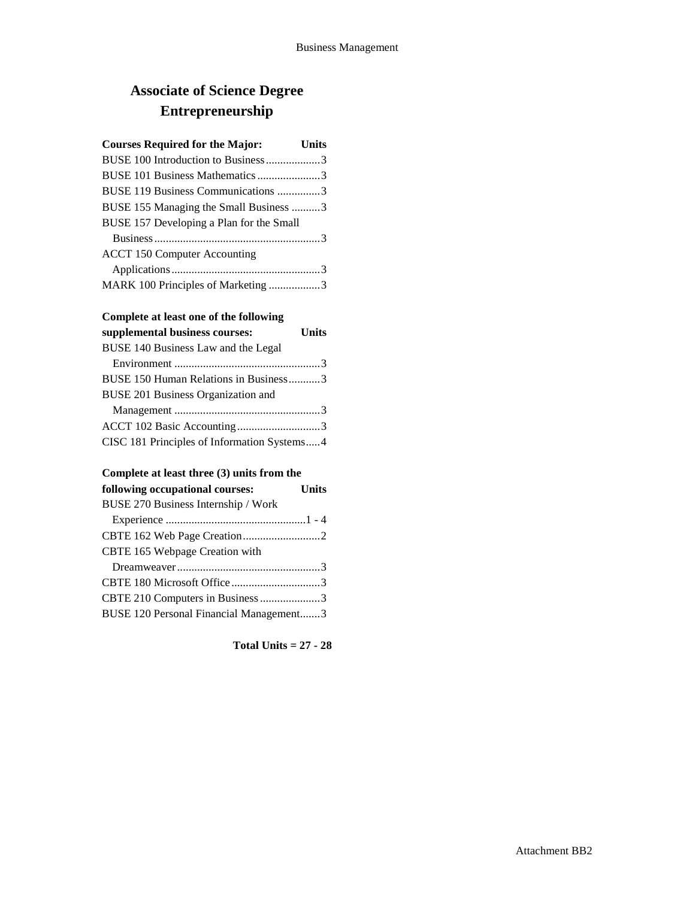# Associate of Science Degree
# Entrepreneurship

| Courses Required for the Major: | Units |
|---|---|
| BUSE 100 Introduction to Business | 3 |
| BUSE 101 Business Mathematics | 3 |
| BUSE 119 Business Communications | 3 |
| BUSE 155 Managing the Small Business | 3 |
| BUSE 157 Developing a Plan for the Small Business | 3 |
| ACCT 150 Computer Accounting Applications | 3 |
| MARK 100 Principles of Marketing | 3 |

| Complete at least one of the following supplemental business courses: | Units |
|---|---|
| BUSE 140 Business Law and the Legal Environment | 3 |
| BUSE 150 Human Relations in Business | 3 |
| BUSE 201 Business Organization and Management | 3 |
| ACCT 102 Basic Accounting | 3 |
| CISC 181 Principles of Information Systems | 4 |

| Complete at least three (3) units from the following occupational courses: | Units |
|---|---|
| BUSE 270 Business Internship / Work Experience | 1 - 4 |
| CBTE 162 Web Page Creation | 2 |
| CBTE 165 Webpage Creation with Dreamweaver | 3 |
| CBTE 180 Microsoft Office | 3 |
| CBTE 210 Computers in Business | 3 |
| BUSE 120 Personal Financial Management | 3 |

**Total Units = 27 - 28**

Attachment BB2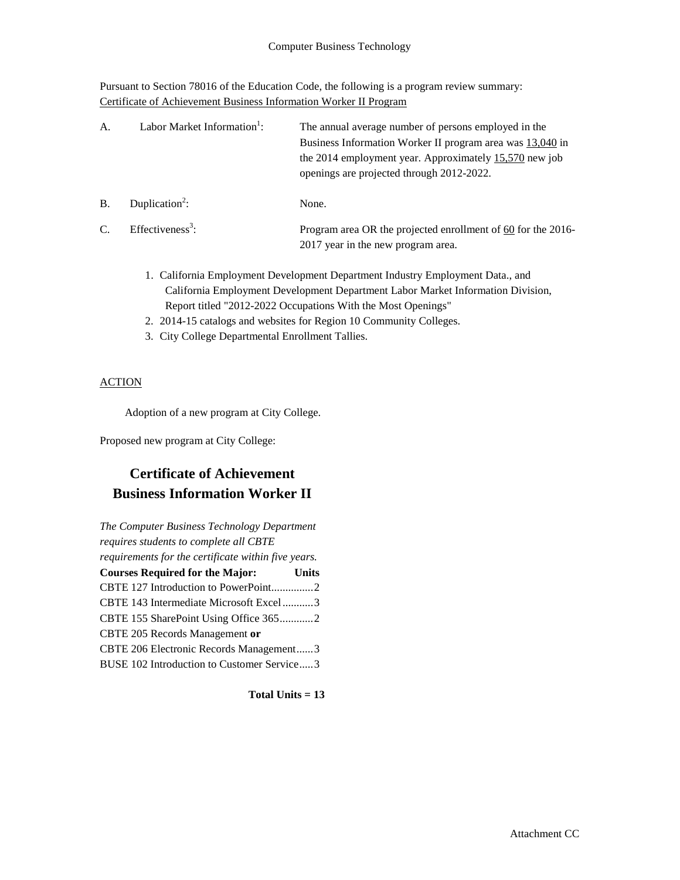Computer Business Technology

Pursuant to Section 78016 of the Education Code, the following is a program review summary:
Certificate of Achievement Business Information Worker II Program

A. Labor Market Information[1]: The annual average number of persons employed in the Business Information Worker II program area was 13,040 in the 2014 employment year. Approximately 15,570 new job openings are projected through 2012-2022.

B. Duplication[2]: None.

C. Effectiveness[3]: Program area OR the projected enrollment of 60 for the 2016-2017 year in the new program area.

1. California Employment Development Department Industry Employment Data., and California Employment Development Department Labor Market Information Division, Report titled "2012-2022 Occupations With the Most Openings"
2. 2014-15 catalogs and websites for Region 10 Community Colleges.
3. City College Departmental Enrollment Tallies.

ACTION

Adoption of a new program at City College.

Proposed new program at City College:

## Certificate of Achievement Business Information Worker II

*The Computer Business Technology Department requires students to complete all CBTE requirements for the certificate within five years.*

| Courses Required for the Major: | Units |
|---|---|
| CBTE 127 Introduction to PowerPoint | 2 |
| CBTE 143 Intermediate Microsoft Excel | 3 |
| CBTE 155 SharePoint Using Office 365 | 2 |
| CBTE 205 Records Management **or** CBTE 206 Electronic Records Management | 3 |
| BUSE 102 Introduction to Customer Service | 3 |

**Total Units = 13**

Attachment CC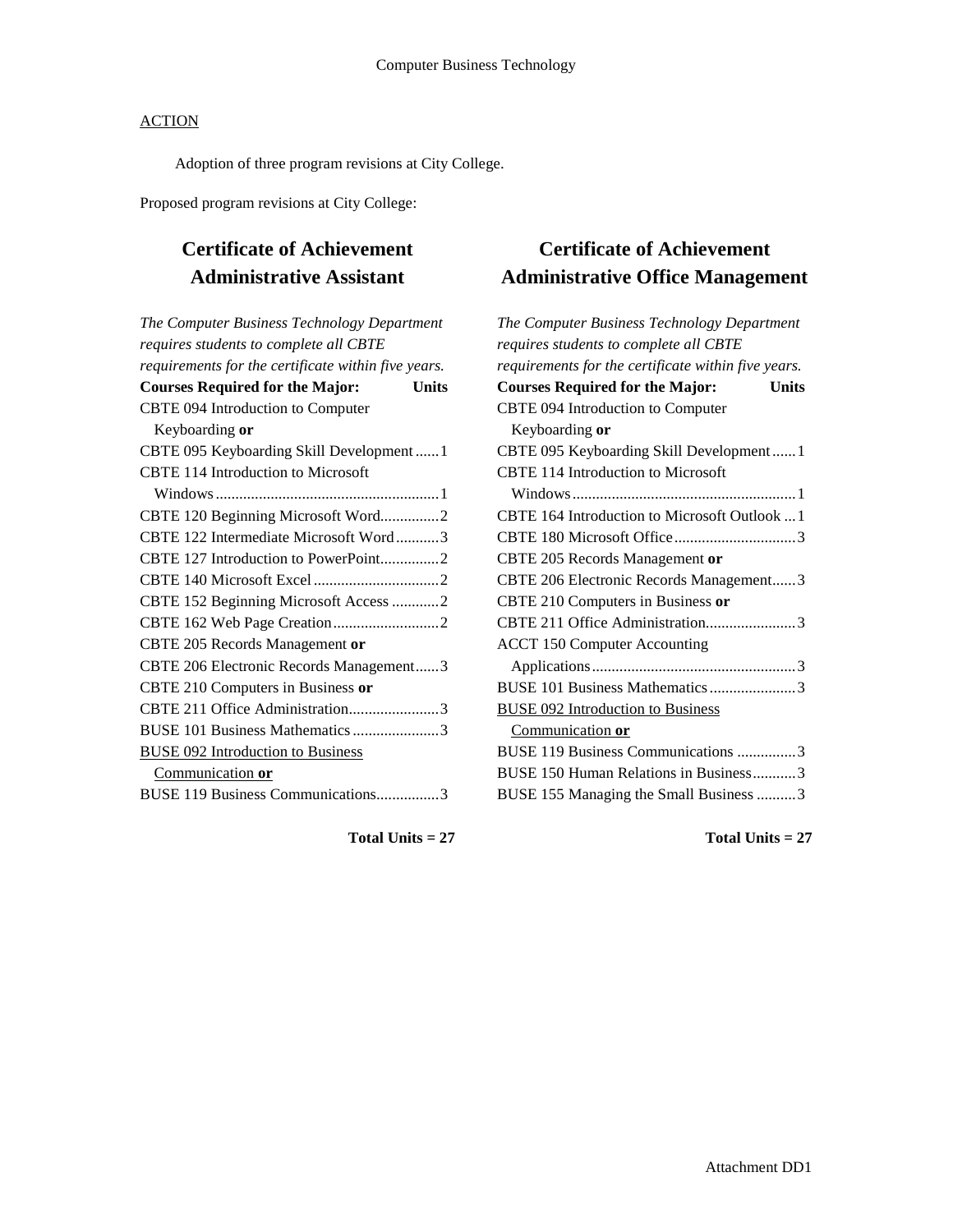## ACTION

Adoption of three program revisions at City College.

Proposed program revisions at City College:

## Certificate of Achievement Administrative Assistant

*The Computer Business Technology Department requires students to complete all CBTE requirements for the certificate within five years.*

| **Courses Required for the Major:** | **Units** |
|---|---|
| CBTE 094 Introduction to Computer Keyboarding **or** | |
| CBTE 095 Keyboarding Skill Development | 1 |
| CBTE 114 Introduction to Microsoft Windows | 1 |
| CBTE 120 Beginning Microsoft Word | 2 |
| CBTE 122 Intermediate Microsoft Word | 3 |
| CBTE 127 Introduction to PowerPoint | 2 |
| CBTE 140 Microsoft Excel | 2 |
| CBTE 152 Beginning Microsoft Access | 2 |
| CBTE 162 Web Page Creation | 2 |
| CBTE 205 Records Management **or** | |
| CBTE 206 Electronic Records Management | 3 |
| CBTE 210 Computers in Business **or** | |
| CBTE 211 Office Administration | 3 |
| BUSE 101 Business Mathematics | 3 |
| <u>BUSE 092 Introduction to Business Communication</u> **or** | |
| BUSE 119 Business Communications | 3 |

**Total Units = 27**

## Certificate of Achievement Administrative Office Management

*The Computer Business Technology Department requires students to complete all CBTE requirements for the certificate within five years.*

| **Courses Required for the Major:** | **Units** |
|---|---|
| CBTE 094 Introduction to Computer Keyboarding **or** | |
| CBTE 095 Keyboarding Skill Development | 1 |
| CBTE 114 Introduction to Microsoft Windows | 1 |
| CBTE 164 Introduction to Microsoft Outlook | 1 |
| CBTE 180 Microsoft Office | 3 |
| CBTE 205 Records Management **or** | |
| CBTE 206 Electronic Records Management | 3 |
| CBTE 210 Computers in Business **or** | |
| CBTE 211 Office Administration | 3 |
| ACCT 150 Computer Accounting Applications | 3 |
| BUSE 101 Business Mathematics | 3 |
| <u>BUSE 092 Introduction to Business Communication</u> **or** | |
| BUSE 119 Business Communications | 3 |
| BUSE 150 Human Relations in Business | 3 |
| BUSE 155 Managing the Small Business | 3 |

**Total Units = 27**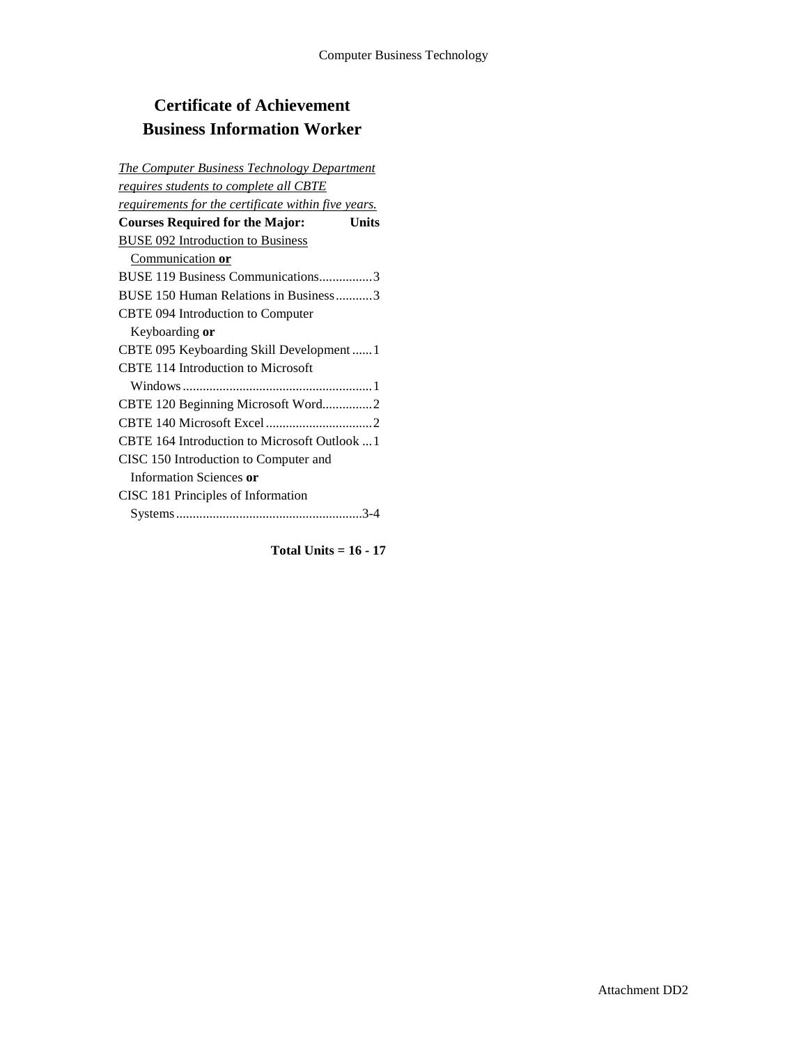# Certificate of Achievement
# Business Information Worker

*The Computer Business Technology Department requires students to complete all CBTE requirements for the certificate within five years.*

| **Courses Required for the Major:** | **Units** |
| --- | --- |
| BUSE 092 Introduction to Business Communication **or** | |
| BUSE 119 Business Communications | 3 |
| BUSE 150 Human Relations in Business | 3 |
| CBTE 094 Introduction to Computer Keyboarding **or** | |
| CBTE 095 Keyboarding Skill Development | 1 |
| CBTE 114 Introduction to Microsoft Windows | 1 |
| CBTE 120 Beginning Microsoft Word | 2 |
| CBTE 140 Microsoft Excel | 2 |
| CBTE 164 Introduction to Microsoft Outlook | 1 |
| CISC 150 Introduction to Computer and Information Sciences **or** | |
| CISC 181 Principles of Information Systems | 3-4 |

**Total Units = 16 - 17**

Attachment DD2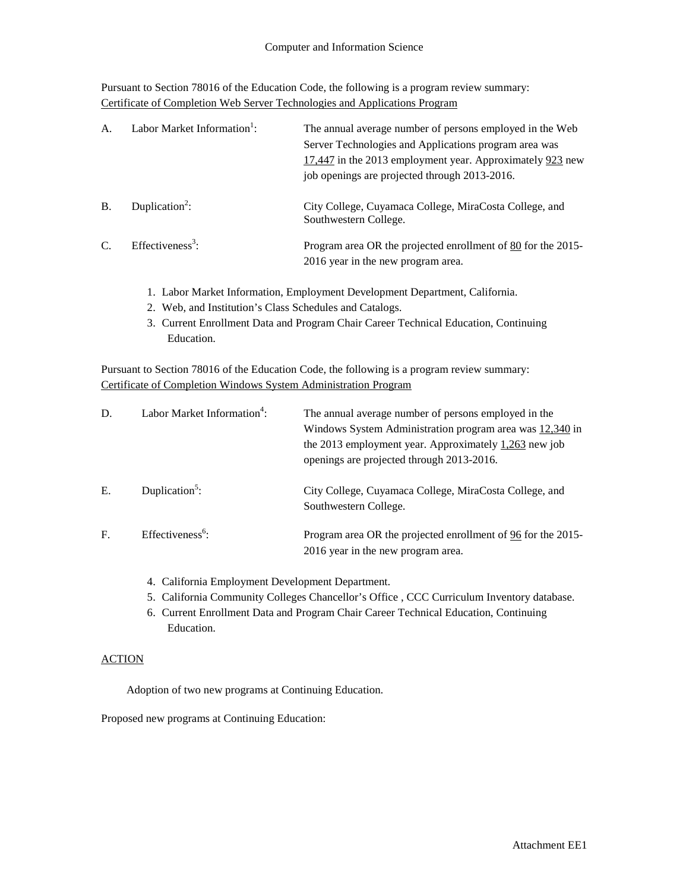Computer and Information Science

Pursuant to Section 78016 of the Education Code, the following is a program review summary:
Certificate of Completion Web Server Technologies and Applications Program

A. Labor Market Information[1]: The annual average number of persons employed in the Web Server Technologies and Applications program area was 17,447 in the 2013 employment year. Approximately 923 new job openings are projected through 2013-2016.

B. Duplication[2]: City College, Cuyamaca College, MiraCosta College, and Southwestern College.

C. Effectiveness[3]: Program area OR the projected enrollment of 80 for the 2015-2016 year in the new program area.

1. Labor Market Information, Employment Development Department, California.
2. Web, and Institution's Class Schedules and Catalogs.
3. Current Enrollment Data and Program Chair Career Technical Education, Continuing Education.

Pursuant to Section 78016 of the Education Code, the following is a program review summary:
Certificate of Completion Windows System Administration Program

D. Labor Market Information[4]: The annual average number of persons employed in the Windows System Administration program area was 12,340 in the 2013 employment year. Approximately 1,263 new job openings are projected through 2013-2016.

E. Duplication[5]: City College, Cuyamaca College, MiraCosta College, and Southwestern College.

F. Effectiveness[6]: Program area OR the projected enrollment of 96 for the 2015-2016 year in the new program area.

4. California Employment Development Department.
5. California Community Colleges Chancellor's Office , CCC Curriculum Inventory database.
6. Current Enrollment Data and Program Chair Career Technical Education, Continuing Education.

ACTION

Adoption of two new programs at Continuing Education.

Proposed new programs at Continuing Education:

Attachment EE1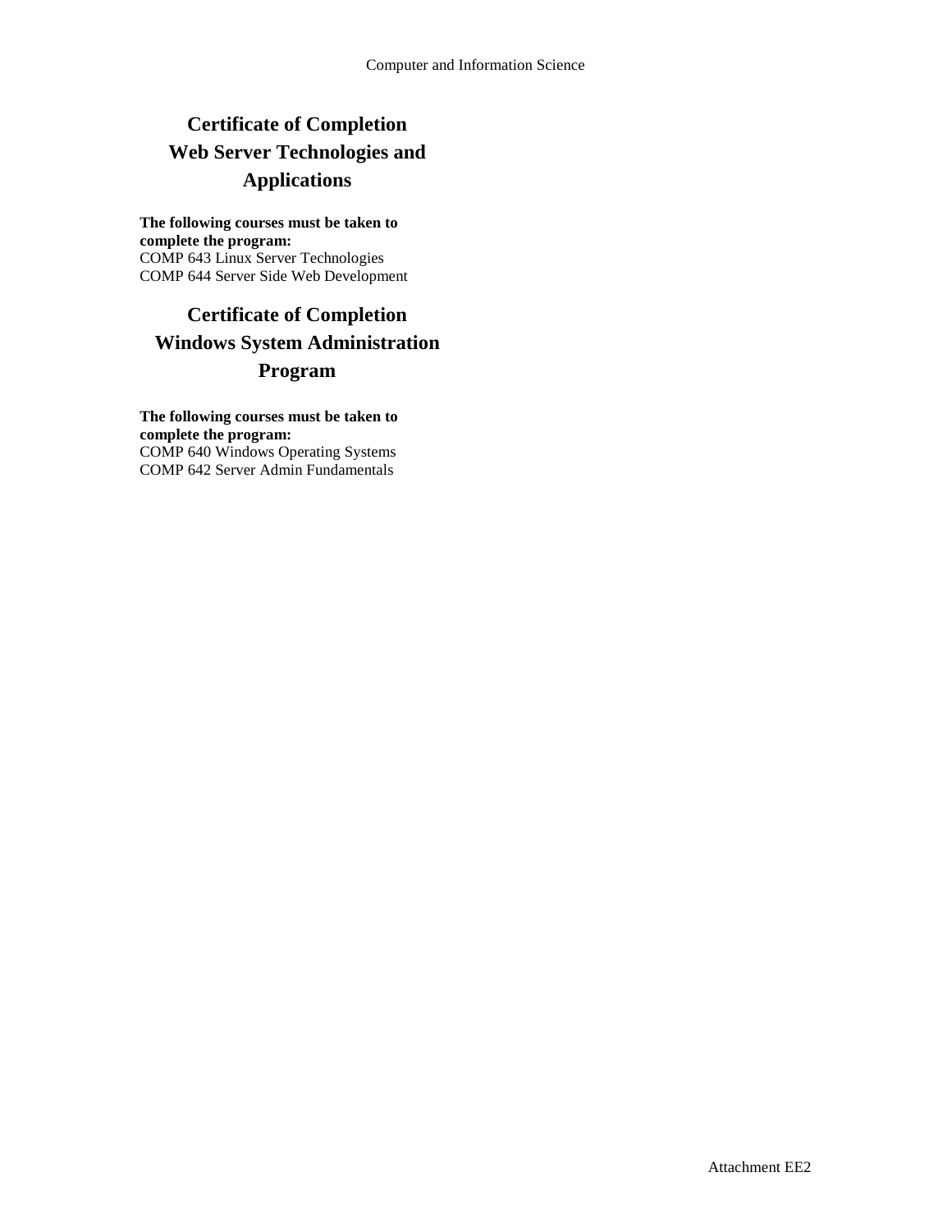# Certificate of Completion Web Server Technologies and Applications

**The following courses must be taken to complete the program:**

COMP 643 Linux Server Technologies
COMP 644 Server Side Web Development

# Certificate of Completion Windows System Administration Program

**The following courses must be taken to complete the program:**

COMP 640 Windows Operating Systems
COMP 642 Server Admin Fundamentals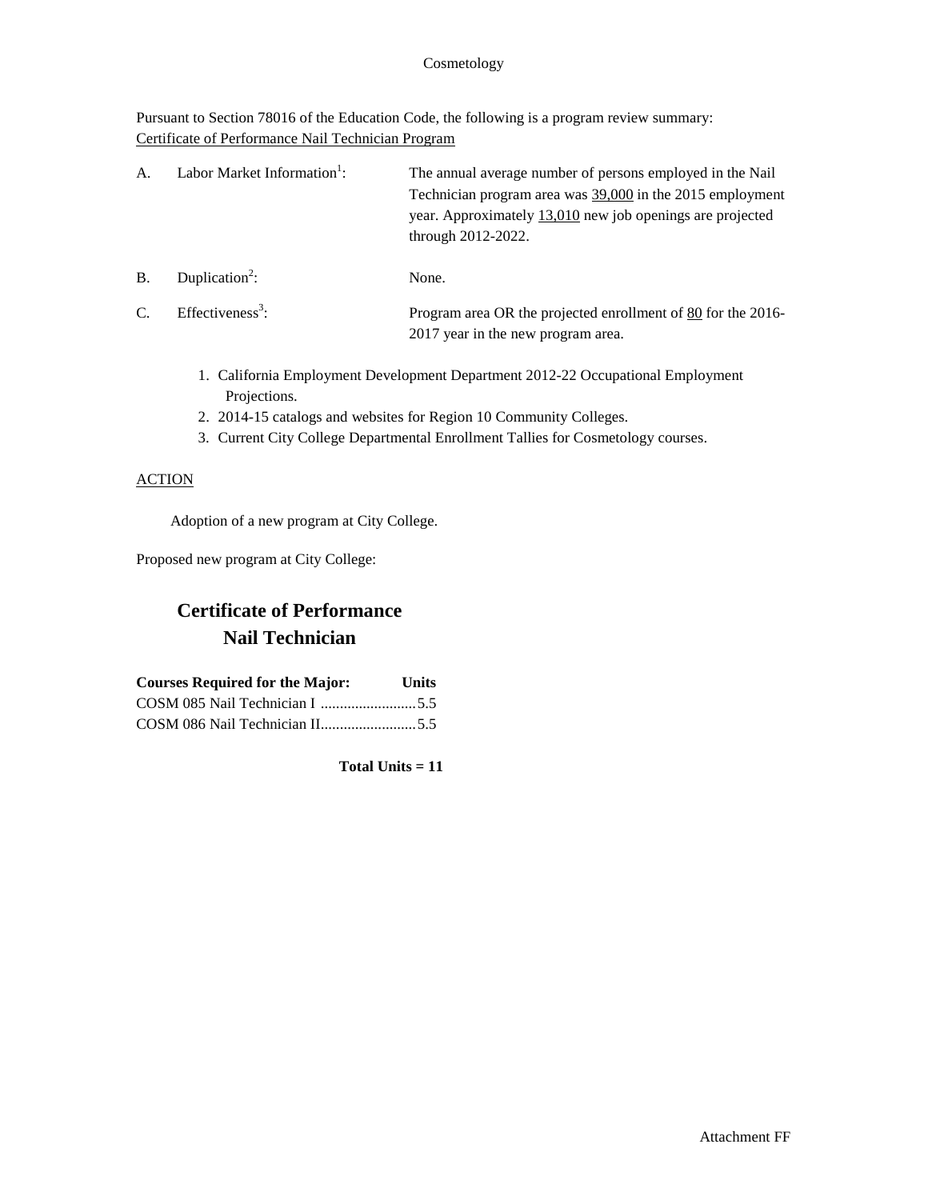Cosmetology

Pursuant to Section 78016 of the Education Code, the following is a program review summary:
Certificate of Performance Nail Technician Program

| | | |
|---|---|---|
| A. | Labor Market Information[1]: | The annual average number of persons employed in the Nail Technician program area was 39,000 in the 2015 employment year. Approximately 13,010 new job openings are projected through 2012-2022. |
| B. | Duplication[2]: | None. |
| C. | Effectiveness[3]: | Program area OR the projected enrollment of 80 for the 2016-2017 year in the new program area. |

1. California Employment Development Department 2012-22 Occupational Employment Projections.
2. 2014-15 catalogs and websites for Region 10 Community Colleges.
3. Current City College Departmental Enrollment Tallies for Cosmetology courses.

ACTION

Adoption of a new program at City College.

Proposed new program at City College:

## Certificate of Performance
## Nail Technician

| Courses Required for the Major: | Units |
|---|---|
| COSM 085 Nail Technician I | 5.5 |
| COSM 086 Nail Technician II | 5.5 |

**Total Units = 11**

Attachment FF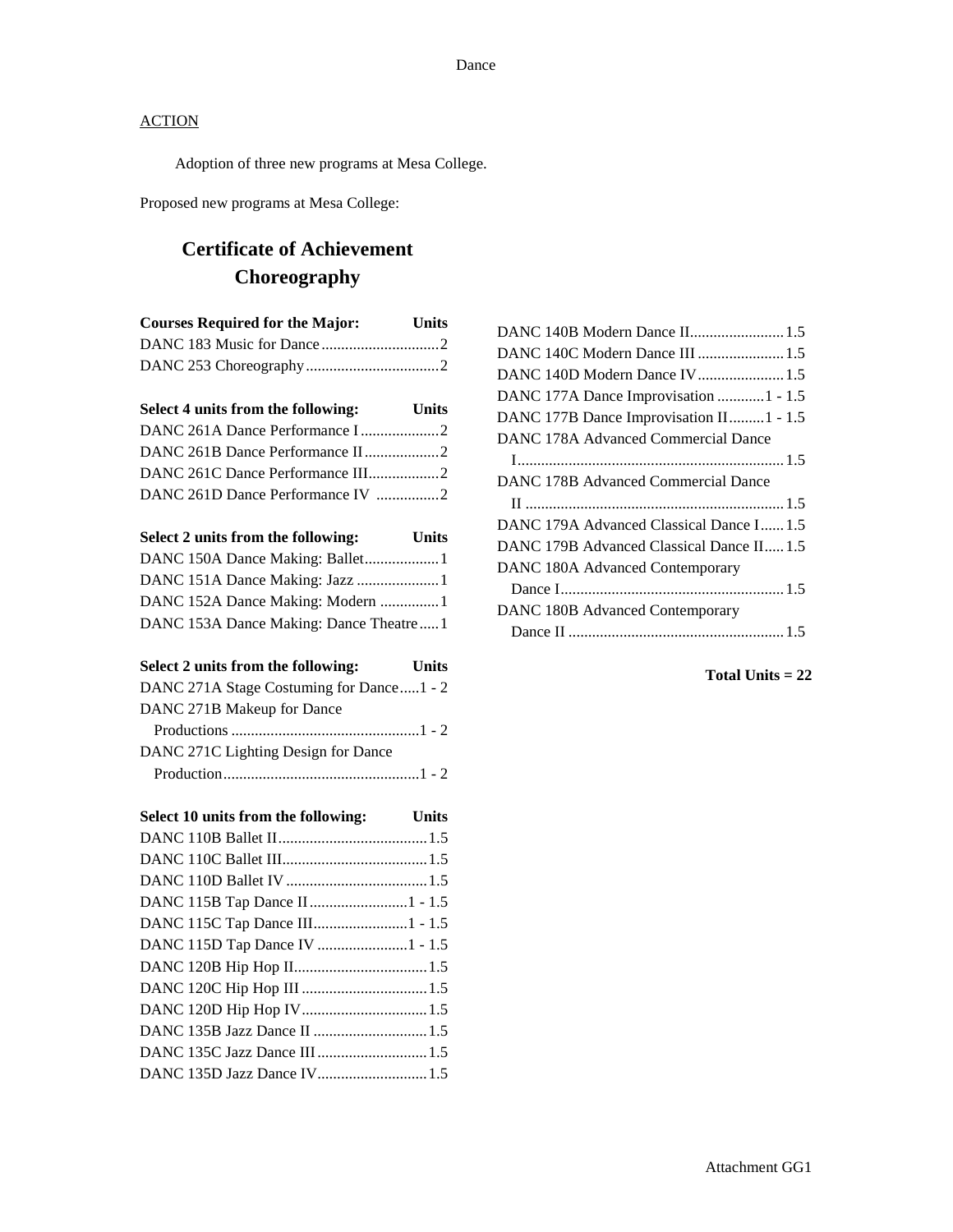Dance

ACTION

Adoption of three new programs at Mesa College.

Proposed new programs at Mesa College:

## Certificate of Achievement
## Choreography

| Courses Required for the Major: | Units |
|---|---|
| DANC 183 Music for Dance | 2 |
| DANC 253 Choreography | 2 |

| Select 4 units from the following: | Units |
|---|---|
| DANC 261A Dance Performance I | 2 |
| DANC 261B Dance Performance II | 2 |
| DANC 261C Dance Performance III | 2 |
| DANC 261D Dance Performance IV | 2 |

| Select 2 units from the following: | Units |
|---|---|
| DANC 150A Dance Making: Ballet | 1 |
| DANC 151A Dance Making: Jazz | 1 |
| DANC 152A Dance Making: Modern | 1 |
| DANC 153A Dance Making: Dance Theatre | 1 |

| Select 2 units from the following: | Units |
|---|---|
| DANC 271A Stage Costuming for Dance | 1 - 2 |
| DANC 271B Makeup for Dance Productions | 1 - 2 |
| DANC 271C Lighting Design for Dance Production | 1 - 2 |

| Select 10 units from the following: | Units |
|---|---|
| DANC 110B Ballet II | 1.5 |
| DANC 110C Ballet III | 1.5 |
| DANC 110D Ballet IV | 1.5 |
| DANC 115B Tap Dance II | 1 - 1.5 |
| DANC 115C Tap Dance III | 1 - 1.5 |
| DANC 115D Tap Dance IV | 1 - 1.5 |
| DANC 120B Hip Hop II | 1.5 |
| DANC 120C Hip Hop III | 1.5 |
| DANC 120D Hip Hop IV | 1.5 |
| DANC 135B Jazz Dance II | 1.5 |
| DANC 135C Jazz Dance III | 1.5 |
| DANC 135D Jazz Dance IV | 1.5 |
| DANC 140B Modern Dance II | 1.5 |
| DANC 140C Modern Dance III | 1.5 |
| DANC 140D Modern Dance IV | 1.5 |
| DANC 177A Dance Improvisation | 1 - 1.5 |
| DANC 177B Dance Improvisation II | 1 - 1.5 |
| DANC 178A Advanced Commercial Dance I | 1.5 |
| DANC 178B Advanced Commercial Dance II | 1.5 |
| DANC 179A Advanced Classical Dance I | 1.5 |
| DANC 179B Advanced Classical Dance II | 1.5 |
| DANC 180A Advanced Contemporary Dance I | 1.5 |
| DANC 180B Advanced Contemporary Dance II | 1.5 |

**Total Units = 22**

Attachment GG1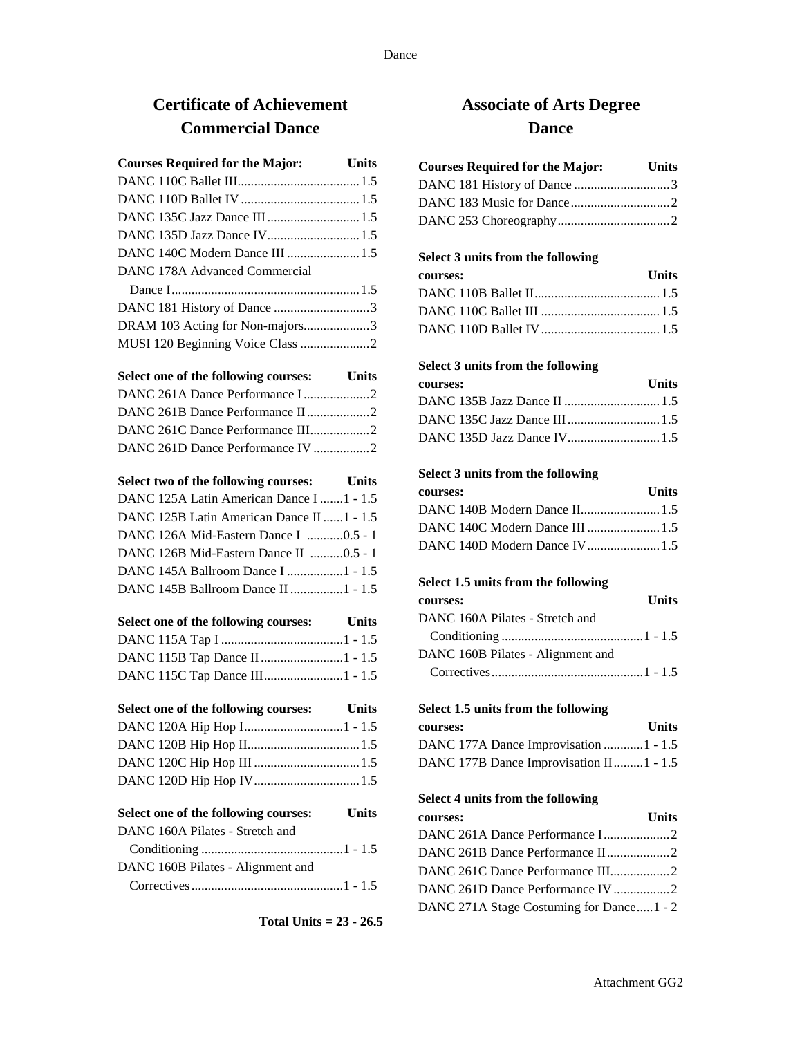## Certificate of Achievement
## Commercial Dance

| Courses Required for the Major: | Units |
|---|---|
| DANC 110C Ballet III | 1.5 |
| DANC 110D Ballet IV | 1.5 |
| DANC 135C Jazz Dance III | 1.5 |
| DANC 135D Jazz Dance IV | 1.5 |
| DANC 140C Modern Dance III | 1.5 |
| DANC 178A Advanced Commercial Dance I | 1.5 |
| DANC 181 History of Dance | 3 |
| DRAM 103 Acting for Non-majors | 3 |
| MUSI 120 Beginning Voice Class | 2 |

| Select one of the following courses: | Units |
|---|---|
| DANC 261A Dance Performance I | 2 |
| DANC 261B Dance Performance II | 2 |
| DANC 261C Dance Performance III | 2 |
| DANC 261D Dance Performance IV | 2 |

| Select two of the following courses: | Units |
|---|---|
| DANC 125A Latin American Dance I | 1 - 1.5 |
| DANC 125B Latin American Dance II | 1 - 1.5 |
| DANC 126A Mid-Eastern Dance I | 0.5 - 1 |
| DANC 126B Mid-Eastern Dance II | 0.5 - 1 |
| DANC 145A Ballroom Dance I | 1 - 1.5 |
| DANC 145B Ballroom Dance II | 1 - 1.5 |

| Select one of the following courses: | Units |
|---|---|
| DANC 115A Tap I | 1 - 1.5 |
| DANC 115B Tap Dance II | 1 - 1.5 |
| DANC 115C Tap Dance III | 1 - 1.5 |

| Select one of the following courses: | Units |
|---|---|
| DANC 120A Hip Hop I | 1 - 1.5 |
| DANC 120B Hip Hop II | 1.5 |
| DANC 120C Hip Hop III | 1.5 |
| DANC 120D Hip Hop IV | 1.5 |

| Select one of the following courses: | Units |
|---|---|
| DANC 160A Pilates - Stretch and Conditioning | 1 - 1.5 |
| DANC 160B Pilates - Alignment and Correctives | 1 - 1.5 |

**Total Units = 23 - 26.5**

## Associate of Arts Degree
## Dance

| Courses Required for the Major: | Units |
|---|---|
| DANC 181 History of Dance | 3 |
| DANC 183 Music for Dance | 2 |
| DANC 253 Choreography | 2 |

| Select 3 units from the following courses: | Units |
|---|---|
| DANC 110B Ballet II | 1.5 |
| DANC 110C Ballet III | 1.5 |
| DANC 110D Ballet IV | 1.5 |

| Select 3 units from the following courses: | Units |
|---|---|
| DANC 135B Jazz Dance II | 1.5 |
| DANC 135C Jazz Dance III | 1.5 |
| DANC 135D Jazz Dance IV | 1.5 |

| Select 3 units from the following courses: | Units |
|---|---|
| DANC 140B Modern Dance II | 1.5 |
| DANC 140C Modern Dance III | 1.5 |
| DANC 140D Modern Dance IV | 1.5 |

| Select 1.5 units from the following courses: | Units |
|---|---|
| DANC 160A Pilates - Stretch and Conditioning | 1 - 1.5 |
| DANC 160B Pilates - Alignment and Correctives | 1 - 1.5 |

| Select 1.5 units from the following courses: | Units |
|---|---|
| DANC 177A Dance Improvisation | 1 - 1.5 |
| DANC 177B Dance Improvisation II | 1 - 1.5 |

| Select 4 units from the following courses: | Units |
|---|---|
| DANC 261A Dance Performance I | 2 |
| DANC 261B Dance Performance II | 2 |
| DANC 261C Dance Performance III | 2 |
| DANC 261D Dance Performance IV | 2 |
| DANC 271A Stage Costuming for Dance | 1 - 2 |

Attachment GG2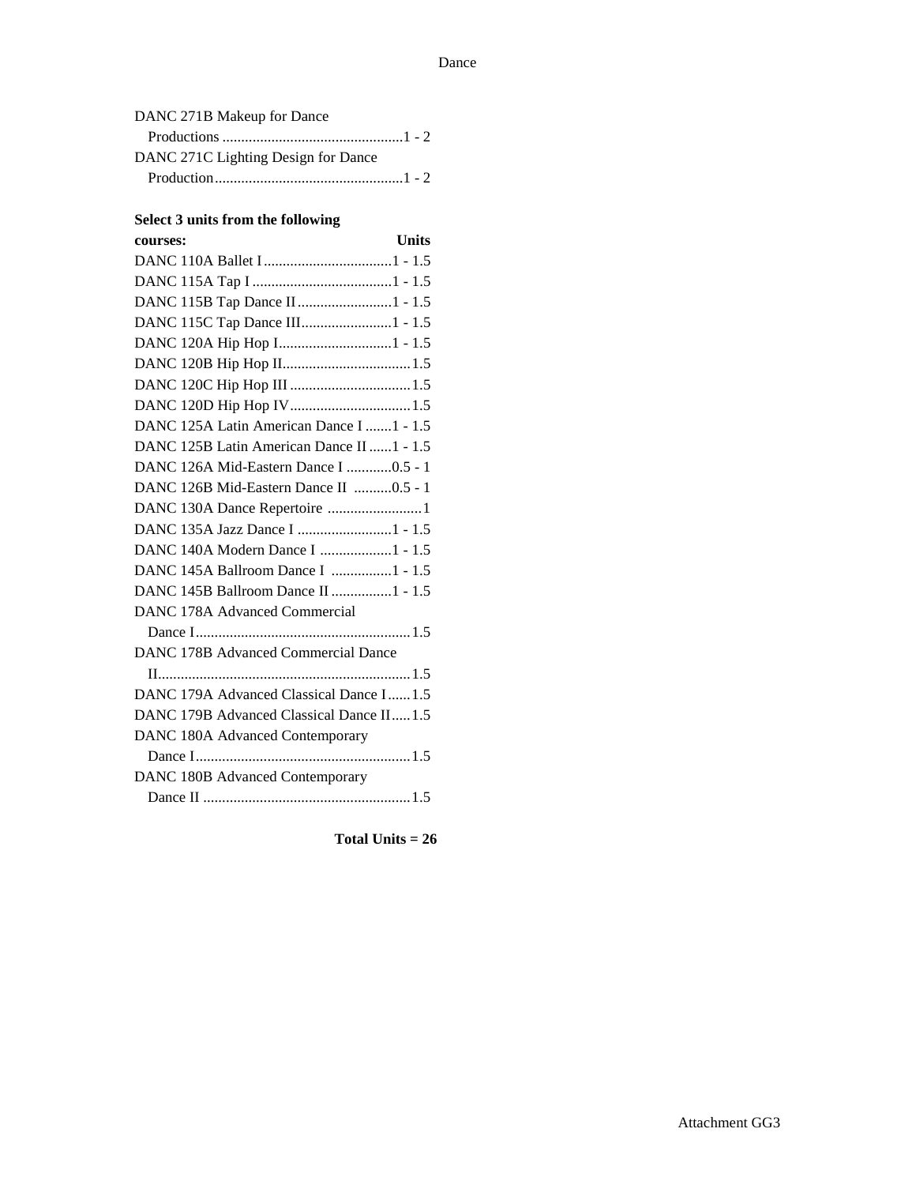| Course | Units |
|---|---|
| DANC 271B Makeup for Dance Productions | 1 - 2 |
| DANC 271C Lighting Design for Dance Production | 1 - 2 |

**Select 3 units from the following courses:**

| Course | Units |
|---|---|
| DANC 110A Ballet I | 1 - 1.5 |
| DANC 115A Tap I | 1 - 1.5 |
| DANC 115B Tap Dance II | 1 - 1.5 |
| DANC 115C Tap Dance III | 1 - 1.5 |
| DANC 120A Hip Hop I | 1 - 1.5 |
| DANC 120B Hip Hop II | 1.5 |
| DANC 120C Hip Hop III | 1.5 |
| DANC 120D Hip Hop IV | 1.5 |
| DANC 125A Latin American Dance I | 1 - 1.5 |
| DANC 125B Latin American Dance II | 1 - 1.5 |
| DANC 126A Mid-Eastern Dance I | 0.5 - 1 |
| DANC 126B Mid-Eastern Dance II | 0.5 - 1 |
| DANC 130A Dance Repertoire | 1 |
| DANC 135A Jazz Dance I | 1 - 1.5 |
| DANC 140A Modern Dance I | 1 - 1.5 |
| DANC 145A Ballroom Dance I | 1 - 1.5 |
| DANC 145B Ballroom Dance II | 1 - 1.5 |
| DANC 178A Advanced Commercial Dance I | 1.5 |
| DANC 178B Advanced Commercial Dance II | 1.5 |
| DANC 179A Advanced Classical Dance I | 1.5 |
| DANC 179B Advanced Classical Dance II | 1.5 |
| DANC 180A Advanced Contemporary Dance I | 1.5 |
| DANC 180B Advanced Contemporary Dance II | 1.5 |

**Total Units = 26**

Attachment GG3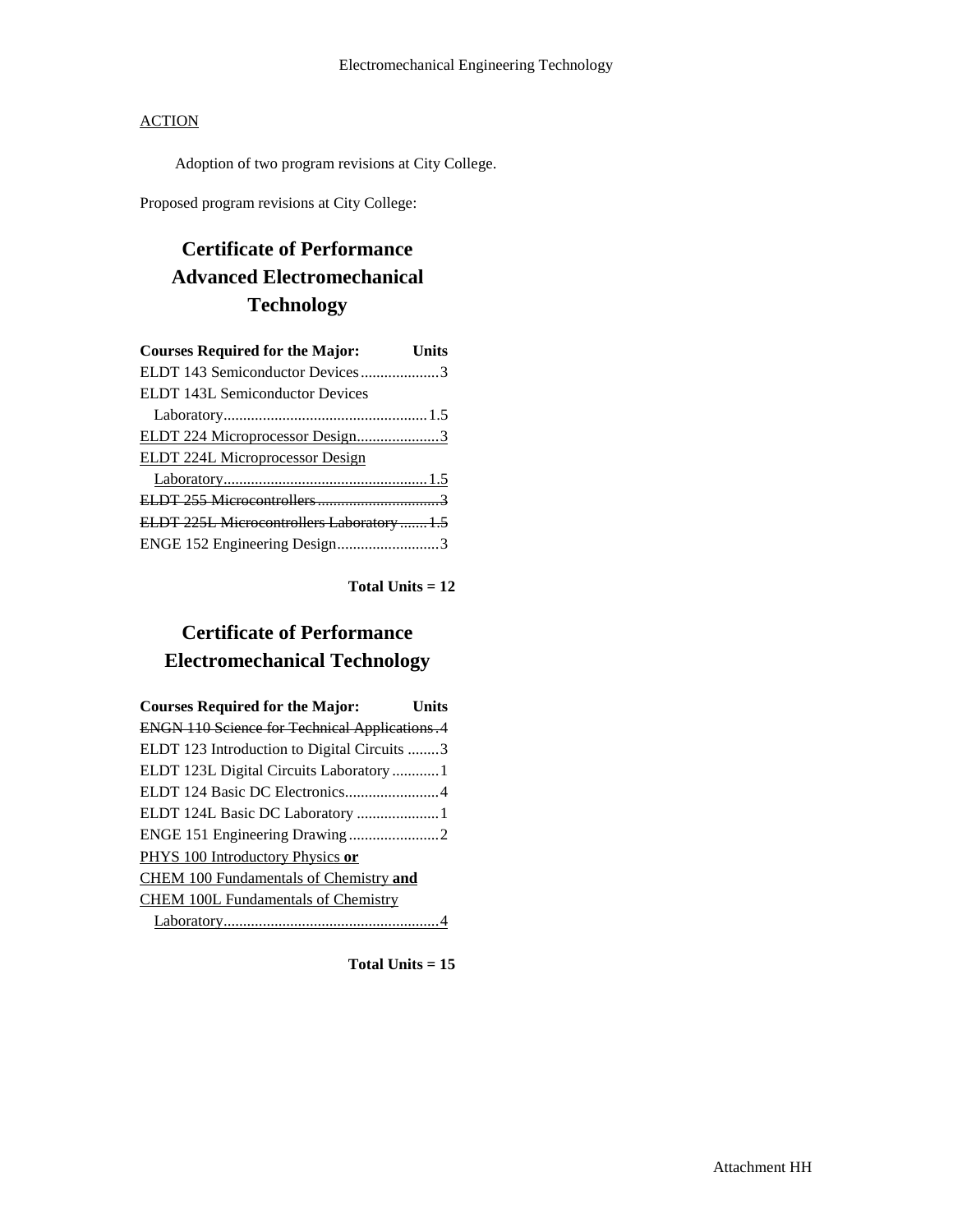Electromechanical Engineering Technology

<u>ACTION</u>

Adoption of two program revisions at City College.

Proposed program revisions at City College:

## Certificate of Performance Advanced Electromechanical Technology

| Courses Required for the Major: | Units |
|---|---|
| ELDT 143 Semiconductor Devices | 3 |
| ELDT 143L Semiconductor Devices Laboratory | 1.5 |
| <u>ELDT 224 Microprocessor Design</u> | <u>3</u> |
| <u>ELDT 224L Microprocessor Design Laboratory</u> | <u>1.5</u> |
| ~~ELDT 255 Microcontrollers~~ | ~~3~~ |
| ~~ELDT 225L Microcontrollers Laboratory~~ | ~~1.5~~ |
| ENGE 152 Engineering Design | 3 |

**Total Units = 12**

## Certificate of Performance Electromechanical Technology

| Courses Required for the Major: | Units |
|---|---|
| ~~ENGN 110 Science for Technical Applications~~ | ~~4~~ |
| ELDT 123 Introduction to Digital Circuits | 3 |
| ELDT 123L Digital Circuits Laboratory | 1 |
| ELDT 124 Basic DC Electronics | 4 |
| ELDT 124L Basic DC Laboratory | 1 |
| ENGE 151 Engineering Drawing | 2 |
| <u>PHYS 100 Introductory Physics **or** CHEM 100 Fundamentals of Chemistry **and** CHEM 100L Fundamentals of Chemistry Laboratory</u> | <u>4</u> |

**Total Units = 15**

Attachment HH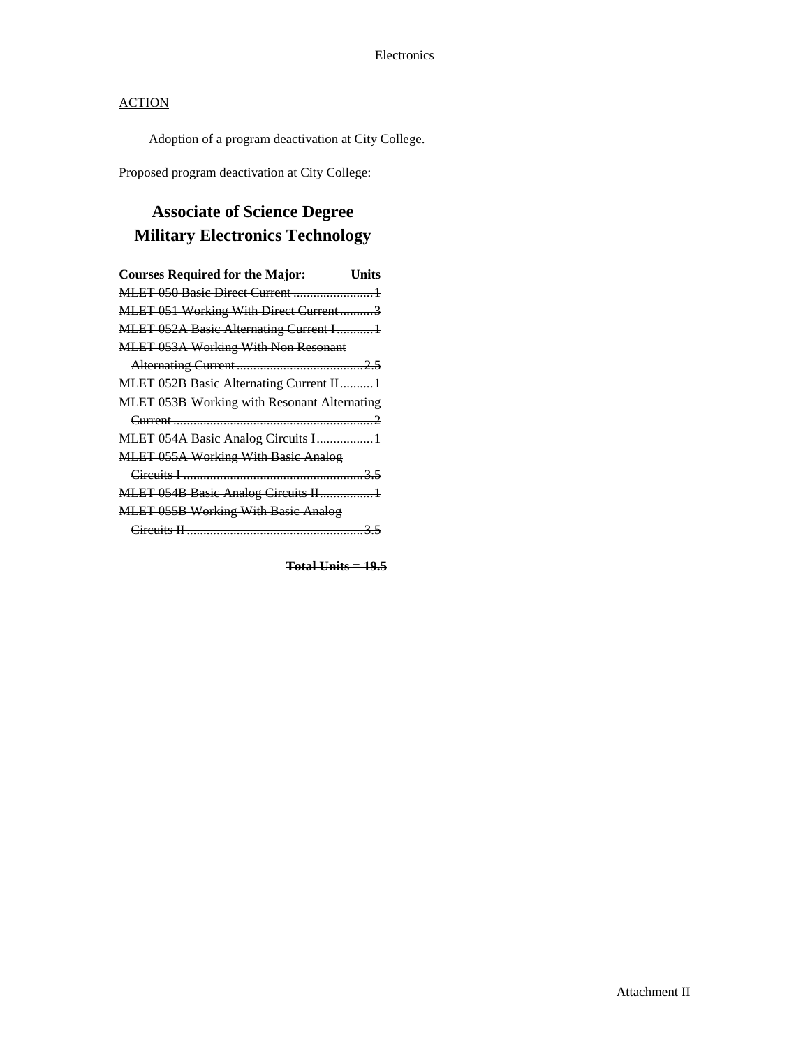ACTION

Adoption of a program deactivation at City College.

Proposed program deactivation at City College:

# Associate of Science Degree
# Military Electronics Technology

| ~~**Courses Required for the Major:**~~ | ~~**Units**~~ |
|---|---|
| ~~MLET 050 Basic Direct Current~~ | ~~1~~ |
| ~~MLET 051 Working With Direct Current~~ | ~~3~~ |
| ~~MLET 052A Basic Alternating Current I~~ | ~~1~~ |
| ~~MLET 053A Working With Non Resonant Alternating Current~~ | ~~2.5~~ |
| ~~MLET 052B Basic Alternating Current II~~ | ~~1~~ |
| ~~MLET 053B Working with Resonant Alternating Current~~ | ~~2~~ |
| ~~MLET 054A Basic Analog Circuits I~~ | ~~1~~ |
| ~~MLET 055A Working With Basic Analog Circuits I~~ | ~~3.5~~ |
| ~~MLET 054B Basic Analog Circuits II~~ | ~~1~~ |
| ~~MLET 055B Working With Basic Analog Circuits II~~ | ~~3.5~~ |

~~**Total Units = 19.5**~~

Attachment II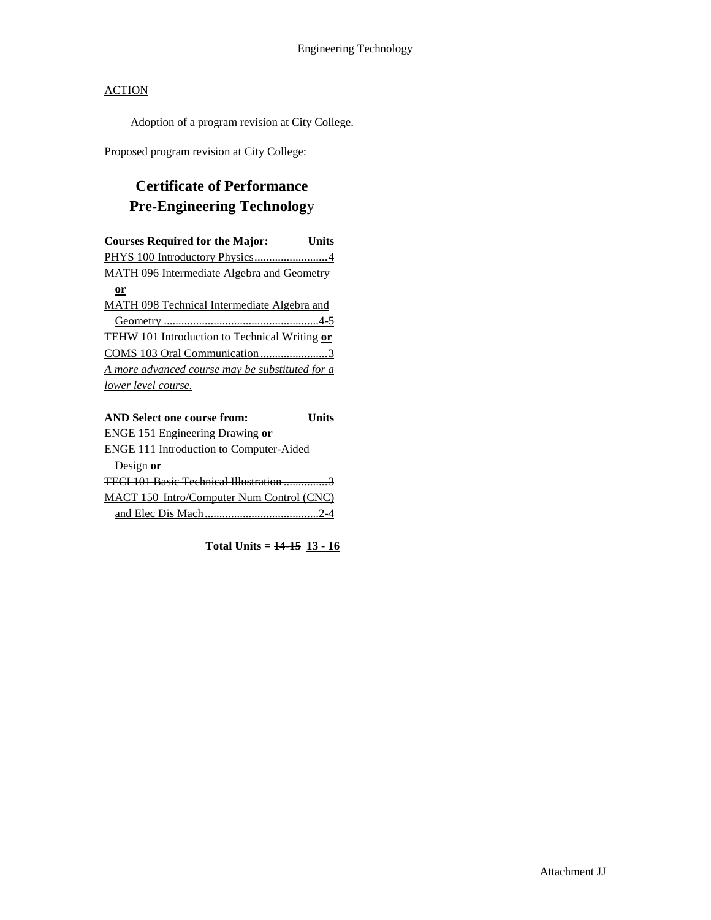## ACTION

Adoption of a program revision at City College.

Proposed program revision at City College:

# Certificate of Performance
# Pre-Engineering Technology

| Courses Required for the Major: | Units |
|---|---|
| PHYS 100 Introductory Physics | 4 |
| MATH 096 Intermediate Algebra and Geometry **or** MATH 098 Technical Intermediate Algebra and Geometry | 4-5 |
| TEHW 101 Introduction to Technical Writing **or** COMS 103 Oral Communication | 3 |

*A more advanced course may be substituted for a lower level course.*

| AND Select one course from: | Units |
|---|---|
| ENGE 151 Engineering Drawing **or** ENGE 111 Introduction to Computer-Aided Design **or** ~~TECI 101 Basic Technical Illustration~~ | ~~3~~ |
| MACT 150 Intro/Computer Num Control (CNC) and Elec Dis Mach | 2-4 |

**Total Units = ~~14-15~~ 13 - 16**

Attachment JJ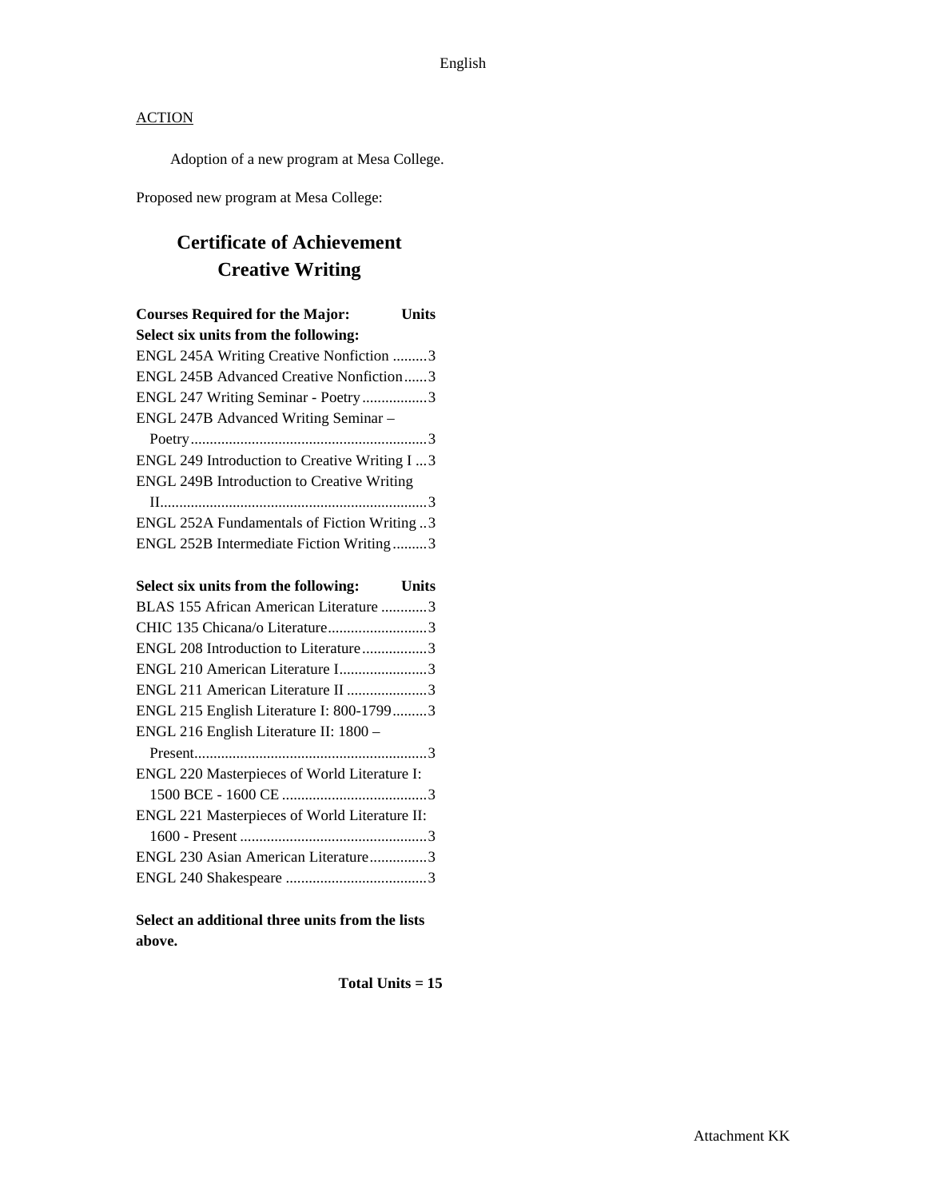## ACTION

Adoption of a new program at Mesa College.

Proposed new program at Mesa College:

# Certificate of Achievement
# Creative Writing

| Courses Required for the Major: | Units |
|---|---|
| **Select six units from the following:** | |
| ENGL 245A Writing Creative Nonfiction | 3 |
| ENGL 245B Advanced Creative Nonfiction | 3 |
| ENGL 247 Writing Seminar - Poetry | 3 |
| ENGL 247B Advanced Writing Seminar – Poetry | 3 |
| ENGL 249 Introduction to Creative Writing I | 3 |
| ENGL 249B Introduction to Creative Writing II | 3 |
| ENGL 252A Fundamentals of Fiction Writing | 3 |
| ENGL 252B Intermediate Fiction Writing | 3 |

| Select six units from the following: | Units |
|---|---|
| BLAS 155 African American Literature | 3 |
| CHIC 135 Chicana/o Literature | 3 |
| ENGL 208 Introduction to Literature | 3 |
| ENGL 210 American Literature I | 3 |
| ENGL 211 American Literature II | 3 |
| ENGL 215 English Literature I: 800-1799 | 3 |
| ENGL 216 English Literature II: 1800 – Present | 3 |
| ENGL 220 Masterpieces of World Literature I: 1500 BCE - 1600 CE | 3 |
| ENGL 221 Masterpieces of World Literature II: 1600 - Present | 3 |
| ENGL 230 Asian American Literature | 3 |
| ENGL 240 Shakespeare | 3 |

**Select an additional three units from the lists above.**

**Total Units = 15**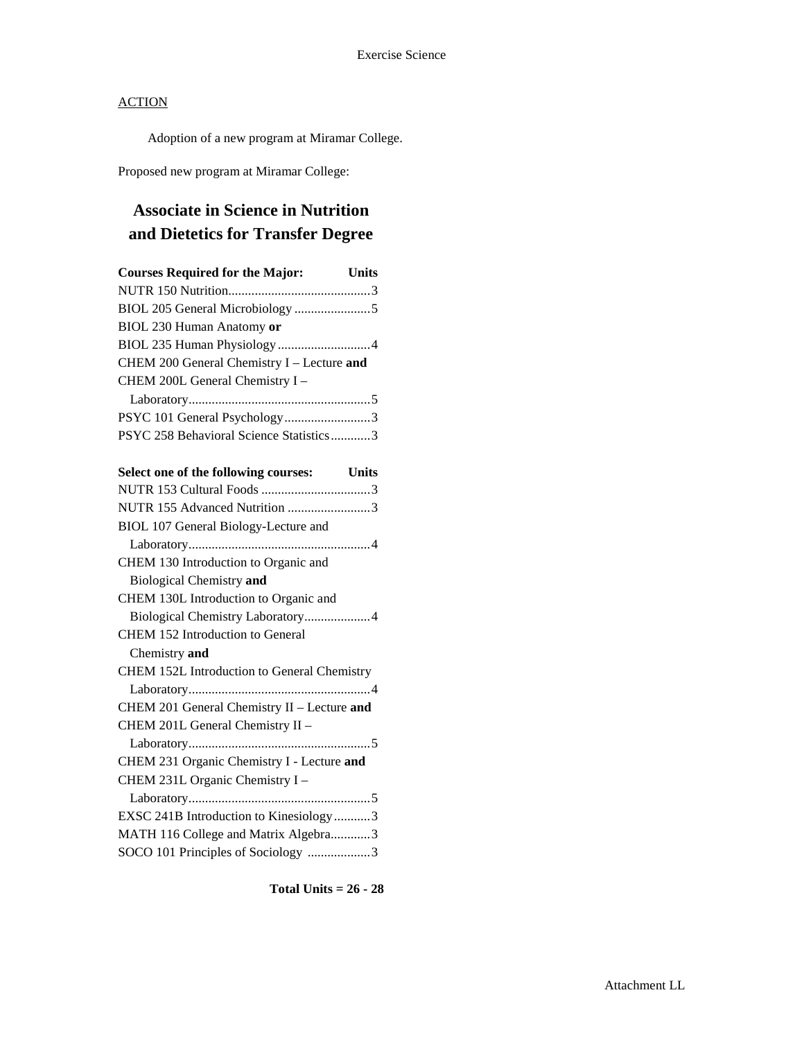Exercise Science

ACTION

Adoption of a new program at Miramar College.

Proposed new program at Miramar College:

## Associate in Science in Nutrition and Dietetics for Transfer Degree

| Courses Required for the Major: | Units |
|---|---|
| NUTR 150 Nutrition | 3 |
| BIOL 205 General Microbiology | 5 |
| BIOL 230 Human Anatomy **or** BIOL 235 Human Physiology | 4 |
| CHEM 200 General Chemistry I – Lecture **and** CHEM 200L General Chemistry I – Laboratory | 5 |
| PSYC 101 General Psychology | 3 |
| PSYC 258 Behavioral Science Statistics | 3 |

| Select one of the following courses: | Units |
|---|---|
| NUTR 153 Cultural Foods | 3 |
| NUTR 155 Advanced Nutrition | 3 |
| BIOL 107 General Biology-Lecture and Laboratory | 4 |
| CHEM 130 Introduction to Organic and Biological Chemistry **and** CHEM 130L Introduction to Organic and Biological Chemistry Laboratory | 4 |
| CHEM 152 Introduction to General Chemistry **and** CHEM 152L Introduction to General Chemistry Laboratory | 4 |
| CHEM 201 General Chemistry II – Lecture **and** CHEM 201L General Chemistry II – Laboratory | 5 |
| CHEM 231 Organic Chemistry I - Lecture **and** CHEM 231L Organic Chemistry I – Laboratory | 5 |
| EXSC 241B Introduction to Kinesiology | 3 |
| MATH 116 College and Matrix Algebra | 3 |
| SOCO 101 Principles of Sociology | 3 |

**Total Units = 26 - 28**

Attachment LL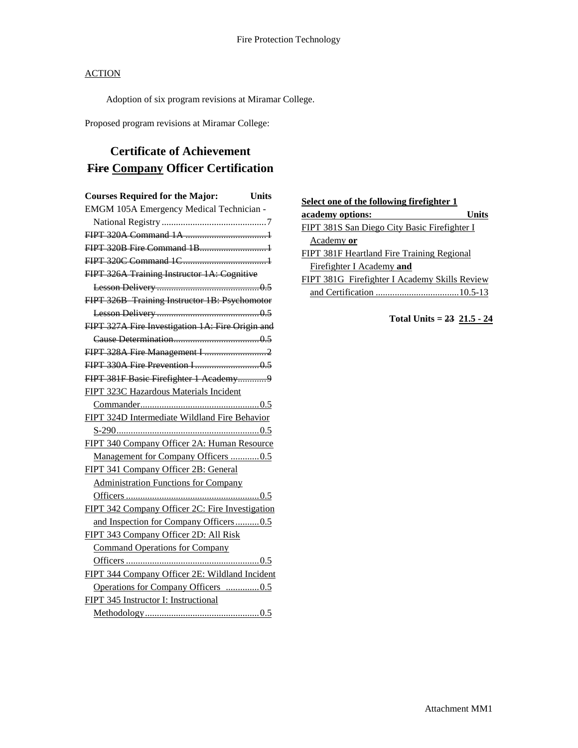ACTION

Adoption of six program revisions at Miramar College.

Proposed program revisions at Miramar College:

# Certificate of Achievement
# ~~Fire~~ Company Officer Certification

| Courses Required for the Major: | Units |
|---|---|
| EMGM 105A Emergency Medical Technician - National Registry | 7 |
| ~~FIPT 320A Command 1A~~ | ~~1~~ |
| ~~FIPT 320B Fire Command 1B~~ | ~~1~~ |
| ~~FIPT 320C Command 1C~~ | ~~1~~ |
| ~~FIPT 326A Training Instructor 1A: Cognitive Lesson Delivery~~ | ~~0.5~~ |
| ~~FIPT 326B Training Instructor 1B: Psychomotor Lesson Delivery~~ | ~~0.5~~ |
| ~~FIPT 327A Fire Investigation 1A: Fire Origin and Cause Determination~~ | ~~0.5~~ |
| ~~FIPT 328A Fire Management I~~ | ~~2~~ |
| ~~FIPT 330A Fire Prevention I~~ | ~~0.5~~ |
| ~~FIPT 381F Basic Firefighter 1 Academy~~ | ~~9~~ |
| FIPT 323C Hazardous Materials Incident Commander | 0.5 |
| FIPT 324D Intermediate Wildland Fire Behavior S-290 | 0.5 |
| FIPT 340 Company Officer 2A: Human Resource Management for Company Officers | 0.5 |
| FIPT 341 Company Officer 2B: General Administration Functions for Company Officers | 0.5 |
| FIPT 342 Company Officer 2C: Fire Investigation and Inspection for Company Officers | 0.5 |
| FIPT 343 Company Officer 2D: All Risk Command Operations for Company Officers | 0.5 |
| FIPT 344 Company Officer 2E: Wildland Incident Operations for Company Officers | 0.5 |
| FIPT 345 Instructor I: Instructional Methodology | 0.5 |

| **Select one of the following firefighter 1 academy options:** | **Units** |
|---|---|
| FIPT 381S San Diego City Basic Firefighter I Academy **or** | |
| FIPT 381F Heartland Fire Training Regional Firefighter I Academy **and** | |
| FIPT 381G Firefighter I Academy Skills Review and Certification | 10.5-13 |

**Total Units = ~~23~~ 21.5 - 24**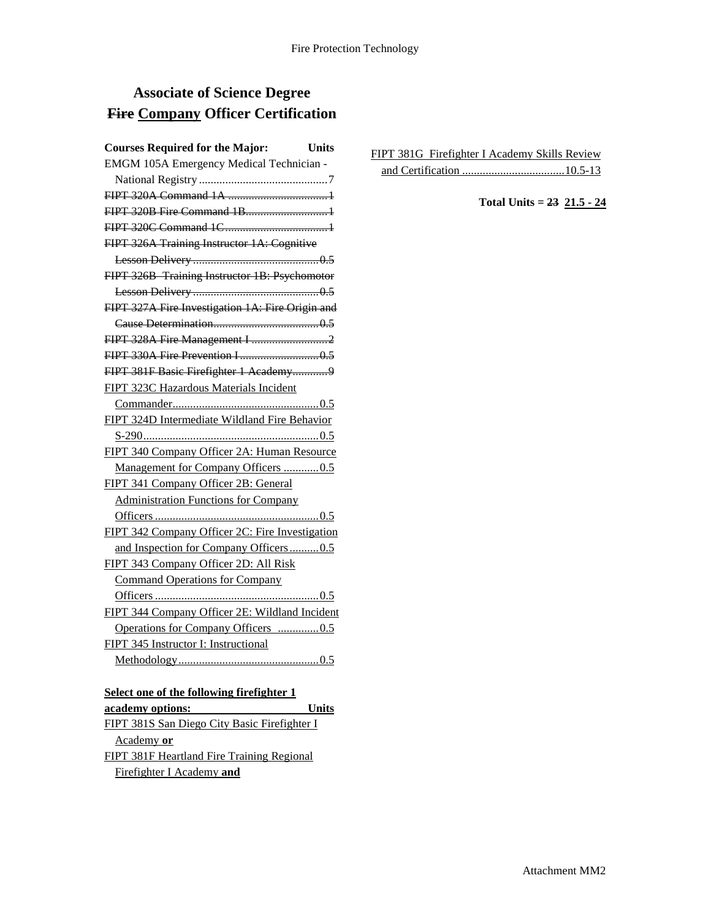# Associate of Science Degree
# ~~Fire~~ Company Officer Certification

| Courses Required for the Major: | Units |
|---|---|
| EMGM 105A Emergency Medical Technician - National Registry | 7 |
| ~~FIPT 320A Command 1A~~ | ~~1~~ |
| ~~FIPT 320B Fire Command 1B~~ | ~~1~~ |
| ~~FIPT 320C Command 1C~~ | ~~1~~ |
| ~~FIPT 326A Training Instructor 1A: Cognitive Lesson Delivery~~ | ~~0.5~~ |
| ~~FIPT 326B Training Instructor 1B: Psychomotor Lesson Delivery~~ | ~~0.5~~ |
| ~~FIPT 327A Fire Investigation 1A: Fire Origin and Cause Determination~~ | ~~0.5~~ |
| ~~FIPT 328A Fire Management I~~ | ~~2~~ |
| ~~FIPT 330A Fire Prevention I~~ | ~~0.5~~ |
| ~~FIPT 381F Basic Firefighter 1 Academy~~ | ~~9~~ |
| FIPT 323C Hazardous Materials Incident Commander | 0.5 |
| FIPT 324D Intermediate Wildland Fire Behavior S-290 | 0.5 |
| FIPT 340 Company Officer 2A: Human Resource Management for Company Officers | 0.5 |
| FIPT 341 Company Officer 2B: General Administration Functions for Company Officers | 0.5 |
| FIPT 342 Company Officer 2C: Fire Investigation and Inspection for Company Officers | 0.5 |
| FIPT 343 Company Officer 2D: All Risk Command Operations for Company Officers | 0.5 |
| FIPT 344 Company Officer 2E: Wildland Incident Operations for Company Officers | 0.5 |
| FIPT 345 Instructor I: Instructional Methodology | 0.5 |

| **Select one of the following firefighter 1 academy options:** | **Units** |
|---|---|
| FIPT 381S San Diego City Basic Firefighter I Academy **or** | |
| FIPT 381F Heartland Fire Training Regional Firefighter I Academy **and** | |
| FIPT 381G Firefighter I Academy Skills Review and Certification | 10.5-13 |

**Total Units = ~~23~~ 21.5 - 24**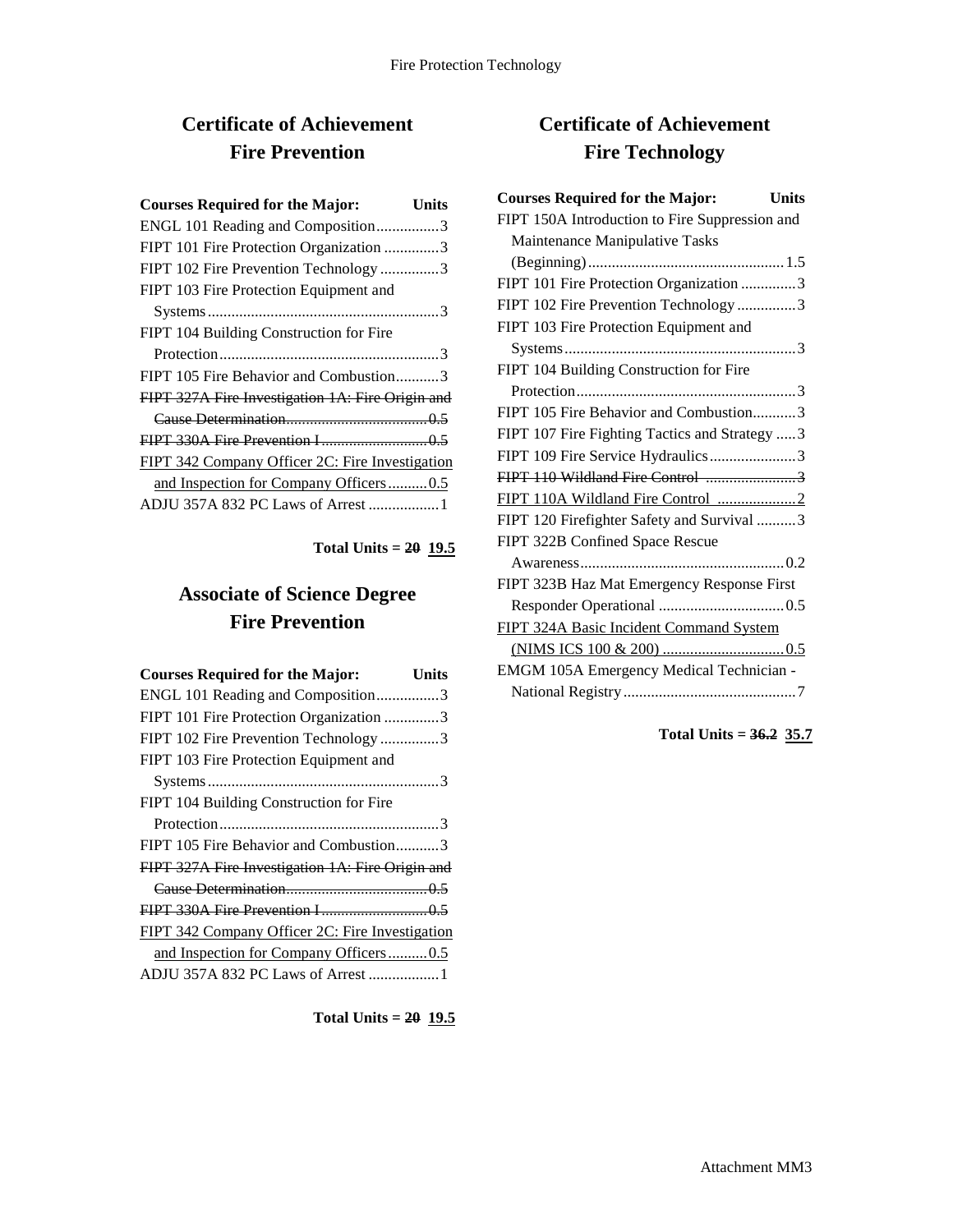## Certificate of Achievement
## Fire Prevention

| Courses Required for the Major: | Units |
|---|---|
| ENGL 101 Reading and Composition | 3 |
| FIPT 101 Fire Protection Organization | 3 |
| FIPT 102 Fire Prevention Technology | 3 |
| FIPT 103 Fire Protection Equipment and Systems | 3 |
| FIPT 104 Building Construction for Fire Protection | 3 |
| FIPT 105 Fire Behavior and Combustion | 3 |
| ~~FIPT 327A Fire Investigation 1A: Fire Origin and Cause Determination~~ | ~~0.5~~ |
| ~~FIPT 330A Fire Prevention I~~ | ~~0.5~~ |
| <u>FIPT 342 Company Officer 2C: Fire Investigation and Inspection for Company Officers</u> | <u>0.5</u> |
| ADJU 357A 832 PC Laws of Arrest | 1 |

**Total Units = ~~20~~ <u>19.5</u>**

## Associate of Science Degree
## Fire Prevention

| Courses Required for the Major: | Units |
|---|---|
| ENGL 101 Reading and Composition | 3 |
| FIPT 101 Fire Protection Organization | 3 |
| FIPT 102 Fire Prevention Technology | 3 |
| FIPT 103 Fire Protection Equipment and Systems | 3 |
| FIPT 104 Building Construction for Fire Protection | 3 |
| FIPT 105 Fire Behavior and Combustion | 3 |
| ~~FIPT 327A Fire Investigation 1A: Fire Origin and Cause Determination~~ | ~~0.5~~ |
| ~~FIPT 330A Fire Prevention I~~ | ~~0.5~~ |
| <u>FIPT 342 Company Officer 2C: Fire Investigation and Inspection for Company Officers</u> | <u>0.5</u> |
| ADJU 357A 832 PC Laws of Arrest | 1 |

**Total Units = ~~20~~ <u>19.5</u>**

## Certificate of Achievement
## Fire Technology

| Courses Required for the Major: | Units |
|---|---|
| FIPT 150A Introduction to Fire Suppression and Maintenance Manipulative Tasks (Beginning) | 1.5 |
| FIPT 101 Fire Protection Organization | 3 |
| FIPT 102 Fire Prevention Technology | 3 |
| FIPT 103 Fire Protection Equipment and Systems | 3 |
| FIPT 104 Building Construction for Fire Protection | 3 |
| FIPT 105 Fire Behavior and Combustion | 3 |
| FIPT 107 Fire Fighting Tactics and Strategy | 3 |
| FIPT 109 Fire Service Hydraulics | 3 |
| ~~FIPT 110 Wildland Fire Control~~ | ~~3~~ |
| <u>FIPT 110A Wildland Fire Control</u> | <u>2</u> |
| FIPT 120 Firefighter Safety and Survival | 3 |
| FIPT 322B Confined Space Rescue Awareness | 0.2 |
| FIPT 323B Haz Mat Emergency Response First Responder Operational | 0.5 |
| <u>FIPT 324A Basic Incident Command System (NIMS ICS 100 & 200)</u> | <u>0.5</u> |
| EMGM 105A Emergency Medical Technician - National Registry | 7 |

**Total Units = ~~36.2~~ <u>35.7</u>**

Attachment MM3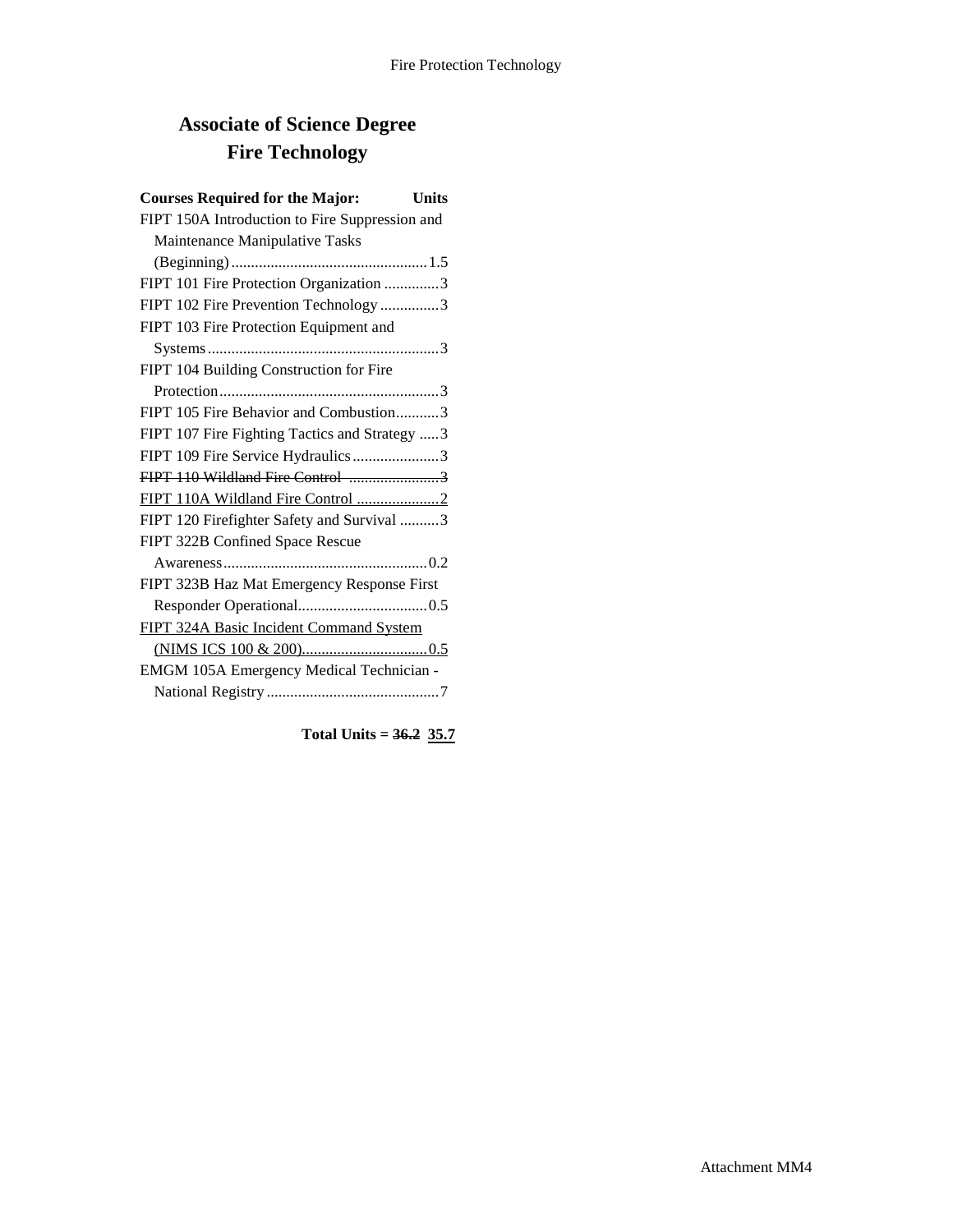# Associate of Science Degree
# Fire Technology

| Courses Required for the Major: | Units |
|---|---|
| FIPT 150A Introduction to Fire Suppression and Maintenance Manipulative Tasks (Beginning) | 1.5 |
| FIPT 101 Fire Protection Organization | 3 |
| FIPT 102 Fire Prevention Technology | 3 |
| FIPT 103 Fire Protection Equipment and Systems | 3 |
| FIPT 104 Building Construction for Fire Protection | 3 |
| FIPT 105 Fire Behavior and Combustion | 3 |
| FIPT 107 Fire Fighting Tactics and Strategy | 3 |
| FIPT 109 Fire Service Hydraulics | 3 |
| ~~FIPT 110 Wildland Fire Control~~ | ~~3~~ |
| <u>FIPT 110A Wildland Fire Control</u> | <u>2</u> |
| FIPT 120 Firefighter Safety and Survival | 3 |
| FIPT 322B Confined Space Rescue Awareness | 0.2 |
| FIPT 323B Haz Mat Emergency Response First Responder Operational | 0.5 |
| <u>FIPT 324A Basic Incident Command System (NIMS ICS 100 & 200)</u> | <u>0.5</u> |
| EMGM 105A Emergency Medical Technician - National Registry | 7 |

**Total Units = ~~36.2~~ <u>35.7</u>**

Attachment MM4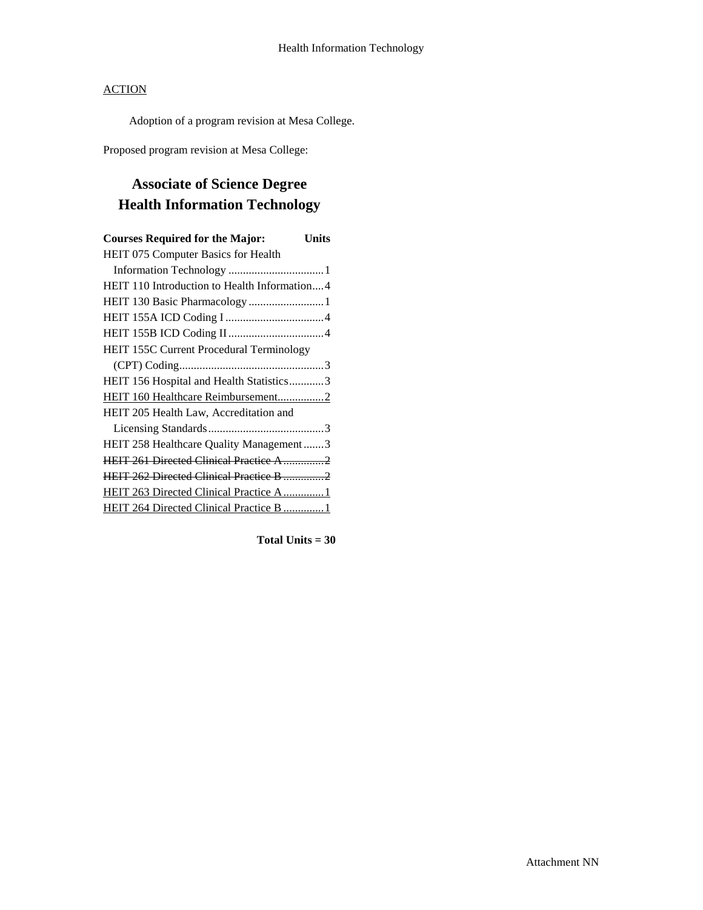Health Information Technology

<u>ACTION</u>

Adoption of a program revision at Mesa College.

Proposed program revision at Mesa College:

# Associate of Science Degree
# Health Information Technology

| Courses Required for the Major: | Units |
|---|---|
| HEIT 075 Computer Basics for Health Information Technology | 1 |
| HEIT 110 Introduction to Health Information | 4 |
| HEIT 130 Basic Pharmacology | 1 |
| HEIT 155A ICD Coding I | 4 |
| HEIT 155B ICD Coding II | 4 |
| HEIT 155C Current Procedural Terminology (CPT) Coding | 3 |
| HEIT 156 Hospital and Health Statistics | 3 |
| <u>HEIT 160 Healthcare Reimbursement</u> | <u>2</u> |
| HEIT 205 Health Law, Accreditation and Licensing Standards | 3 |
| HEIT 258 Healthcare Quality Management | 3 |
| ~~HEIT 261 Directed Clinical Practice A~~ | ~~2~~ |
| ~~HEIT 262 Directed Clinical Practice B~~ | ~~2~~ |
| <u>HEIT 263 Directed Clinical Practice A</u> | <u>1</u> |
| <u>HEIT 264 Directed Clinical Practice B</u> | <u>1</u> |

**Total Units = 30**

Attachment NN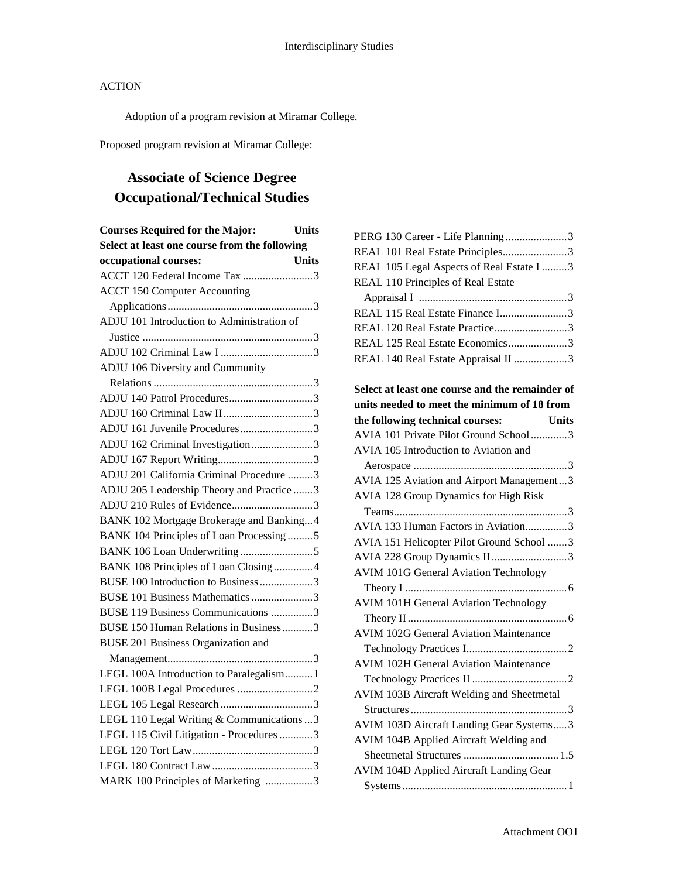ACTION

Adoption of a program revision at Miramar College.

Proposed program revision at Miramar College:

## Associate of Science Degree
## Occupational/Technical Studies

| Courses Required for the Major: | Units |
|---|---|
| **Select at least one course from the following occupational courses:** | **Units** |
| ACCT 120 Federal Income Tax | 3 |
| ACCT 150 Computer Accounting Applications | 3 |
| ADJU 101 Introduction to Administration of Justice | 3 |
| ADJU 102 Criminal Law I | 3 |
| ADJU 106 Diversity and Community Relations | 3 |
| ADJU 140 Patrol Procedures | 3 |
| ADJU 160 Criminal Law II | 3 |
| ADJU 161 Juvenile Procedures | 3 |
| ADJU 162 Criminal Investigation | 3 |
| ADJU 167 Report Writing | 3 |
| ADJU 201 California Criminal Procedure | 3 |
| ADJU 205 Leadership Theory and Practice | 3 |
| ADJU 210 Rules of Evidence | 3 |
| BANK 102 Mortgage Brokerage and Banking | 4 |
| BANK 104 Principles of Loan Processing | 5 |
| BANK 106 Loan Underwriting | 5 |
| BANK 108 Principles of Loan Closing | 4 |
| BUSE 100 Introduction to Business | 3 |
| BUSE 101 Business Mathematics | 3 |
| BUSE 119 Business Communications | 3 |
| BUSE 150 Human Relations in Business | 3 |
| BUSE 201 Business Organization and Management | 3 |
| LEGL 100A Introduction to Paralegalism | 1 |
| LEGL 100B Legal Procedures | 2 |
| LEGL 105 Legal Research | 3 |
| LEGL 110 Legal Writing & Communications | 3 |
| LEGL 115 Civil Litigation - Procedures | 3 |
| LEGL 120 Tort Law | 3 |
| LEGL 180 Contract Law | 3 |
| MARK 100 Principles of Marketing | 3 |
| PERG 130 Career - Life Planning | 3 |
| REAL 101 Real Estate Principles | 3 |
| REAL 105 Legal Aspects of Real Estate I | 3 |
| REAL 110 Principles of Real Estate Appraisal I | 3 |
| REAL 115 Real Estate Finance I | 3 |
| REAL 120 Real Estate Practice | 3 |
| REAL 125 Real Estate Economics | 3 |
| REAL 140 Real Estate Appraisal II | 3 |

| Select at least one course and the remainder of units needed to meet the minimum of 18 from the following technical courses: | Units |
|---|---|
| AVIA 101 Private Pilot Ground School | 3 |
| AVIA 105 Introduction to Aviation and Aerospace | 3 |
| AVIA 125 Aviation and Airport Management | 3 |
| AVIA 128 Group Dynamics for High Risk Teams | 3 |
| AVIA 133 Human Factors in Aviation | 3 |
| AVIA 151 Helicopter Pilot Ground School | 3 |
| AVIA 228 Group Dynamics II | 3 |
| AVIM 101G General Aviation Technology Theory I | 6 |
| AVIM 101H General Aviation Technology Theory II | 6 |
| AVIM 102G General Aviation Maintenance Technology Practices I | 2 |
| AVIM 102H General Aviation Maintenance Technology Practices II | 2 |
| AVIM 103B Aircraft Welding and Sheetmetal Structures | 3 |
| AVIM 103D Aircraft Landing Gear Systems | 3 |
| AVIM 104B Applied Aircraft Welding and Sheetmetal Structures | 1.5 |
| AVIM 104D Applied Aircraft Landing Gear Systems | 1 |

Attachment OO1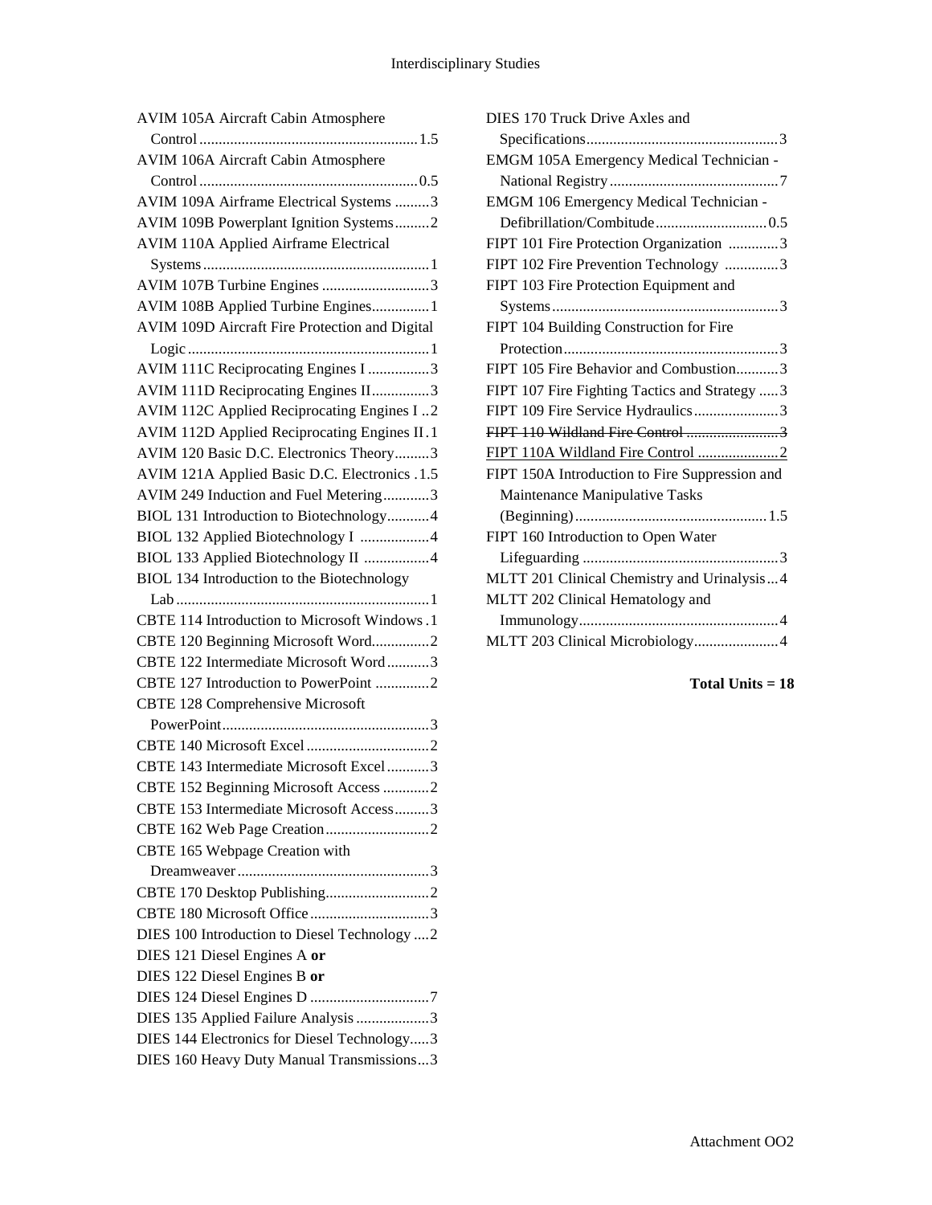AVIM 105A Aircraft Cabin Atmosphere Control ........................................................ 1.5
AVIM 106A Aircraft Cabin Atmosphere Control ........................................................ 0.5
AVIM 109A Airframe Electrical Systems ......... 3
AVIM 109B Powerplant Ignition Systems......... 2
AVIM 110A Applied Airframe Electrical Systems .......................................................... 1
AVIM 107B Turbine Engines ............................ 3
AVIM 108B Applied Turbine Engines............... 1
AVIM 109D Aircraft Fire Protection and Digital Logic .............................................................. 1
AVIM 111C Reciprocating Engines I ................ 3
AVIM 111D Reciprocating Engines II............... 3
AVIM 112C Applied Reciprocating Engines I .. 2
AVIM 112D Applied Reciprocating Engines II . 1
AVIM 120 Basic D.C. Electronics Theory......... 3
AVIM 121A Applied Basic D.C. Electronics . 1.5
AVIM 249 Induction and Fuel Metering............ 3
BIOL 131 Introduction to Biotechnology........... 4
BIOL 132 Applied Biotechnology I .................. 4
BIOL 133 Applied Biotechnology II ................. 4
BIOL 134 Introduction to the Biotechnology Lab .................................................................. 1
CBTE 114 Introduction to Microsoft Windows . 1
CBTE 120 Beginning Microsoft Word............... 2
CBTE 122 Intermediate Microsoft Word........... 3
CBTE 127 Introduction to PowerPoint .............. 2
CBTE 128 Comprehensive Microsoft PowerPoint ...................................................... 3
CBTE 140 Microsoft Excel ................................ 2
CBTE 143 Intermediate Microsoft Excel ........... 3
CBTE 152 Beginning Microsoft Access ............ 2
CBTE 153 Intermediate Microsoft Access......... 3
CBTE 162 Web Page Creation ........................... 2
CBTE 165 Webpage Creation with Dreamweaver .................................................. 3
CBTE 170 Desktop Publishing........................... 2
CBTE 180 Microsoft Office ............................... 3
DIES 100 Introduction to Diesel Technology .... 2
DIES 121 Diesel Engines A **or**
DIES 122 Diesel Engines B **or**
DIES 124 Diesel Engines D ............................... 7
DIES 135 Applied Failure Analysis ................... 3
DIES 144 Electronics for Diesel Technology..... 3
DIES 160 Heavy Duty Manual Transmissions... 3
DIES 170 Truck Drive Axles and Specifications.................................................. 3
EMGM 105A Emergency Medical Technician - National Registry ............................................ 7
EMGM 106 Emergency Medical Technician - Defibrillation/Combitude............................. 0.5
FIPT 101 Fire Protection Organization ............. 3
FIPT 102 Fire Prevention Technology .............. 3
FIPT 103 Fire Protection Equipment and Systems ........................................................... 3
FIPT 104 Building Construction for Fire Protection ........................................................ 3
FIPT 105 Fire Behavior and Combustion........... 3
FIPT 107 Fire Fighting Tactics and Strategy ..... 3
FIPT 109 Fire Service Hydraulics...................... 3
~~FIPT 110 Wildland Fire Control ........................ 3~~
<u>FIPT 110A Wildland Fire Control ..................... 2</u>
FIPT 150A Introduction to Fire Suppression and Maintenance Manipulative Tasks (Beginning) .................................................. 1.5
FIPT 160 Introduction to Open Water Lifeguarding ................................................... 3
MLTT 201 Clinical Chemistry and Urinalysis ... 4
MLTT 202 Clinical Hematology and Immunology.................................................... 4
MLTT 203 Clinical Microbiology...................... 4

**Total Units = 18**

Attachment OO2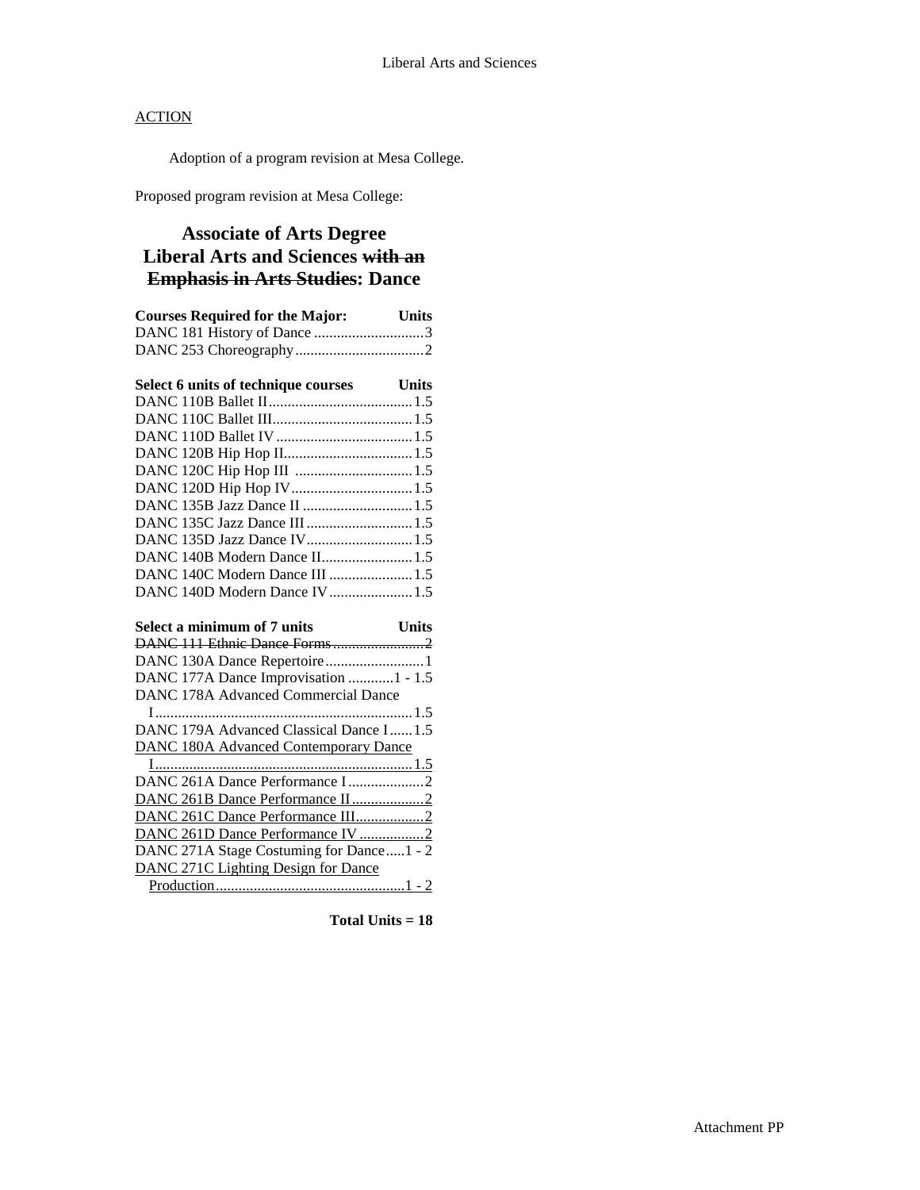ACTION

Adoption of a program revision at Mesa College.

Proposed program revision at Mesa College:

# Associate of Arts Degree
# Liberal Arts and Sciences ~~with an Emphasis in Arts Studies~~: Dance

| Courses Required for the Major: | Units |
|---|---|
| DANC 181 History of Dance | 3 |
| DANC 253 Choreography | 2 |

| Select 6 units of technique courses | Units |
|---|---|
| DANC 110B Ballet II | 1.5 |
| DANC 110C Ballet III | 1.5 |
| DANC 110D Ballet IV | 1.5 |
| DANC 120B Hip Hop II | 1.5 |
| DANC 120C Hip Hop III | 1.5 |
| DANC 120D Hip Hop IV | 1.5 |
| DANC 135B Jazz Dance II | 1.5 |
| DANC 135C Jazz Dance III | 1.5 |
| DANC 135D Jazz Dance IV | 1.5 |
| DANC 140B Modern Dance II | 1.5 |
| DANC 140C Modern Dance III | 1.5 |
| DANC 140D Modern Dance IV | 1.5 |

| Select a minimum of 7 units | Units |
|---|---|
| ~~DANC 111 Ethnic Dance Forms~~ | ~~2~~ |
| DANC 130A Dance Repertoire | 1 |
| DANC 177A Dance Improvisation | 1 - 1.5 |
| DANC 178A Advanced Commercial Dance I | 1.5 |
| DANC 179A Advanced Classical Dance I | 1.5 |
| <u>DANC 180A Advanced Contemporary Dance I</u> | <u>1.5</u> |
| DANC 261A Dance Performance I | 2 |
| <u>DANC 261B Dance Performance II</u> | <u>2</u> |
| <u>DANC 261C Dance Performance III</u> | <u>2</u> |
| <u>DANC 261D Dance Performance IV</u> | <u>2</u> |
| DANC 271A Stage Costuming for Dance | 1 - 2 |
| <u>DANC 271C Lighting Design for Dance Production</u> | <u>1 - 2</u> |

**Total Units = 18**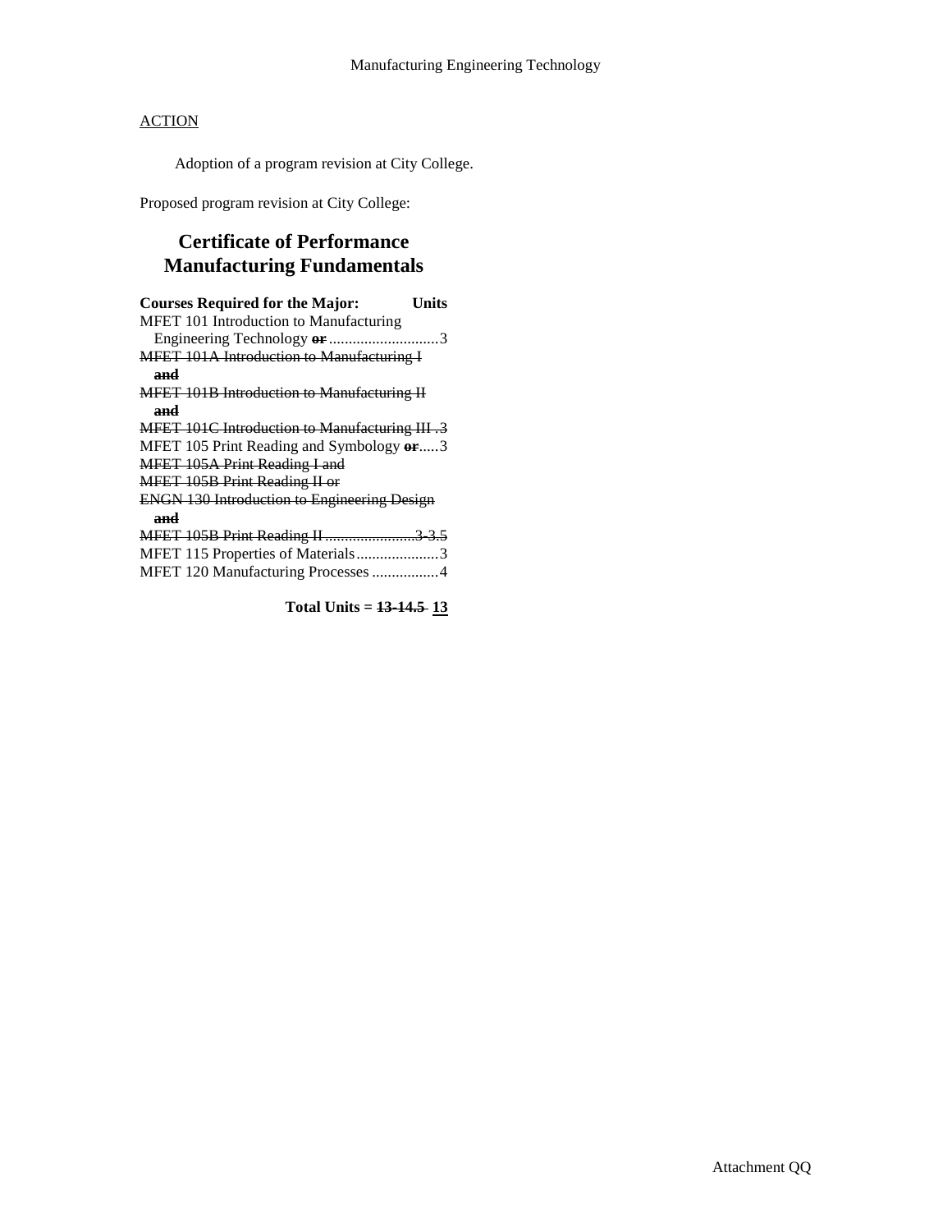ACTION

Adoption of a program revision at City College.

Proposed program revision at City College:

## Certificate of Performance
## Manufacturing Fundamentals

| Courses Required for the Major: | Units |
|---|---|
| MFET 101 Introduction to Manufacturing Engineering Technology ~~**or**~~ | 3 |
| ~~MFET 101A Introduction to Manufacturing I **and**~~ | |
| ~~MFET 101B Introduction to Manufacturing II **and**~~ | |
| ~~MFET 101C Introduction to Manufacturing III~~ | ~~3~~ |
| MFET 105 Print Reading and Symbology ~~**or**~~ | 3 |
| ~~MFET 105A Print Reading I and~~ | |
| ~~MFET 105B Print Reading II or~~ | |
| ~~ENGN 130 Introduction to Engineering Design **and**~~ | |
| ~~MFET 105B Print Reading II~~ | ~~3-3.5~~ |
| MFET 115 Properties of Materials | 3 |
| MFET 120 Manufacturing Processes | 4 |

**Total Units = ~~13-14.5~~ <u>13</u>**

Attachment QQ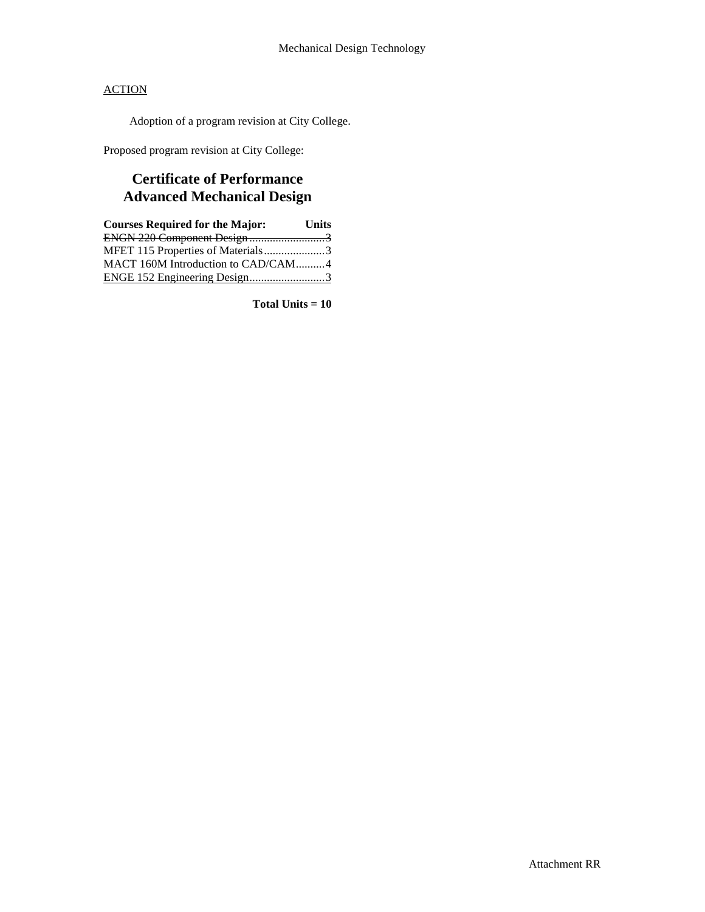Mechanical Design Technology

<u>ACTION</u>

Adoption of a program revision at City College.

Proposed program revision at City College:

## Certificate of Performance
## Advanced Mechanical Design

| Courses Required for the Major: | Units |
|---|---|
| ~~ENGN 220 Component Design~~ | ~~3~~ |
| MFET 115 Properties of Materials | 3 |
| MACT 160M Introduction to CAD/CAM | 4 |
| <u>ENGE 152 Engineering Design</u> | <u>3</u> |

**Total Units = 10**

Attachment RR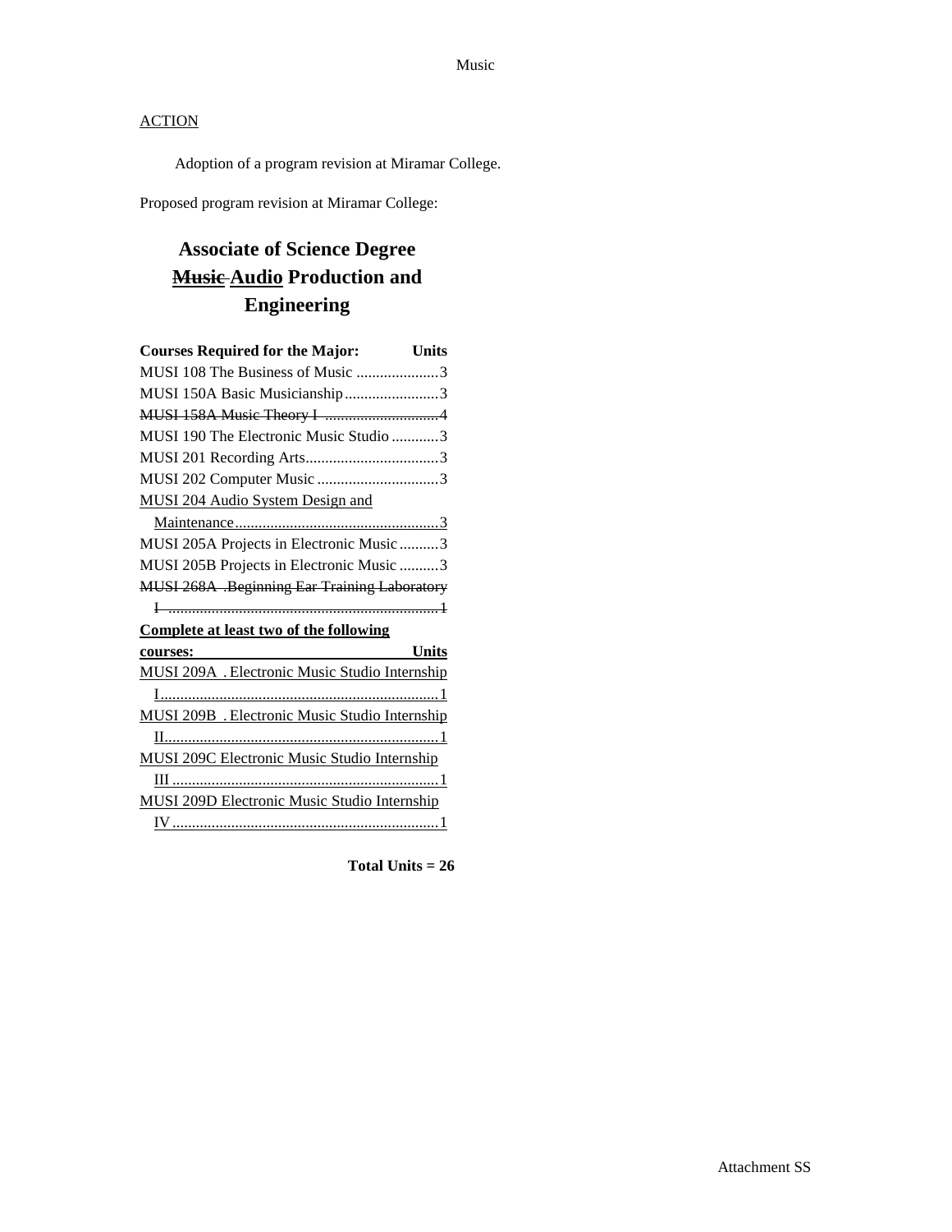Music

ACTION

Adoption of a program revision at Miramar College.

Proposed program revision at Miramar College:

# Associate of Science Degree ~~Music~~ <u>Audio</u> Production and Engineering

| Courses Required for the Major: | Units |
|---|---|
| MUSI 108 The Business of Music | 3 |
| MUSI 150A Basic Musicianship | 3 |
| ~~MUSI 158A Music Theory I~~ | ~~4~~ |
| MUSI 190 The Electronic Music Studio | 3 |
| MUSI 201 Recording Arts | 3 |
| MUSI 202 Computer Music | 3 |
| <u>MUSI 204 Audio System Design and Maintenance</u> | <u>3</u> |
| MUSI 205A Projects in Electronic Music | 3 |
| MUSI 205B Projects in Electronic Music | 3 |
| ~~MUSI 268A .Beginning Ear Training Laboratory I~~ | ~~1~~ |

| **<u>Complete at least two of the following courses:</u>** | **<u>Units</u>** |
|---|---|
| <u>MUSI 209A . Electronic Music Studio Internship I</u> | <u>1</u> |
| <u>MUSI 209B . Electronic Music Studio Internship II</u> | <u>1</u> |
| <u>MUSI 209C Electronic Music Studio Internship III</u> | <u>1</u> |
| <u>MUSI 209D Electronic Music Studio Internship IV</u> | <u>1</u> |

**Total Units = 26**

Attachment SS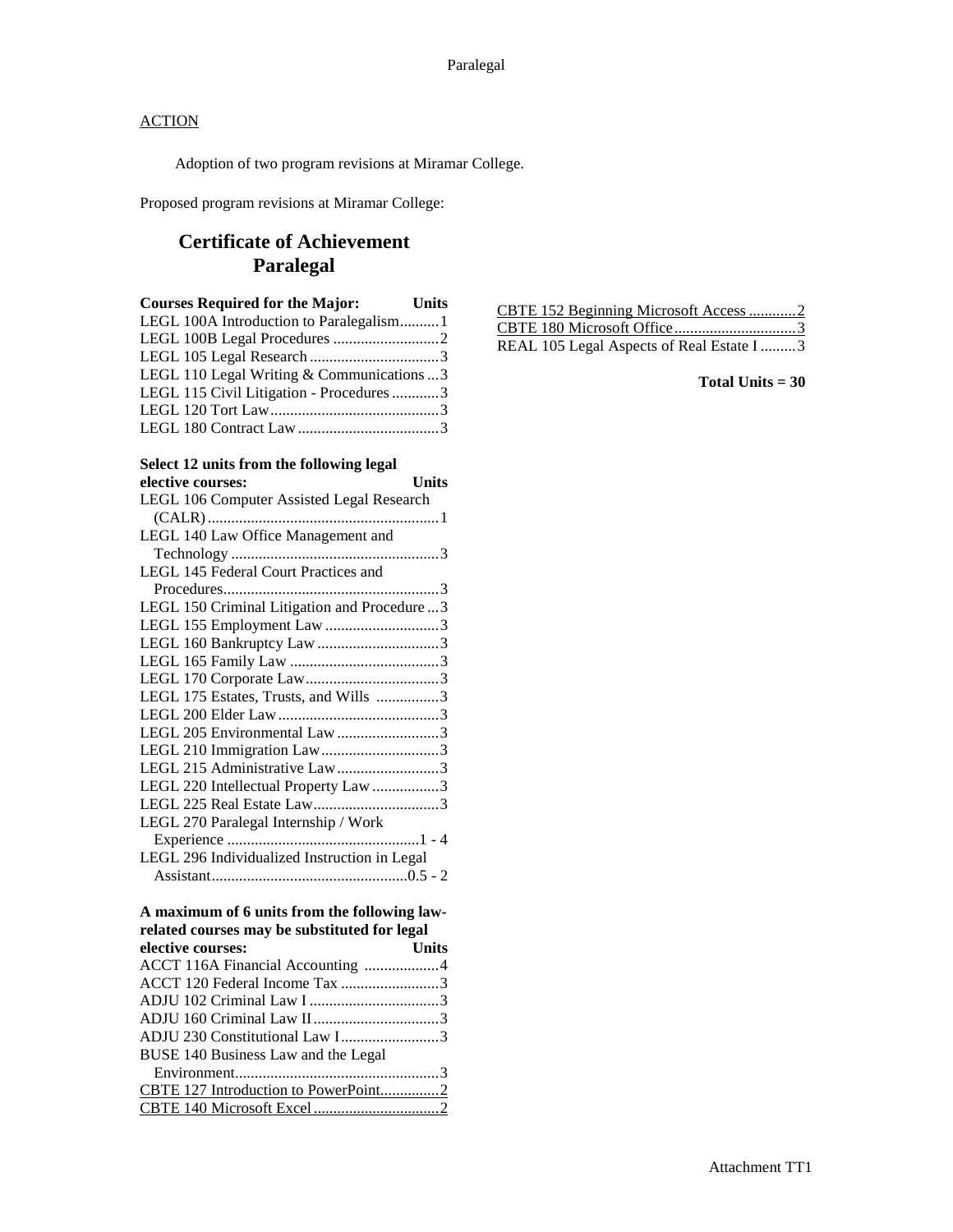ACTION

Adoption of two program revisions at Miramar College.

Proposed program revisions at Miramar College:

# Certificate of Achievement Paralegal

| Courses Required for the Major: | Units |
|---|---|
| LEGL 100A Introduction to Paralegalism | 1 |
| LEGL 100B Legal Procedures | 2 |
| LEGL 105 Legal Research | 3 |
| LEGL 110 Legal Writing & Communications | 3 |
| LEGL 115 Civil Litigation - Procedures | 3 |
| LEGL 120 Tort Law | 3 |
| LEGL 180 Contract Law | 3 |

| Select 12 units from the following legal elective courses: | Units |
|---|---|
| LEGL 106 Computer Assisted Legal Research (CALR) | 1 |
| LEGL 140 Law Office Management and Technology | 3 |
| LEGL 145 Federal Court Practices and Procedures | 3 |
| LEGL 150 Criminal Litigation and Procedure | 3 |
| LEGL 155 Employment Law | 3 |
| LEGL 160 Bankruptcy Law | 3 |
| LEGL 165 Family Law | 3 |
| LEGL 170 Corporate Law | 3 |
| LEGL 175 Estates, Trusts, and Wills | 3 |
| LEGL 200 Elder Law | 3 |
| LEGL 205 Environmental Law | 3 |
| LEGL 210 Immigration Law | 3 |
| LEGL 215 Administrative Law | 3 |
| LEGL 220 Intellectual Property Law | 3 |
| LEGL 225 Real Estate Law | 3 |
| LEGL 270 Paralegal Internship / Work Experience | 1 - 4 |
| LEGL 296 Individualized Instruction in Legal Assistant | 0.5 - 2 |

| A maximum of 6 units from the following law-related courses may be substituted for legal elective courses: | Units |
|---|---|
| ACCT 116A Financial Accounting | 4 |
| ACCT 120 Federal Income Tax | 3 |
| ADJU 102 Criminal Law I | 3 |
| ADJU 160 Criminal Law II | 3 |
| ADJU 230 Constitutional Law I | 3 |
| BUSE 140 Business Law and the Legal Environment | 3 |
| CBTE 127 Introduction to PowerPoint | 2 |
| CBTE 140 Microsoft Excel | 2 |
| CBTE 152 Beginning Microsoft Access | 2 |
| CBTE 180 Microsoft Office | 3 |
| REAL 105 Legal Aspects of Real Estate I | 3 |

**Total Units = 30**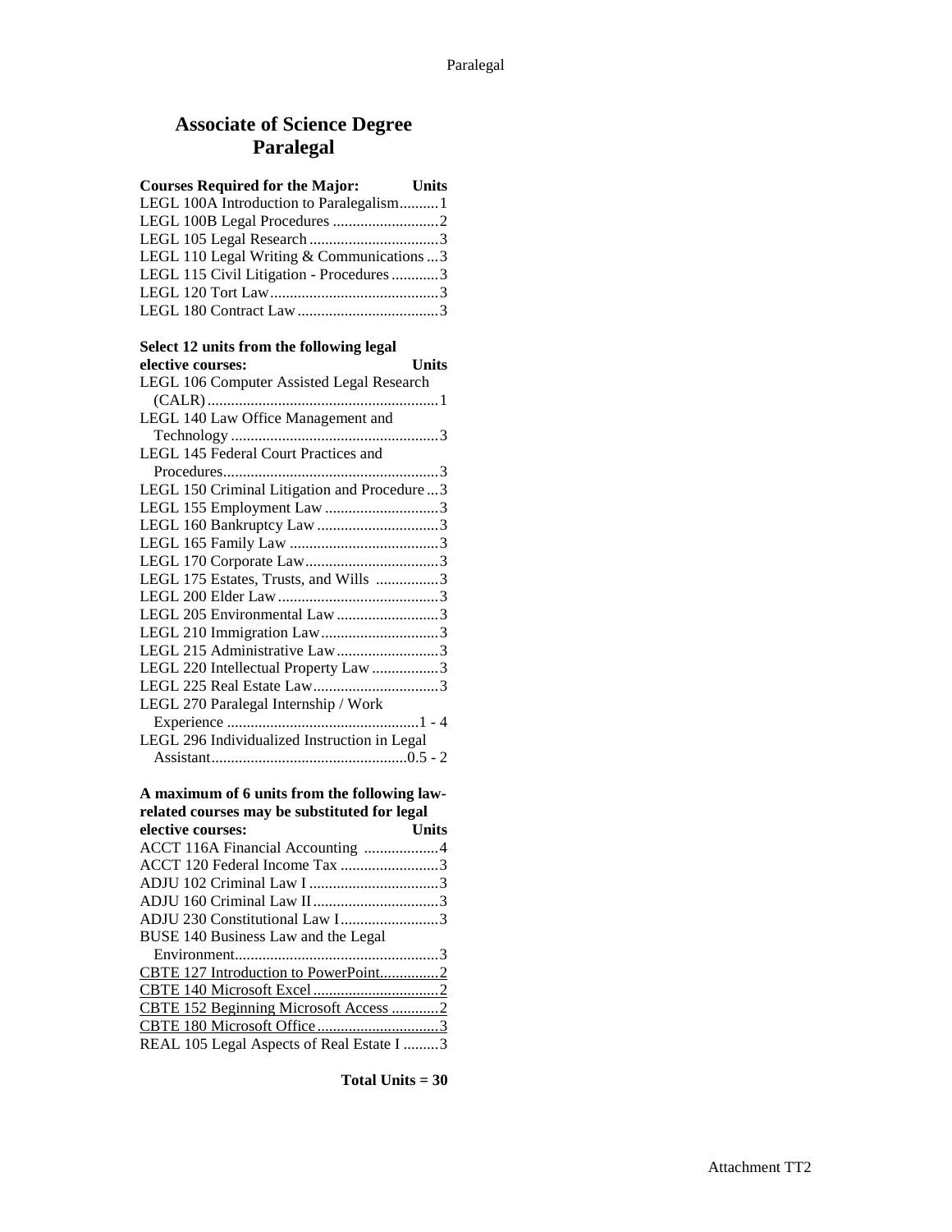# Associate of Science Degree
# Paralegal

| Courses Required for the Major: | Units |
|---|---|
| LEGL 100A Introduction to Paralegalism | 1 |
| LEGL 100B Legal Procedures | 2 |
| LEGL 105 Legal Research | 3 |
| LEGL 110 Legal Writing & Communications | 3 |
| LEGL 115 Civil Litigation - Procedures | 3 |
| LEGL 120 Tort Law | 3 |
| LEGL 180 Contract Law | 3 |

| Select 12 units from the following legal elective courses: | Units |
|---|---|
| LEGL 106 Computer Assisted Legal Research (CALR) | 1 |
| LEGL 140 Law Office Management and Technology | 3 |
| LEGL 145 Federal Court Practices and Procedures | 3 |
| LEGL 150 Criminal Litigation and Procedure | 3 |
| LEGL 155 Employment Law | 3 |
| LEGL 160 Bankruptcy Law | 3 |
| LEGL 165 Family Law | 3 |
| LEGL 170 Corporate Law | 3 |
| LEGL 175 Estates, Trusts, and Wills | 3 |
| LEGL 200 Elder Law | 3 |
| LEGL 205 Environmental Law | 3 |
| LEGL 210 Immigration Law | 3 |
| LEGL 215 Administrative Law | 3 |
| LEGL 220 Intellectual Property Law | 3 |
| LEGL 225 Real Estate Law | 3 |
| LEGL 270 Paralegal Internship / Work Experience | 1 - 4 |
| LEGL 296 Individualized Instruction in Legal Assistant | 0.5 - 2 |

| A maximum of 6 units from the following law-related courses may be substituted for legal elective courses: | Units |
|---|---|
| ACCT 116A Financial Accounting | 4 |
| ACCT 120 Federal Income Tax | 3 |
| ADJU 102 Criminal Law I | 3 |
| ADJU 160 Criminal Law II | 3 |
| ADJU 230 Constitutional Law I | 3 |
| BUSE 140 Business Law and the Legal Environment | 3 |
| CBTE 127 Introduction to PowerPoint | 2 |
| CBTE 140 Microsoft Excel | 2 |
| CBTE 152 Beginning Microsoft Access | 2 |
| CBTE 180 Microsoft Office | 3 |
| REAL 105 Legal Aspects of Real Estate I | 3 |

**Total Units = 30**

Attachment TT2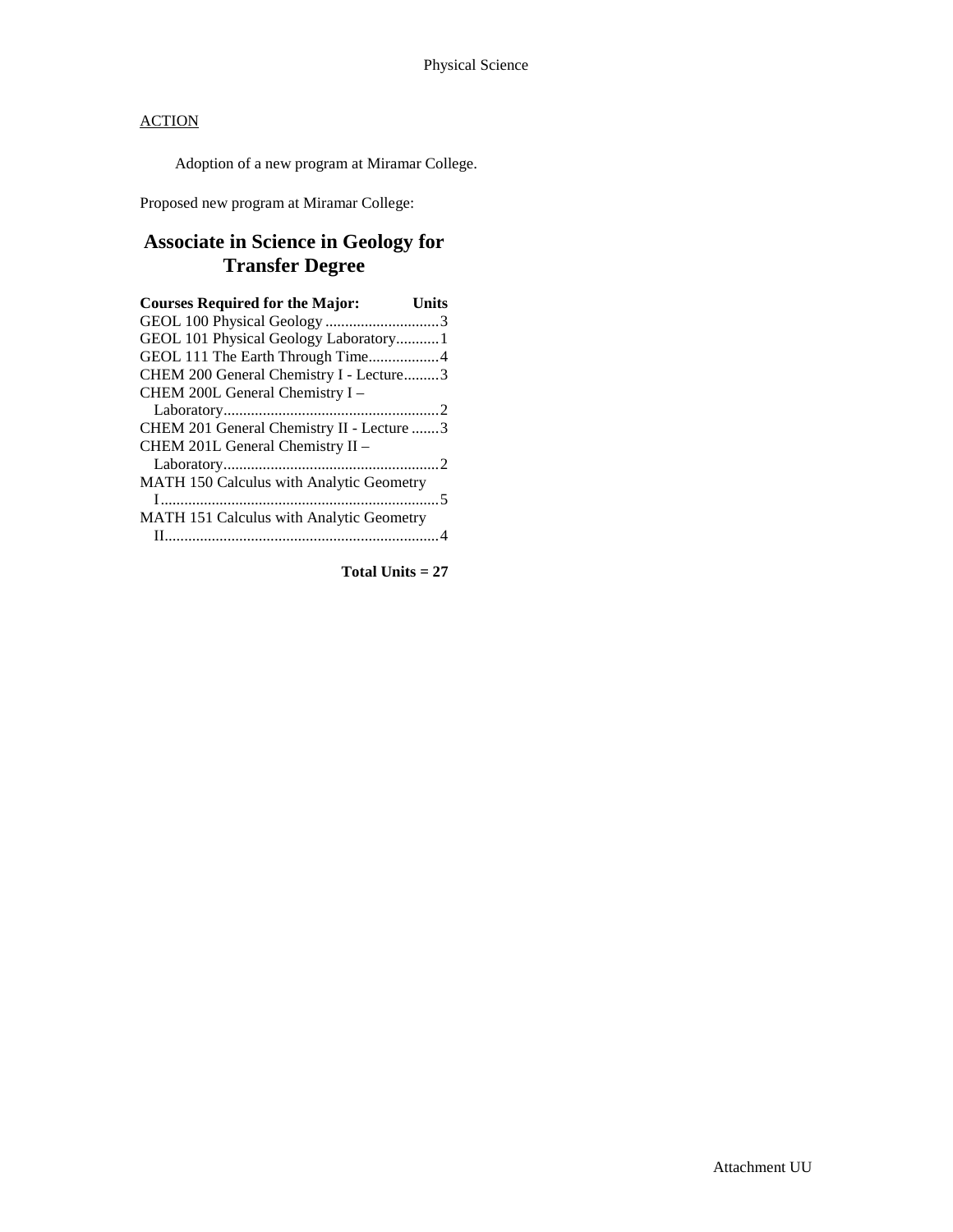<u>ACTION</u>

Adoption of a new program at Miramar College.

Proposed new program at Miramar College:

## Associate in Science in Geology for Transfer Degree

| Courses Required for the Major: | Units |
|---|---|
| GEOL 100 Physical Geology | 3 |
| GEOL 101 Physical Geology Laboratory | 1 |
| GEOL 111 The Earth Through Time | 4 |
| CHEM 200 General Chemistry I - Lecture | 3 |
| CHEM 200L General Chemistry I – Laboratory | 2 |
| CHEM 201 General Chemistry II - Lecture | 3 |
| CHEM 201L General Chemistry II – Laboratory | 2 |
| MATH 150 Calculus with Analytic Geometry I | 5 |
| MATH 151 Calculus with Analytic Geometry II | 4 |

**Total Units = 27**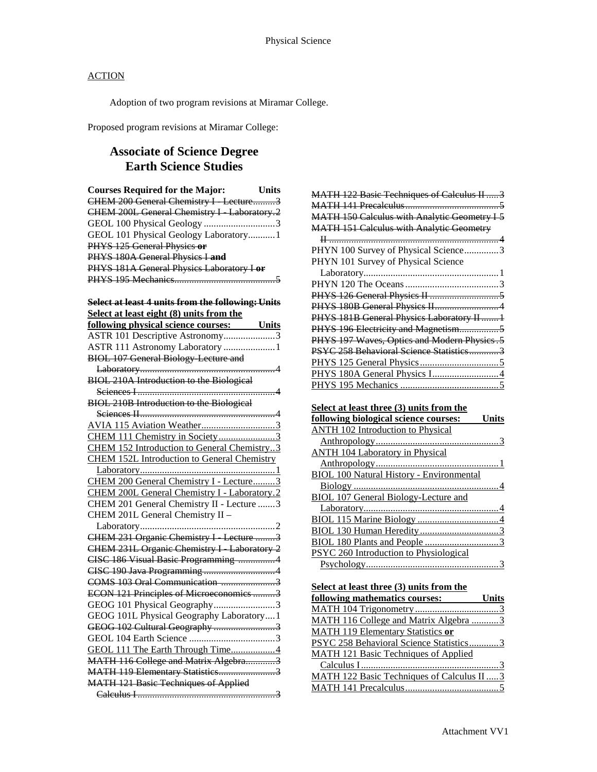Physical Science

ACTION

Adoption of two program revisions at Miramar College.

Proposed program revisions at Miramar College:

## Associate of Science Degree
## Earth Science Studies

| Courses Required for the Major: | Units |
|---|---|
| ~~CHEM 200 General Chemistry I - Lecture~~ | ~~3~~ |
| ~~CHEM 200L General Chemistry I - Laboratory~~ | ~~2~~ |
| GEOL 100 Physical Geology | 3 |
| GEOL 101 Physical Geology Laboratory | 1 |
| ~~PHYS 125 General Physics **or**~~ | |
| ~~PHYS 180A General Physics I **and**~~ | |
| ~~PHYS 181A General Physics Laboratory I **or**~~ | |
| ~~PHYS 195 Mechanics~~ | ~~5~~ |

| ~~**Select at least 4 units from the following:**~~ <u>**Select at least eight (8) units from the following physical science courses:**</u> | Units |
|---|---|
| ASTR 101 Descriptive Astronomy | 3 |
| ASTR 111 Astronomy Laboratory | 1 |
| ~~BIOL 107 General Biology-Lecture and Laboratory~~ | ~~4~~ |
| ~~BIOL 210A Introduction to the Biological Sciences I~~ | ~~4~~ |
| ~~BIOL 210B Introduction to the Biological Sciences II~~ | ~~4~~ |
| <u>AVIA 115 Aviation Weather</u> | <u>3</u> |
| <u>CHEM 111 Chemistry in Society</u> | <u>3</u> |
| <u>CHEM 152 Introduction to General Chemistry</u> | <u>3</u> |
| <u>CHEM 152L Introduction to General Chemistry Laboratory</u> | <u>1</u> |
| <u>CHEM 200 General Chemistry I - Lecture</u> | <u>3</u> |
| <u>CHEM 200L General Chemistry I - Laboratory</u> | <u>2</u> |
| CHEM 201 General Chemistry II - Lecture | 3 |
| CHEM 201L General Chemistry II – Laboratory | 2 |
| ~~CHEM 231 Organic Chemistry I - Lecture~~ | ~~3~~ |
| ~~CHEM 231L Organic Chemistry I - Laboratory~~ | ~~2~~ |
| ~~CISC 186 Visual Basic Programming~~ | ~~4~~ |
| ~~CISC 190 Java Programming~~ | ~~4~~ |
| ~~COMS 103 Oral Communication~~ | ~~3~~ |
| ~~ECON 121 Principles of Microeconomics~~ | ~~3~~ |
| GEOG 101 Physical Geography | 3 |
| GEOG 101L Physical Geography Laboratory | 1 |
| ~~GEOG 102 Cultural Geography~~ | ~~3~~ |
| GEOL 104 Earth Science | 3 |
| <u>GEOL 111 The Earth Through Time</u> | <u>4</u> |
| ~~MATH 116 College and Matrix Algebra~~ | ~~3~~ |
| ~~MATH 119 Elementary Statistics~~ | ~~3~~ |
| ~~MATH 121 Basic Techniques of Applied Calculus I~~ | ~~3~~ |
| ~~MATH 122 Basic Techniques of Calculus II~~ | ~~3~~ |
| ~~MATH 141 Precalculus~~ | ~~5~~ |
| ~~MATH 150 Calculus with Analytic Geometry I~~ | ~~5~~ |
| ~~MATH 151 Calculus with Analytic Geometry II~~ | ~~4~~ |
| PHYN 100 Survey of Physical Science | 3 |
| PHYN 101 Survey of Physical Science Laboratory | 1 |
| PHYN 120 The Oceans | 3 |
| ~~PHYS 126 General Physics II~~ | ~~5~~ |
| ~~PHYS 180B General Physics II~~ | ~~4~~ |
| ~~PHYS 181B General Physics Laboratory II~~ | ~~1~~ |
| ~~PHYS 196 Electricity and Magnetism~~ | ~~5~~ |
| ~~PHYS 197 Waves, Optics and Modern Physics~~ | ~~5~~ |
| ~~PSYC 258 Behavioral Science Statistics~~ | ~~3~~ |
| <u>PHYS 125 General Physics</u> | <u>5</u> |
| <u>PHYS 180A General Physics I</u> | <u>4</u> |
| <u>PHYS 195 Mechanics</u> | <u>5</u> |

| <u>**Select at least three (3) units from the following biological science courses:**</u> | <u>**Units**</u> |
|---|---|
| <u>ANTH 102 Introduction to Physical Anthropology</u> | <u>3</u> |
| <u>ANTH 104 Laboratory in Physical Anthropology</u> | <u>1</u> |
| <u>BIOL 100 Natural History - Environmental Biology</u> | <u>4</u> |
| <u>BIOL 107 General Biology-Lecture and Laboratory</u> | <u>4</u> |
| <u>BIOL 115 Marine Biology</u> | <u>4</u> |
| <u>BIOL 130 Human Heredity</u> | <u>3</u> |
| <u>BIOL 180 Plants and People</u> | <u>3</u> |
| <u>PSYC 260 Introduction to Physiological Psychology</u> | <u>3</u> |

| <u>**Select at least three (3) units from the following mathematics courses:**</u> | <u>**Units**</u> |
|---|---|
| <u>MATH 104 Trigonometry</u> | <u>3</u> |
| <u>MATH 116 College and Matrix Algebra</u> | <u>3</u> |
| <u>MATH 119 Elementary Statistics **or**</u> | |
| <u>PSYC 258 Behavioral Science Statistics</u> | <u>3</u> |
| <u>MATH 121 Basic Techniques of Applied Calculus I</u> | <u>3</u> |
| <u>MATH 122 Basic Techniques of Calculus II</u> | <u>3</u> |
| <u>MATH 141 Precalculus</u> | <u>5</u> |

Attachment VV1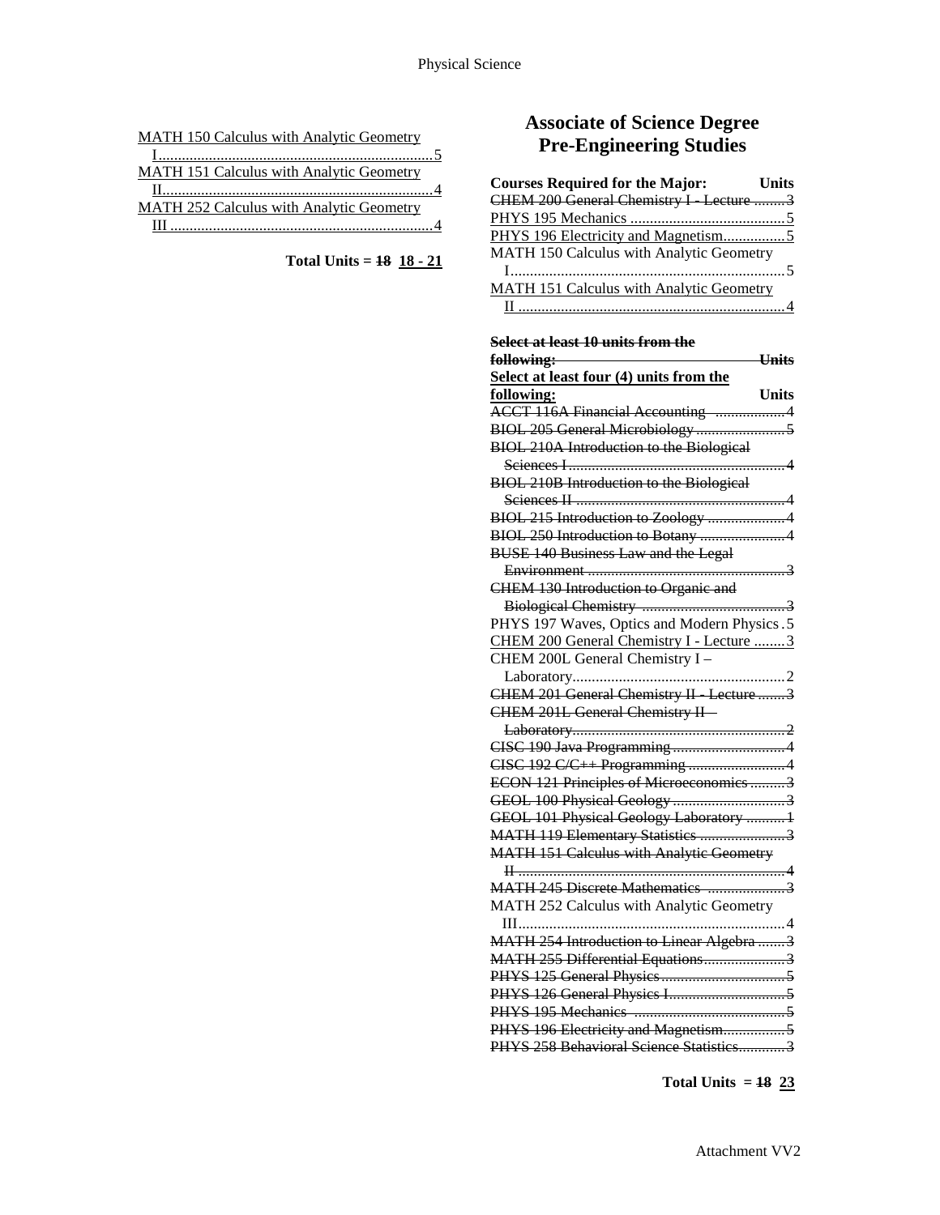<u>MATH 150 Calculus with Analytic Geometry I</u> ........ <u>5</u>
<u>MATH 151 Calculus with Analytic Geometry II</u> ........ <u>4</u>
<u>MATH 252 Calculus with Analytic Geometry III</u> ........ <u>4</u>

**Total Units = ~~18~~ <u>18 - 21</u>**

# Associate of Science Degree Pre-Engineering Studies

| Courses Required for the Major: | Units |
|---|---|
| ~~CHEM 200 General Chemistry I - Lecture~~ | ~~3~~ |
| <u>PHYS 195 Mechanics</u> | <u>5</u> |
| <u>PHYS 196 Electricity and Magnetism</u> | <u>5</u> |
| <u>MATH 150 Calculus with Analytic Geometry I</u> | <u>5</u> |
| <u>MATH 151 Calculus with Analytic Geometry II</u> | <u>4</u> |

| ~~Select at least 10 units from the following:~~ | ~~Units~~ |
|---|---|
| **<u>Select at least four (4) units from the following:</u>** | **Units** |
| ~~ACCT 116A Financial Accounting~~ | ~~4~~ |
| ~~BIOL 205 General Microbiology~~ | ~~5~~ |
| ~~BIOL 210A Introduction to the Biological Sciences I~~ | ~~4~~ |
| ~~BIOL 210B Introduction to the Biological Sciences II~~ | ~~4~~ |
| ~~BIOL 215 Introduction to Zoology~~ | ~~4~~ |
| ~~BIOL 250 Introduction to Botany~~ | ~~4~~ |
| ~~BUSE 140 Business Law and the Legal Environment~~ | ~~3~~ |
| ~~CHEM 130 Introduction to Organic and Biological Chemistry~~ | ~~3~~ |
| PHYS 197 Waves, Optics and Modern Physics | 5 |
| <u>CHEM 200 General Chemistry I - Lecture</u> | <u>3</u> |
| CHEM 200L General Chemistry I – Laboratory | 2 |
| ~~CHEM 201 General Chemistry II - Lecture~~ | ~~3~~ |
| ~~CHEM 201L General Chemistry II – Laboratory~~ | ~~2~~ |
| ~~CISC 190 Java Programming~~ | ~~4~~ |
| ~~CISC 192 C/C++ Programming~~ | ~~4~~ |
| ~~ECON 121 Principles of Microeconomics~~ | ~~3~~ |
| ~~GEOL 100 Physical Geology~~ | ~~3~~ |
| ~~GEOL 101 Physical Geology Laboratory~~ | ~~1~~ |
| ~~MATH 119 Elementary Statistics~~ | ~~3~~ |
| ~~MATH 151 Calculus with Analytic Geometry II~~ | ~~4~~ |
| ~~MATH 245 Discrete Mathematics~~ | ~~3~~ |
| MATH 252 Calculus with Analytic Geometry III | 4 |
| ~~MATH 254 Introduction to Linear Algebra~~ | ~~3~~ |
| ~~MATH 255 Differential Equations~~ | ~~3~~ |
| ~~PHYS 125 General Physics~~ | ~~5~~ |
| ~~PHYS 126 General Physics I~~ | ~~5~~ |
| ~~PHYS 195 Mechanics~~ | ~~5~~ |
| ~~PHYS 196 Electricity and Magnetism~~ | ~~5~~ |
| ~~PHYS 258 Behavioral Science Statistics~~ | ~~3~~ |

**Total Units = ~~18~~ <u>23</u>**

Attachment VV2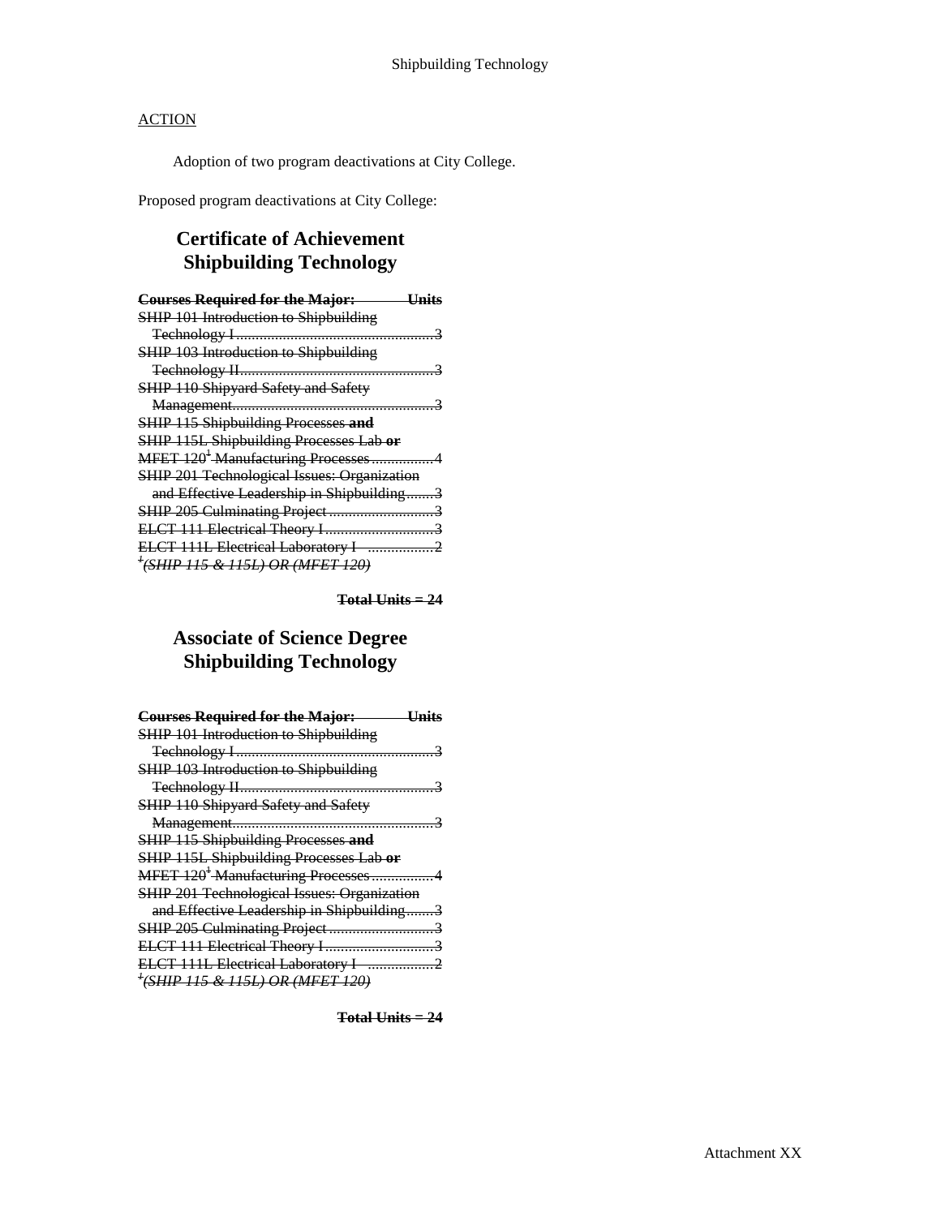ACTION

Adoption of two program deactivations at City College.

Proposed program deactivations at City College:

## Certificate of Achievement
## Shipbuilding Technology

~~**Courses Required for the Major: Units**~~
~~SHIP 101 Introduction to Shipbuilding Technology I....3~~
~~SHIP 103 Introduction to Shipbuilding Technology II....3~~
~~SHIP 110 Shipyard Safety and Safety Management....3~~
~~SHIP 115 Shipbuilding Processes **and**~~
~~SHIP 115L Shipbuilding Processes Lab **or**~~
~~MFET 120[1] Manufacturing Processes....4~~
~~SHIP 201 Technological Issues: Organization and Effective Leadership in Shipbuilding....3~~
~~SHIP 205 Culminating Project....3~~
~~ELCT 111 Electrical Theory I....3~~
~~ELCT 111L Electrical Laboratory I ....2~~
~~[1]*(SHIP 115 & 115L) OR (MFET 120)*~~

~~**Total Units = 24**~~

## Associate of Science Degree
## Shipbuilding Technology

~~**Courses Required for the Major: Units**~~
~~SHIP 101 Introduction to Shipbuilding Technology I....3~~
~~SHIP 103 Introduction to Shipbuilding Technology II....3~~
~~SHIP 110 Shipyard Safety and Safety Management....3~~
~~SHIP 115 Shipbuilding Processes **and**~~
~~SHIP 115L Shipbuilding Processes Lab **or**~~
~~MFET 120[1] Manufacturing Processes....4~~
~~SHIP 201 Technological Issues: Organization and Effective Leadership in Shipbuilding....3~~
~~SHIP 205 Culminating Project....3~~
~~ELCT 111 Electrical Theory I....3~~
~~ELCT 111L Electrical Laboratory I ....2~~
~~[1]*(SHIP 115 & 115L) OR (MFET 120)*~~

~~**Total Units = 24**~~

Attachment XX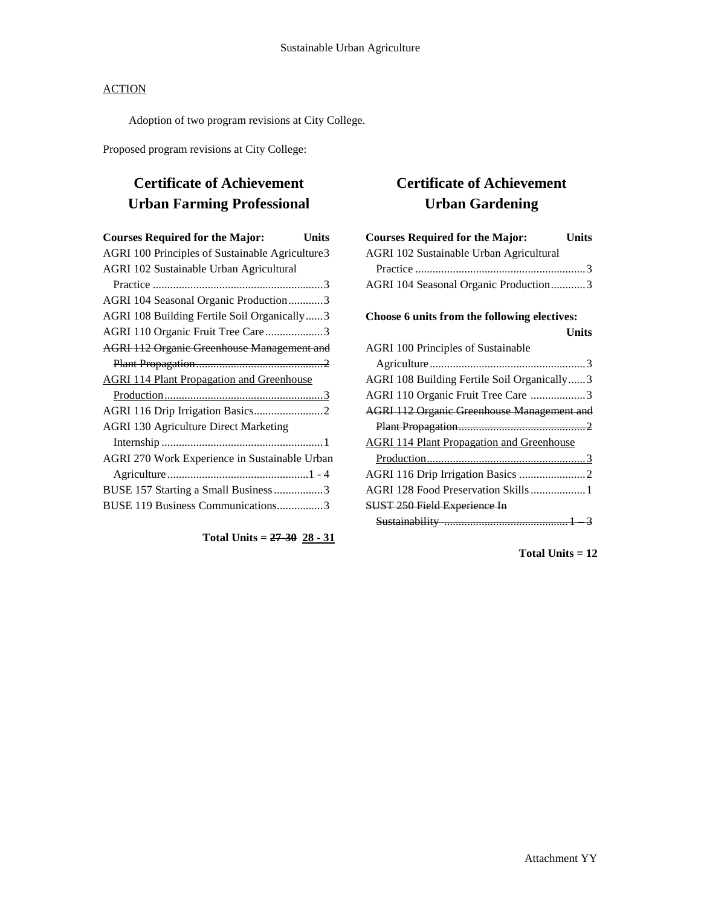## ACTION

Adoption of two program revisions at City College.

Proposed program revisions at City College:

# Certificate of Achievement Urban Farming Professional

| Courses Required for the Major: | Units |
|---|---|
| AGRI 100 Principles of Sustainable Agriculture | 3 |
| AGRI 102 Sustainable Urban Agricultural Practice | 3 |
| AGRI 104 Seasonal Organic Production | 3 |
| AGRI 108 Building Fertile Soil Organically | 3 |
| AGRI 110 Organic Fruit Tree Care | 3 |
| ~~AGRI 112 Organic Greenhouse Management and Plant Propagation~~ | ~~2~~ |
| <u>AGRI 114 Plant Propagation and Greenhouse Production</u> | <u>3</u> |
| AGRI 116 Drip Irrigation Basics | 2 |
| AGRI 130 Agriculture Direct Marketing Internship | 1 |
| AGRI 270 Work Experience in Sustainable Urban Agriculture | 1 - 4 |
| BUSE 157 Starting a Small Business | 3 |
| BUSE 119 Business Communications | 3 |

**Total Units = ~~27-30~~ <u>28 - 31</u>**

# Certificate of Achievement Urban Gardening

| Courses Required for the Major: | Units |
|---|---|
| AGRI 102 Sustainable Urban Agricultural Practice | 3 |
| AGRI 104 Seasonal Organic Production | 3 |

| Choose 6 units from the following electives: | Units |
|---|---|
| AGRI 100 Principles of Sustainable Agriculture | 3 |
| AGRI 108 Building Fertile Soil Organically | 3 |
| AGRI 110 Organic Fruit Tree Care | 3 |
| ~~AGRI 112 Organic Greenhouse Management and Plant Propagation~~ | ~~2~~ |
| <u>AGRI 114 Plant Propagation and Greenhouse Production</u> | <u>3</u> |
| AGRI 116 Drip Irrigation Basics | 2 |
| AGRI 128 Food Preservation Skills | 1 |
| ~~SUST 250 Field Experience In Sustainability~~ | ~~1 – 3~~ |

**Total Units = 12**

Attachment YY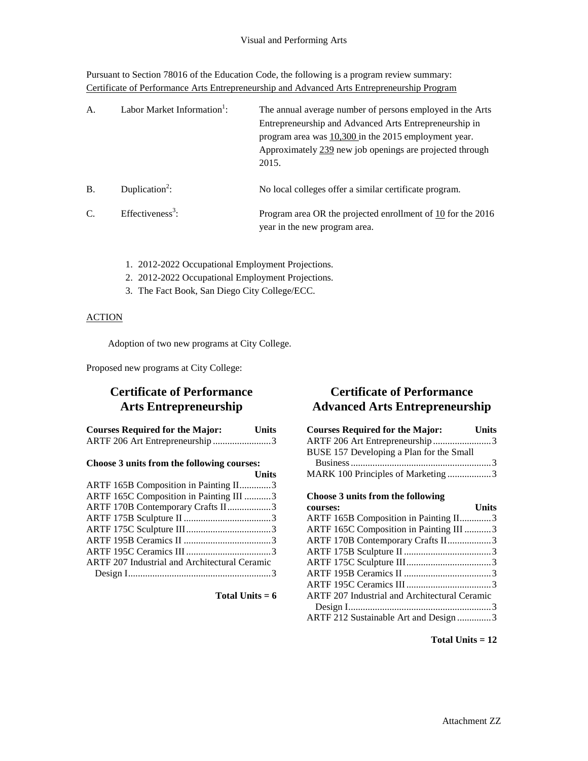Visual and Performing Arts

Pursuant to Section 78016 of the Education Code, the following is a program review summary:
Certificate of Performance Arts Entrepreneurship and Advanced Arts Entrepreneurship Program

| | | |
|---|---|---|
| A. | Labor Market Information[1]: | The annual average number of persons employed in the Arts Entrepreneurship and Advanced Arts Entrepreneurship in program area was 10,300 in the 2015 employment year. Approximately 239 new job openings are projected through 2015. |
| B. | Duplication[2]: | No local colleges offer a similar certificate program. |
| C. | Effectiveness[3]: | Program area OR the projected enrollment of 10 for the 2016 year in the new program area. |

1. 2012-2022 Occupational Employment Projections.
2. 2012-2022 Occupational Employment Projections.
3. The Fact Book, San Diego City College/ECC.

ACTION

Adoption of two new programs at City College.

Proposed new programs at City College:

## Certificate of Performance Arts Entrepreneurship

| Courses Required for the Major: | Units |
|---|---|
| ARTF 206 Art Entrepreneurship | 3 |

**Choose 3 units from the following courses:**

| | Units |
|---|---|
| ARTF 165B Composition in Painting II | 3 |
| ARTF 165C Composition in Painting III | 3 |
| ARTF 170B Contemporary Crafts II | 3 |
| ARTF 175B Sculpture II | 3 |
| ARTF 175C Sculpture III | 3 |
| ARTF 195B Ceramics II | 3 |
| ARTF 195C Ceramics III | 3 |
| ARTF 207 Industrial and Architectural Ceramic Design I | 3 |

**Total Units = 6**

## Certificate of Performance Advanced Arts Entrepreneurship

| Courses Required for the Major: | Units |
|---|---|
| ARTF 206 Art Entrepreneurship | 3 |
| BUSE 157 Developing a Plan for the Small Business | 3 |
| MARK 100 Principles of Marketing | 3 |

| Choose 3 units from the following courses: | Units |
|---|---|
| ARTF 165B Composition in Painting II | 3 |
| ARTF 165C Composition in Painting III | 3 |
| ARTF 170B Contemporary Crafts II | 3 |
| ARTF 175B Sculpture II | 3 |
| ARTF 175C Sculpture III | 3 |
| ARTF 195B Ceramics II | 3 |
| ARTF 195C Ceramics III | 3 |
| ARTF 207 Industrial and Architectural Ceramic Design I | 3 |
| ARTF 212 Sustainable Art and Design | 3 |

**Total Units = 12**

Attachment ZZ